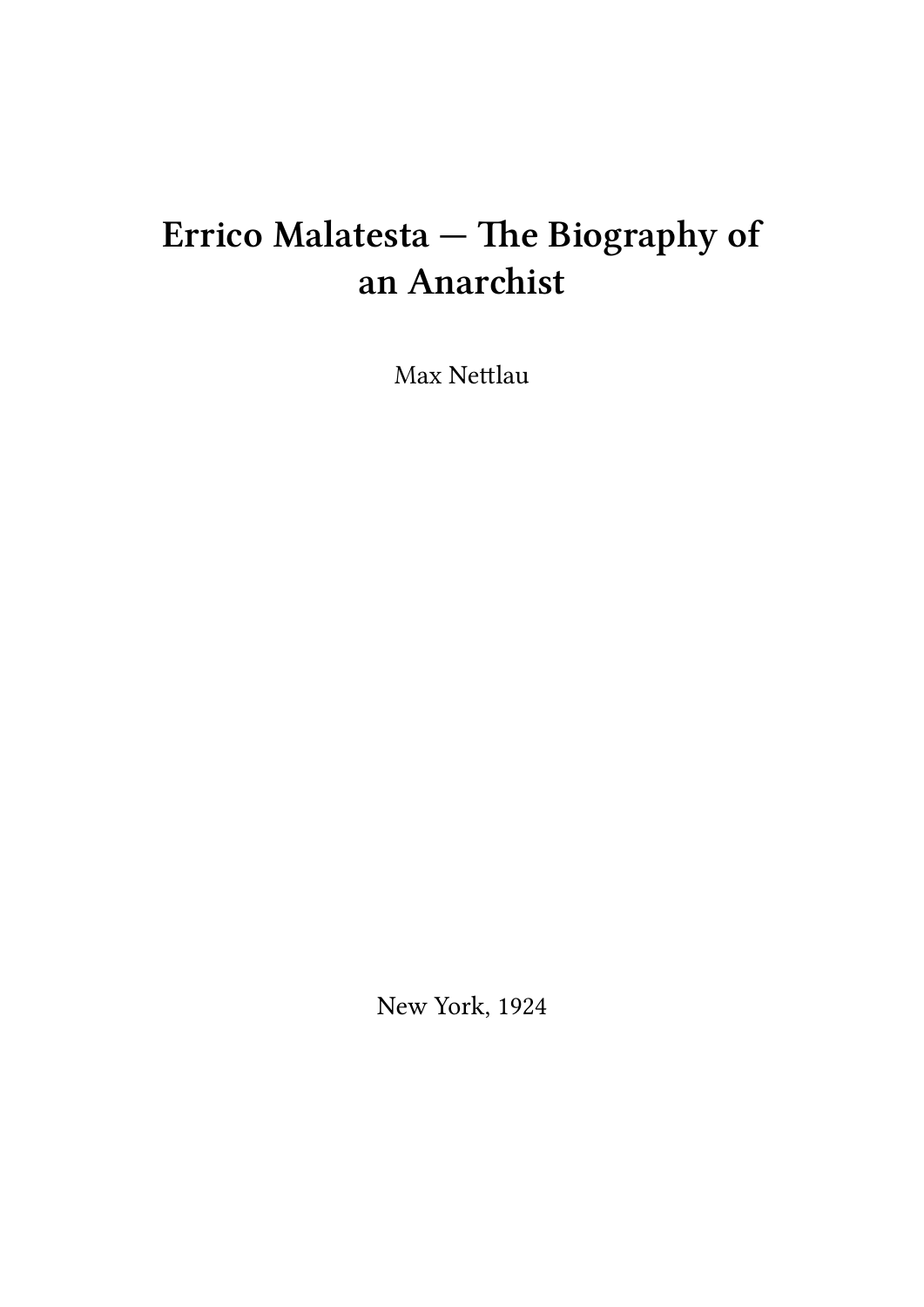# Errico Malatesta — The Biography of an Anarchist

Max Nettlau

New York, 1924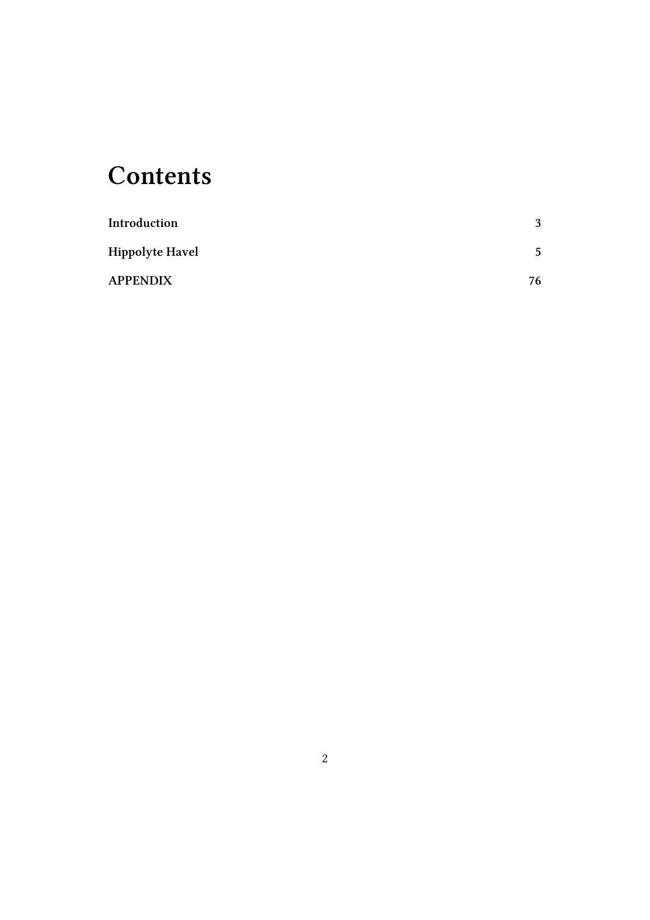# Contents

| | |
|---|---|
| **Introduction** | **3** |
| **Hippolyte Havel** | **5** |
| **APPENDIX** | **76** |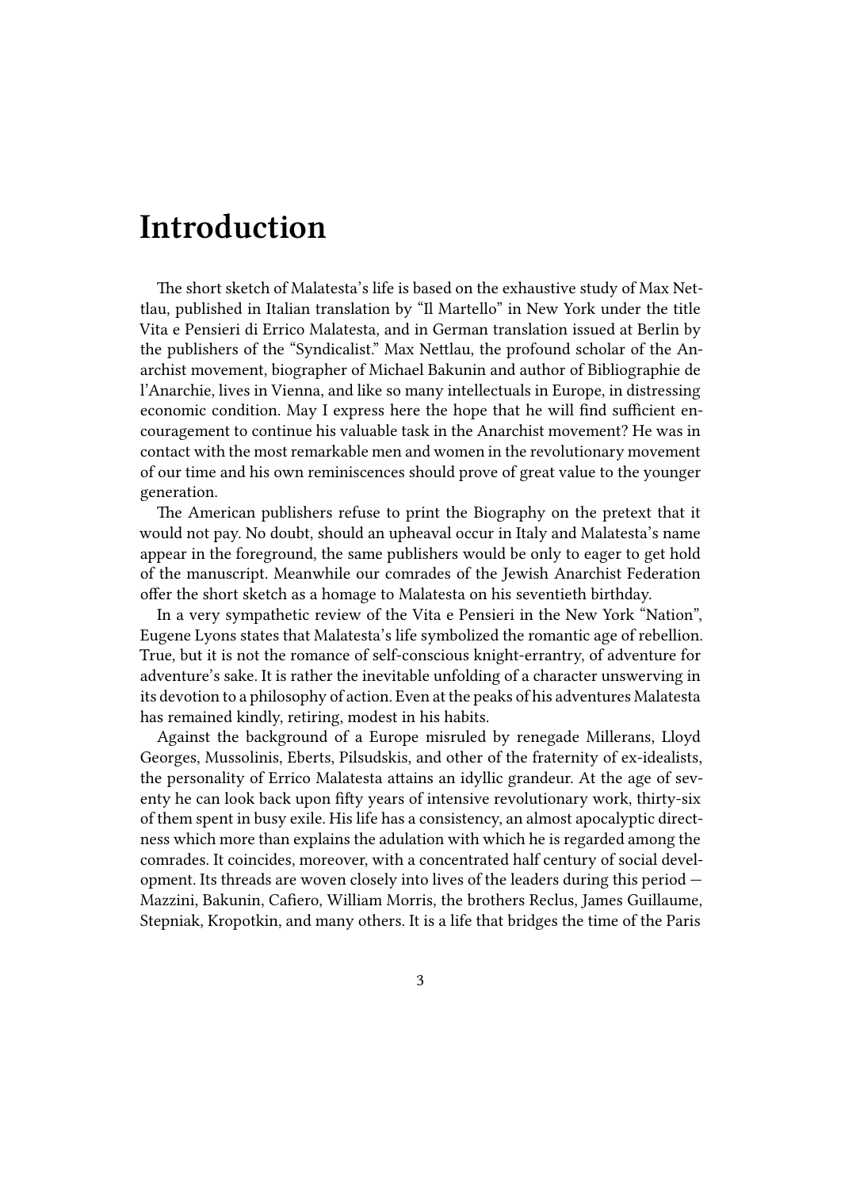# Introduction

The short sketch of Malatesta's life is based on the exhaustive study of Max Nettlau, published in Italian translation by "Il Martello" in New York under the title Vita e Pensieri di Errico Malatesta, and in German translation issued at Berlin by the publishers of the "Syndicalist." Max Nettlau, the profound scholar of the Anarchist movement, biographer of Michael Bakunin and author of Bibliographie de l'Anarchie, lives in Vienna, and like so many intellectuals in Europe, in distressing economic condition. May I express here the hope that he will find sufficient encouragement to continue his valuable task in the Anarchist movement? He was in contact with the most remarkable men and women in the revolutionary movement of our time and his own reminiscences should prove of great value to the younger generation.

The American publishers refuse to print the Biography on the pretext that it would not pay. No doubt, should an upheaval occur in Italy and Malatesta's name appear in the foreground, the same publishers would be only to eager to get hold of the manuscript. Meanwhile our comrades of the Jewish Anarchist Federation offer the short sketch as a homage to Malatesta on his seventieth birthday.

In a very sympathetic review of the Vita e Pensieri in the New York "Nation", Eugene Lyons states that Malatesta's life symbolized the romantic age of rebellion. True, but it is not the romance of self-conscious knight-errantry, of adventure for adventure's sake. It is rather the inevitable unfolding of a character unswerving in its devotion to a philosophy of action. Even at the peaks of his adventures Malatesta has remained kindly, retiring, modest in his habits.

Against the background of a Europe misruled by renegade Millerans, Lloyd Georges, Mussolinis, Eberts, Pilsudskis, and other of the fraternity of ex-idealists, the personality of Errico Malatesta attains an idyllic grandeur. At the age of seventy he can look back upon fifty years of intensive revolutionary work, thirty-six of them spent in busy exile. His life has a consistency, an almost apocalyptic directness which more than explains the adulation with which he is regarded among the comrades. It coincides, moreover, with a concentrated half century of social development. Its threads are woven closely into lives of the leaders during this period — Mazzini, Bakunin, Cafiero, William Morris, the brothers Reclus, James Guillaume, Stepniak, Kropotkin, and many others. It is a life that bridges the time of the Paris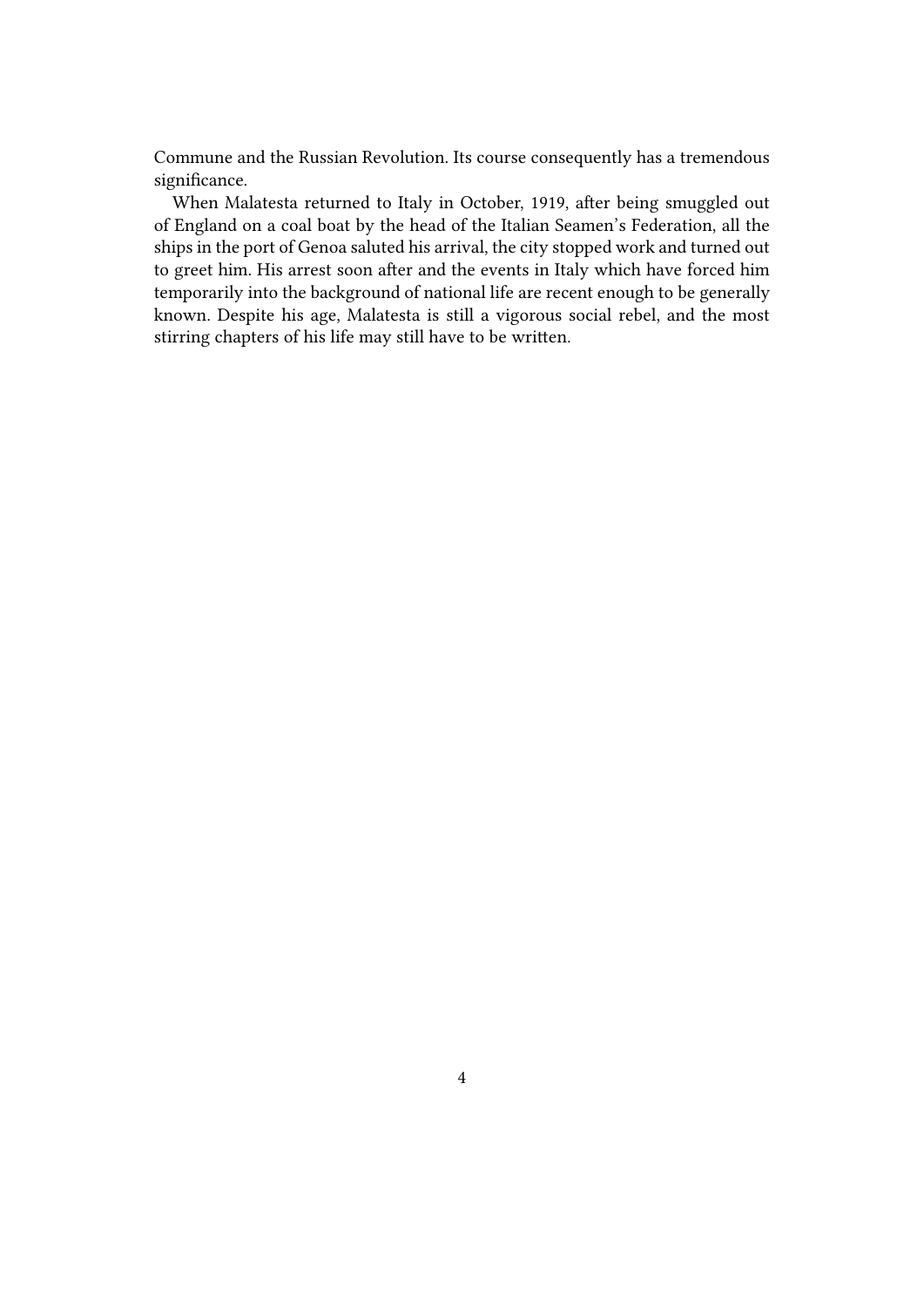Commune and the Russian Revolution. Its course consequently has a tremendous significance.

When Malatesta returned to Italy in October, 1919, after being smuggled out of England on a coal boat by the head of the Italian Seamen's Federation, all the ships in the port of Genoa saluted his arrival, the city stopped work and turned out to greet him. His arrest soon after and the events in Italy which have forced him temporarily into the background of national life are recent enough to be generally known. Despite his age, Malatesta is still a vigorous social rebel, and the most stirring chapters of his life may still have to be written.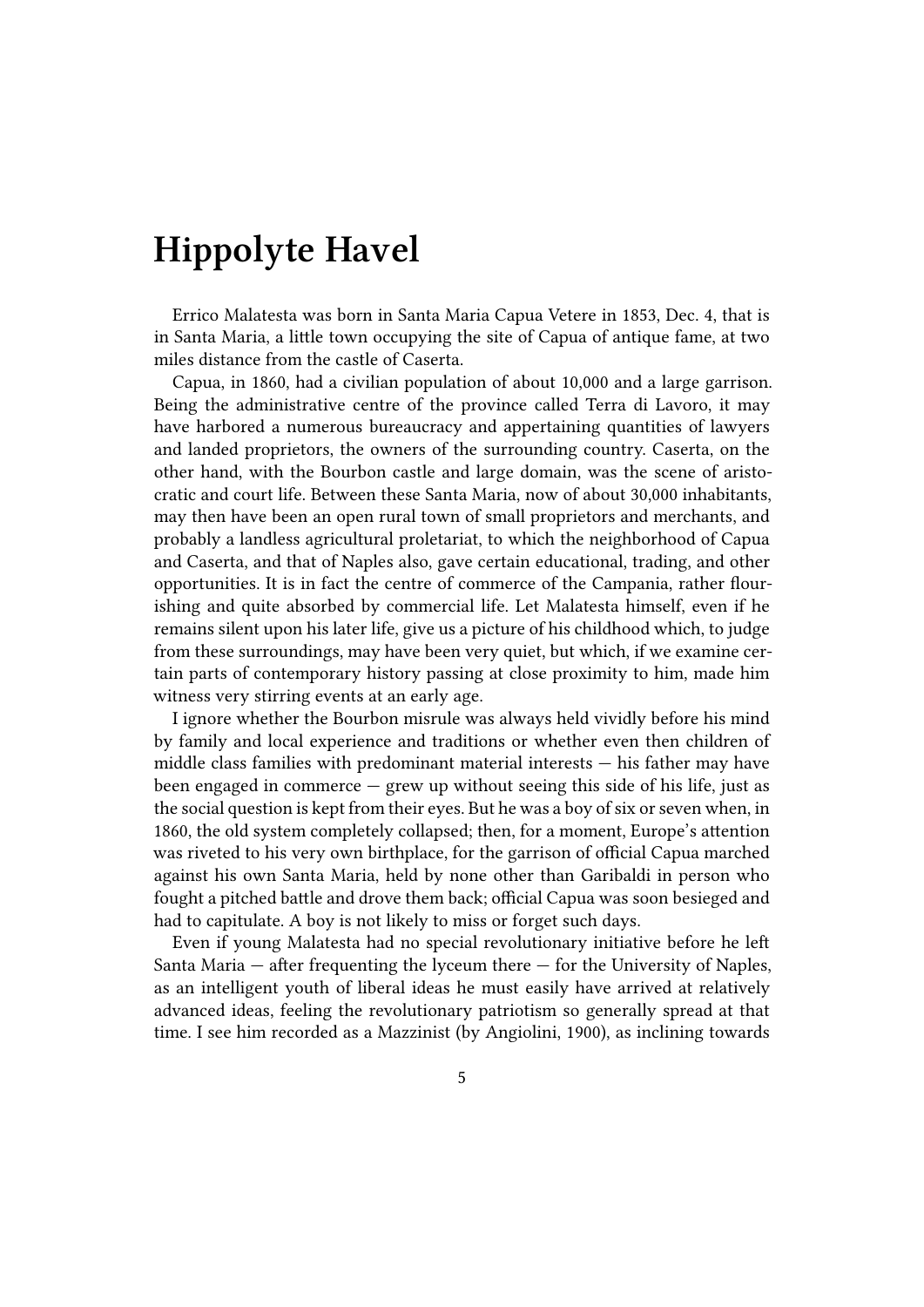# Hippolyte Havel

Errico Malatesta was born in Santa Maria Capua Vetere in 1853, Dec. 4, that is in Santa Maria, a little town occupying the site of Capua of antique fame, at two miles distance from the castle of Caserta.

Capua, in 1860, had a civilian population of about 10,000 and a large garrison. Being the administrative centre of the province called Terra di Lavoro, it may have harbored a numerous bureaucracy and appertaining quantities of lawyers and landed proprietors, the owners of the surrounding country. Caserta, on the other hand, with the Bourbon castle and large domain, was the scene of aristocratic and court life. Between these Santa Maria, now of about 30,000 inhabitants, may then have been an open rural town of small proprietors and merchants, and probably a landless agricultural proletariat, to which the neighborhood of Capua and Caserta, and that of Naples also, gave certain educational, trading, and other opportunities. It is in fact the centre of commerce of the Campania, rather flourishing and quite absorbed by commercial life. Let Malatesta himself, even if he remains silent upon his later life, give us a picture of his childhood which, to judge from these surroundings, may have been very quiet, but which, if we examine certain parts of contemporary history passing at close proximity to him, made him witness very stirring events at an early age.

I ignore whether the Bourbon misrule was always held vividly before his mind by family and local experience and traditions or whether even then children of middle class families with predominant material interests — his father may have been engaged in commerce — grew up without seeing this side of his life, just as the social question is kept from their eyes. But he was a boy of six or seven when, in 1860, the old system completely collapsed; then, for a moment, Europe's attention was riveted to his very own birthplace, for the garrison of official Capua marched against his own Santa Maria, held by none other than Garibaldi in person who fought a pitched battle and drove them back; official Capua was soon besieged and had to capitulate. A boy is not likely to miss or forget such days.

Even if young Malatesta had no special revolutionary initiative before he left Santa Maria — after frequenting the lyceum there — for the University of Naples, as an intelligent youth of liberal ideas he must easily have arrived at relatively advanced ideas, feeling the revolutionary patriotism so generally spread at that time. I see him recorded as a Mazzinist (by Angiolini, 1900), as inclining towards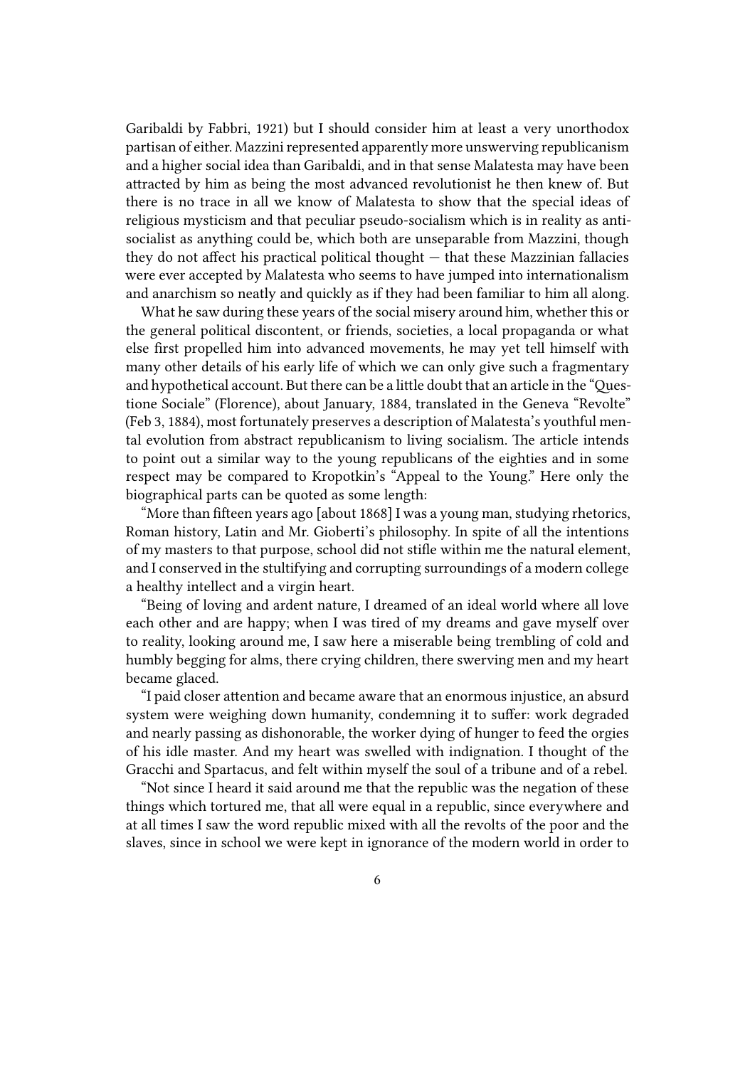Garibaldi by Fabbri, 1921) but I should consider him at least a very unorthodox partisan of either. Mazzini represented apparently more unswerving republicanism and a higher social idea than Garibaldi, and in that sense Malatesta may have been attracted by him as being the most advanced revolutionist he then knew of. But there is no trace in all we know of Malatesta to show that the special ideas of religious mysticism and that peculiar pseudo-socialism which is in reality as anti-socialist as anything could be, which both are unseparable from Mazzini, though they do not affect his practical political thought — that these Mazzinian fallacies were ever accepted by Malatesta who seems to have jumped into internationalism and anarchism so neatly and quickly as if they had been familiar to him all along.

What he saw during these years of the social misery around him, whether this or the general political discontent, or friends, societies, a local propaganda or what else first propelled him into advanced movements, he may yet tell himself with many other details of his early life of which we can only give such a fragmentary and hypothetical account. But there can be a little doubt that an article in the "Questione Sociale" (Florence), about January, 1884, translated in the Geneva "Revolte" (Feb 3, 1884), most fortunately preserves a description of Malatesta's youthful mental evolution from abstract republicanism to living socialism. The article intends to point out a similar way to the young republicans of the eighties and in some respect may be compared to Kropotkin's "Appeal to the Young." Here only the biographical parts can be quoted as some length:

"More than fifteen years ago [about 1868] I was a young man, studying rhetorics, Roman history, Latin and Mr. Gioberti's philosophy. In spite of all the intentions of my masters to that purpose, school did not stifle within me the natural element, and I conserved in the stultifying and corrupting surroundings of a modern college a healthy intellect and a virgin heart.

"Being of loving and ardent nature, I dreamed of an ideal world where all love each other and are happy; when I was tired of my dreams and gave myself over to reality, looking around me, I saw here a miserable being trembling of cold and humbly begging for alms, there crying children, there swerving men and my heart became glaced.

"I paid closer attention and became aware that an enormous injustice, an absurd system were weighing down humanity, condemning it to suffer: work degraded and nearly passing as dishonorable, the worker dying of hunger to feed the orgies of his idle master. And my heart was swelled with indignation. I thought of the Gracchi and Spartacus, and felt within myself the soul of a tribune and of a rebel.

"Not since I heard it said around me that the republic was the negation of these things which tortured me, that all were equal in a republic, since everywhere and at all times I saw the word republic mixed with all the revolts of the poor and the slaves, since in school we were kept in ignorance of the modern world in order to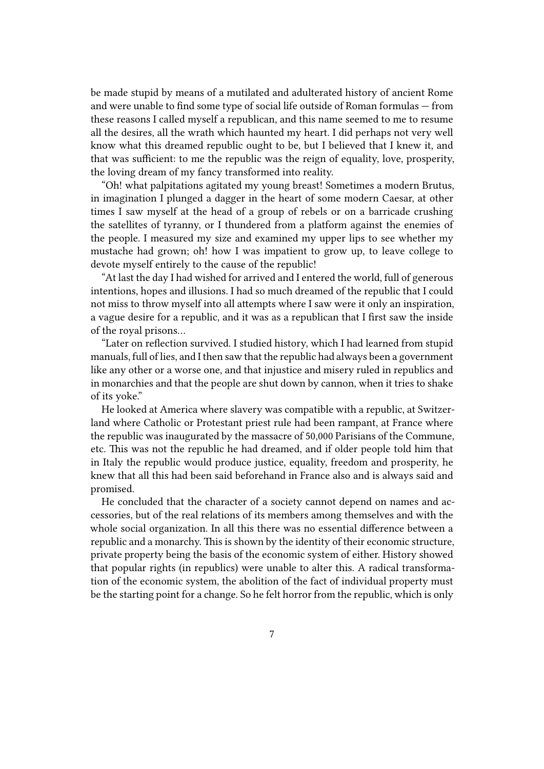be made stupid by means of a mutilated and adulterated history of ancient Rome and were unable to find some type of social life outside of Roman formulas — from these reasons I called myself a republican, and this name seemed to me to resume all the desires, all the wrath which haunted my heart. I did perhaps not very well know what this dreamed republic ought to be, but I believed that I knew it, and that was sufficient: to me the republic was the reign of equality, love, prosperity, the loving dream of my fancy transformed into reality.

"Oh! what palpitations agitated my young breast! Sometimes a modern Brutus, in imagination I plunged a dagger in the heart of some modern Caesar, at other times I saw myself at the head of a group of rebels or on a barricade crushing the satellites of tyranny, or I thundered from a platform against the enemies of the people. I measured my size and examined my upper lips to see whether my mustache had grown; oh! how I was impatient to grow up, to leave college to devote myself entirely to the cause of the republic!

"At last the day I had wished for arrived and I entered the world, full of generous intentions, hopes and illusions. I had so much dreamed of the republic that I could not miss to throw myself into all attempts where I saw were it only an inspiration, a vague desire for a republic, and it was as a republican that I first saw the inside of the royal prisons…

"Later on reflection survived. I studied history, which I had learned from stupid manuals, full of lies, and I then saw that the republic had always been a government like any other or a worse one, and that injustice and misery ruled in republics and in monarchies and that the people are shut down by cannon, when it tries to shake of its yoke."

He looked at America where slavery was compatible with a republic, at Switzerland where Catholic or Protestant priest rule had been rampant, at France where the republic was inaugurated by the massacre of 50,000 Parisians of the Commune, etc. This was not the republic he had dreamed, and if older people told him that in Italy the republic would produce justice, equality, freedom and prosperity, he knew that all this had been said beforehand in France also and is always said and promised.

He concluded that the character of a society cannot depend on names and accessories, but of the real relations of its members among themselves and with the whole social organization. In all this there was no essential difference between a republic and a monarchy. This is shown by the identity of their economic structure, private property being the basis of the economic system of either. History showed that popular rights (in republics) were unable to alter this. A radical transformation of the economic system, the abolition of the fact of individual property must be the starting point for a change. So he felt horror from the republic, which is only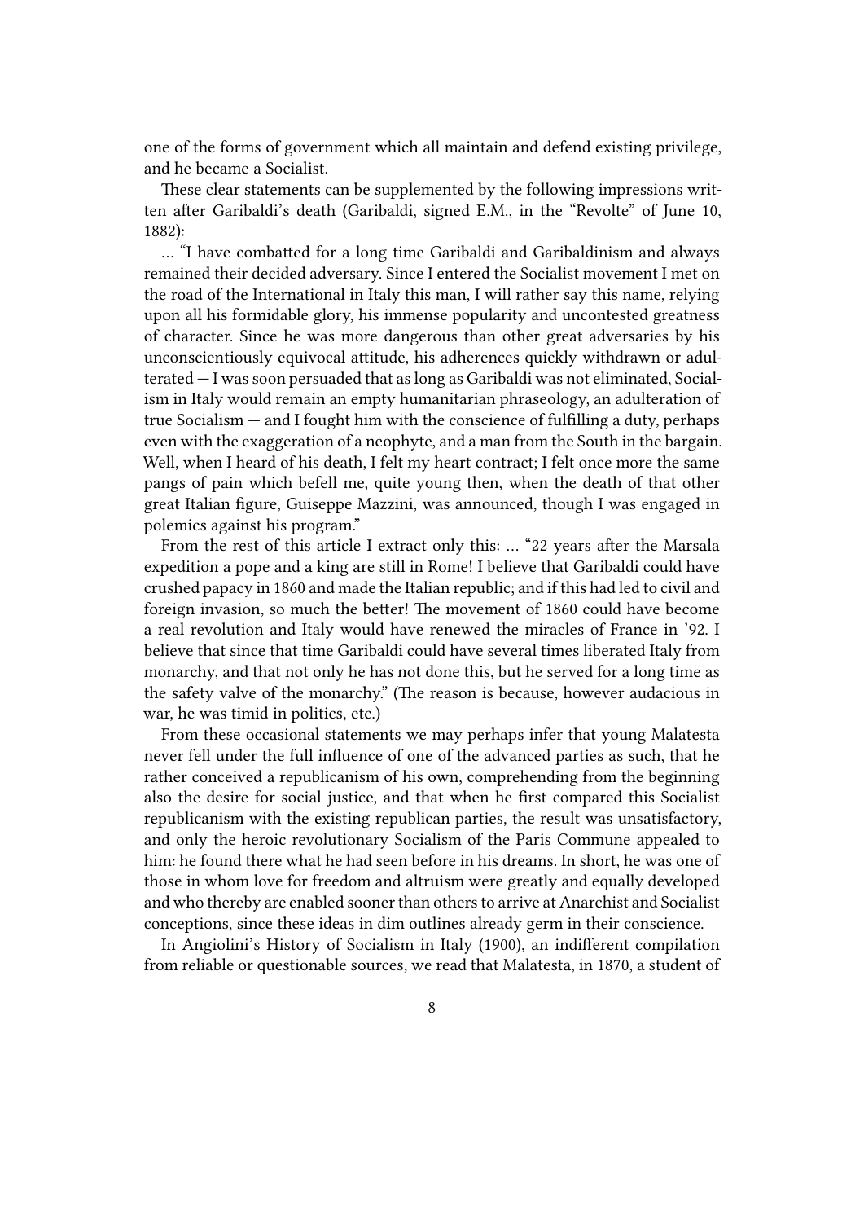one of the forms of government which all maintain and defend existing privilege, and he became a Socialist.

These clear statements can be supplemented by the following impressions written after Garibaldi's death (Garibaldi, signed E.M., in the "Revolte" of June 10, 1882):

… "I have combatted for a long time Garibaldi and Garibaldinism and always remained their decided adversary. Since I entered the Socialist movement I met on the road of the International in Italy this man, I will rather say this name, relying upon all his formidable glory, his immense popularity and uncontested greatness of character. Since he was more dangerous than other great adversaries by his unconscientiously equivocal attitude, his adherences quickly withdrawn or adulterated — I was soon persuaded that as long as Garibaldi was not eliminated, Socialism in Italy would remain an empty humanitarian phraseology, an adulteration of true Socialism — and I fought him with the conscience of fulfilling a duty, perhaps even with the exaggeration of a neophyte, and a man from the South in the bargain. Well, when I heard of his death, I felt my heart contract; I felt once more the same pangs of pain which befell me, quite young then, when the death of that other great Italian figure, Guiseppe Mazzini, was announced, though I was engaged in polemics against his program."

From the rest of this article I extract only this: … "22 years after the Marsala expedition a pope and a king are still in Rome! I believe that Garibaldi could have crushed papacy in 1860 and made the Italian republic; and if this had led to civil and foreign invasion, so much the better! The movement of 1860 could have become a real revolution and Italy would have renewed the miracles of France in '92. I believe that since that time Garibaldi could have several times liberated Italy from monarchy, and that not only he has not done this, but he served for a long time as the safety valve of the monarchy." (The reason is because, however audacious in war, he was timid in politics, etc.)

From these occasional statements we may perhaps infer that young Malatesta never fell under the full influence of one of the advanced parties as such, that he rather conceived a republicanism of his own, comprehending from the beginning also the desire for social justice, and that when he first compared this Socialist republicanism with the existing republican parties, the result was unsatisfactory, and only the heroic revolutionary Socialism of the Paris Commune appealed to him: he found there what he had seen before in his dreams. In short, he was one of those in whom love for freedom and altruism were greatly and equally developed and who thereby are enabled sooner than others to arrive at Anarchist and Socialist conceptions, since these ideas in dim outlines already germ in their conscience.

In Angiolini's History of Socialism in Italy (1900), an indifferent compilation from reliable or questionable sources, we read that Malatesta, in 1870, a student of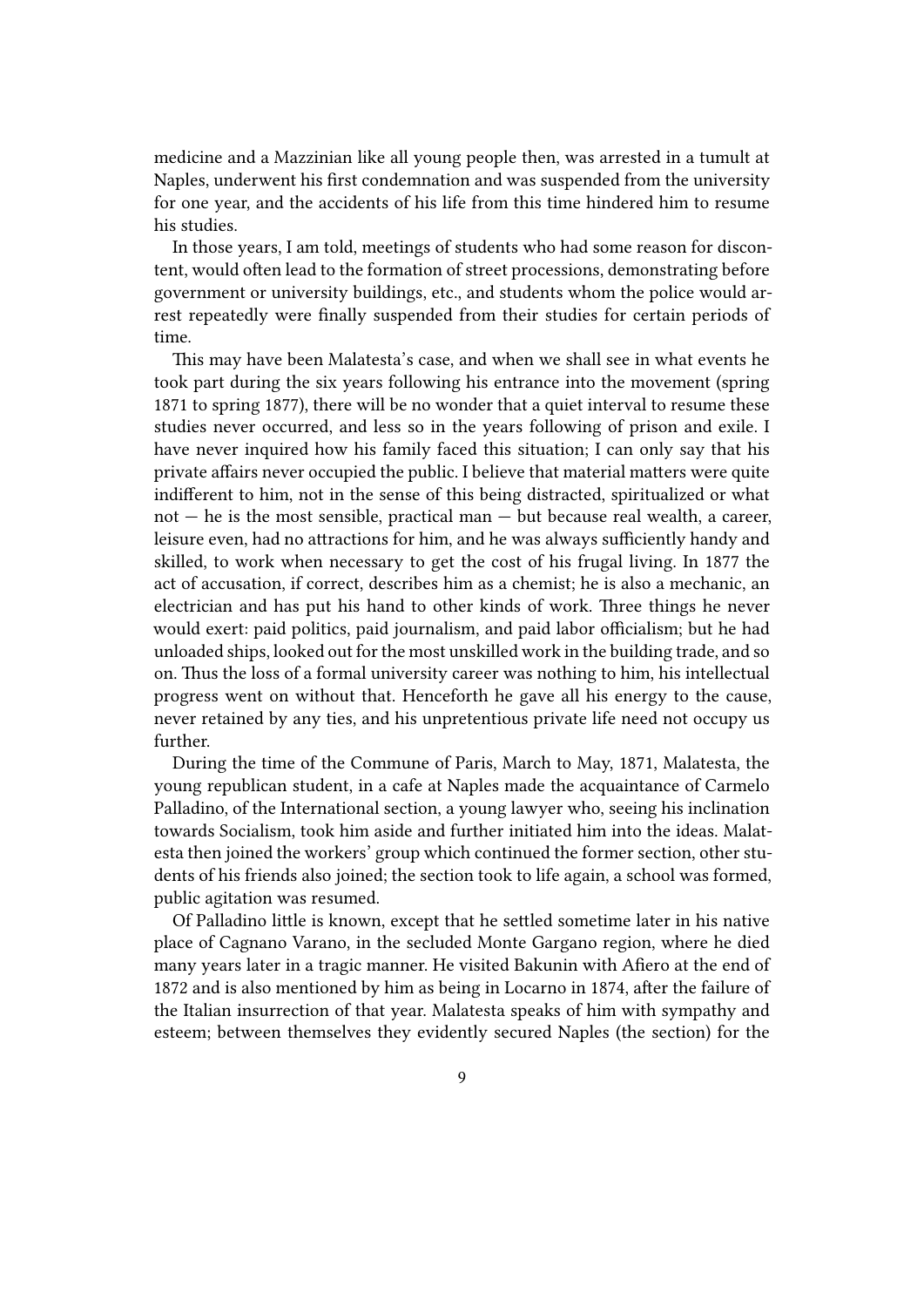medicine and a Mazzinian like all young people then, was arrested in a tumult at Naples, underwent his first condemnation and was suspended from the university for one year, and the accidents of his life from this time hindered him to resume his studies.

In those years, I am told, meetings of students who had some reason for discontent, would often lead to the formation of street processions, demonstrating before government or university buildings, etc., and students whom the police would arrest repeatedly were finally suspended from their studies for certain periods of time.

This may have been Malatesta's case, and when we shall see in what events he took part during the six years following his entrance into the movement (spring 1871 to spring 1877), there will be no wonder that a quiet interval to resume these studies never occurred, and less so in the years following of prison and exile. I have never inquired how his family faced this situation; I can only say that his private affairs never occupied the public. I believe that material matters were quite indifferent to him, not in the sense of this being distracted, spiritualized or what not — he is the most sensible, practical man — but because real wealth, a career, leisure even, had no attractions for him, and he was always sufficiently handy and skilled, to work when necessary to get the cost of his frugal living. In 1877 the act of accusation, if correct, describes him as a chemist; he is also a mechanic, an electrician and has put his hand to other kinds of work. Three things he never would exert: paid politics, paid journalism, and paid labor officialism; but he had unloaded ships, looked out for the most unskilled work in the building trade, and so on. Thus the loss of a formal university career was nothing to him, his intellectual progress went on without that. Henceforth he gave all his energy to the cause, never retained by any ties, and his unpretentious private life need not occupy us further.

During the time of the Commune of Paris, March to May, 1871, Malatesta, the young republican student, in a cafe at Naples made the acquaintance of Carmelo Palladino, of the International section, a young lawyer who, seeing his inclination towards Socialism, took him aside and further initiated him into the ideas. Malatesta then joined the workers' group which continued the former section, other students of his friends also joined; the section took to life again, a school was formed, public agitation was resumed.

Of Palladino little is known, except that he settled sometime later in his native place of Cagnano Varano, in the secluded Monte Gargano region, where he died many years later in a tragic manner. He visited Bakunin with Afiero at the end of 1872 and is also mentioned by him as being in Locarno in 1874, after the failure of the Italian insurrection of that year. Malatesta speaks of him with sympathy and esteem; between themselves they evidently secured Naples (the section) for the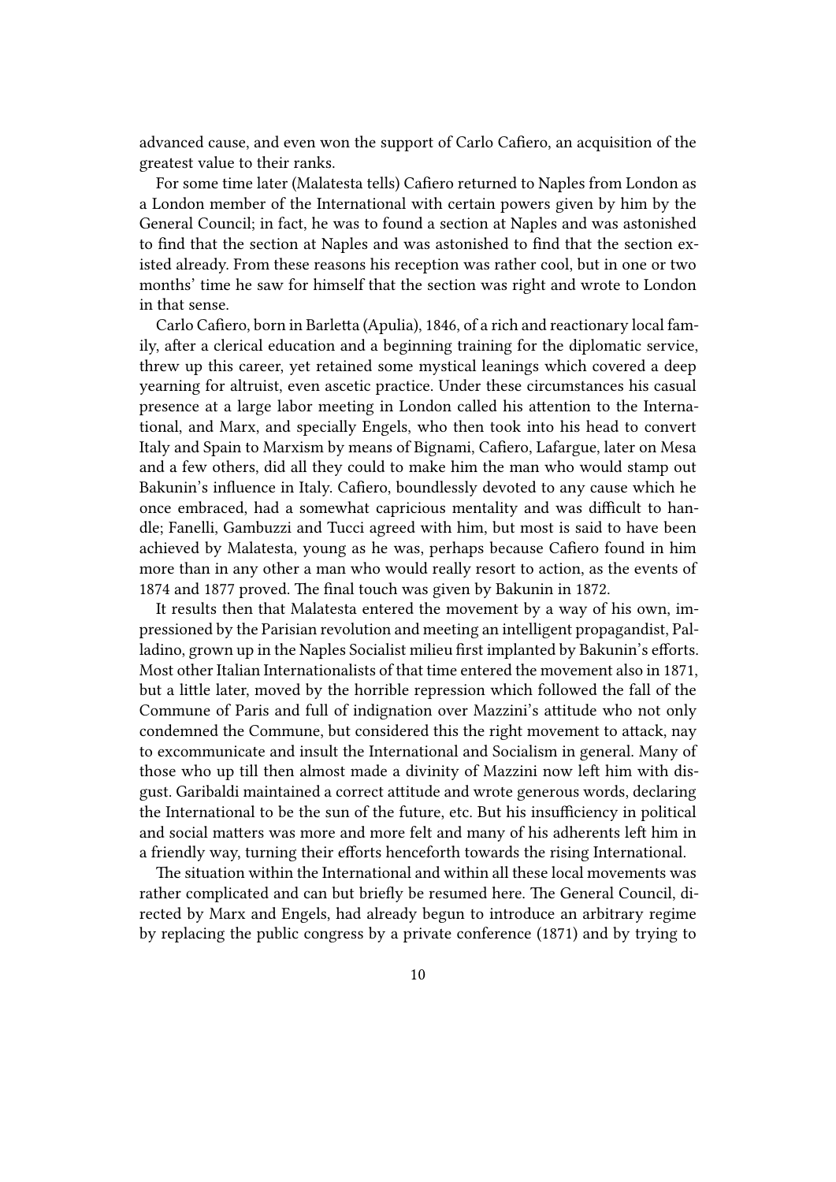advanced cause, and even won the support of Carlo Cafiero, an acquisition of the greatest value to their ranks.

For some time later (Malatesta tells) Cafiero returned to Naples from London as a London member of the International with certain powers given by him by the General Council; in fact, he was to found a section at Naples and was astonished to find that the section at Naples and was astonished to find that the section existed already. From these reasons his reception was rather cool, but in one or two months' time he saw for himself that the section was right and wrote to London in that sense.

Carlo Cafiero, born in Barletta (Apulia), 1846, of a rich and reactionary local family, after a clerical education and a beginning training for the diplomatic service, threw up this career, yet retained some mystical leanings which covered a deep yearning for altruist, even ascetic practice. Under these circumstances his casual presence at a large labor meeting in London called his attention to the International, and Marx, and specially Engels, who then took into his head to convert Italy and Spain to Marxism by means of Bignami, Cafiero, Lafargue, later on Mesa and a few others, did all they could to make him the man who would stamp out Bakunin's influence in Italy. Cafiero, boundlessly devoted to any cause which he once embraced, had a somewhat capricious mentality and was difficult to handle; Fanelli, Gambuzzi and Tucci agreed with him, but most is said to have been achieved by Malatesta, young as he was, perhaps because Cafiero found in him more than in any other a man who would really resort to action, as the events of 1874 and 1877 proved. The final touch was given by Bakunin in 1872.

It results then that Malatesta entered the movement by a way of his own, impressioned by the Parisian revolution and meeting an intelligent propagandist, Palladino, grown up in the Naples Socialist milieu first implanted by Bakunin's efforts. Most other Italian Internationalists of that time entered the movement also in 1871, but a little later, moved by the horrible repression which followed the fall of the Commune of Paris and full of indignation over Mazzini's attitude who not only condemned the Commune, but considered this the right movement to attack, nay to excommunicate and insult the International and Socialism in general. Many of those who up till then almost made a divinity of Mazzini now left him with disgust. Garibaldi maintained a correct attitude and wrote generous words, declaring the International to be the sun of the future, etc. But his insufficiency in political and social matters was more and more felt and many of his adherents left him in a friendly way, turning their efforts henceforth towards the rising International.

The situation within the International and within all these local movements was rather complicated and can but briefly be resumed here. The General Council, directed by Marx and Engels, had already begun to introduce an arbitrary regime by replacing the public congress by a private conference (1871) and by trying to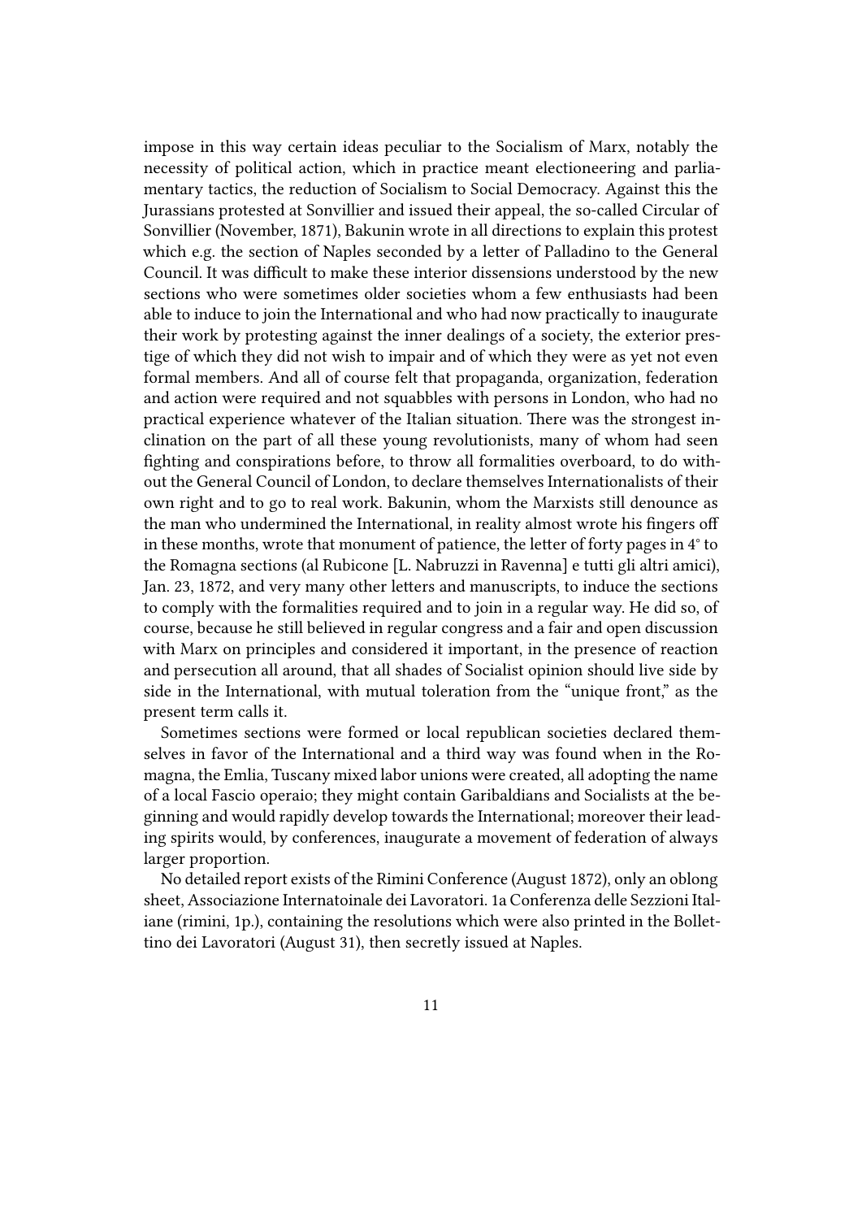impose in this way certain ideas peculiar to the Socialism of Marx, notably the necessity of political action, which in practice meant electioneering and parliamentary tactics, the reduction of Socialism to Social Democracy. Against this the Jurassians protested at Sonvillier and issued their appeal, the so-called Circular of Sonvillier (November, 1871), Bakunin wrote in all directions to explain this protest which e.g. the section of Naples seconded by a letter of Palladino to the General Council. It was difficult to make these interior dissensions understood by the new sections who were sometimes older societies whom a few enthusiasts had been able to induce to join the International and who had now practically to inaugurate their work by protesting against the inner dealings of a society, the exterior prestige of which they did not wish to impair and of which they were as yet not even formal members. And all of course felt that propaganda, organization, federation and action were required and not squabbles with persons in London, who had no practical experience whatever of the Italian situation. There was the strongest inclination on the part of all these young revolutionists, many of whom had seen fighting and conspirations before, to throw all formalities overboard, to do without the General Council of London, to declare themselves Internationalists of their own right and to go to real work. Bakunin, whom the Marxists still denounce as the man who undermined the International, in reality almost wrote his fingers off in these months, wrote that monument of patience, the letter of forty pages in 4° to the Romagna sections (al Rubicone [L. Nabruzzi in Ravenna] e tutti gli altri amici), Jan. 23, 1872, and very many other letters and manuscripts, to induce the sections to comply with the formalities required and to join in a regular way. He did so, of course, because he still believed in regular congress and a fair and open discussion with Marx on principles and considered it important, in the presence of reaction and persecution all around, that all shades of Socialist opinion should live side by side in the International, with mutual toleration from the "unique front," as the present term calls it.

Sometimes sections were formed or local republican societies declared themselves in favor of the International and a third way was found when in the Romagna, the Emlia, Tuscany mixed labor unions were created, all adopting the name of a local Fascio operaio; they might contain Garibaldians and Socialists at the beginning and would rapidly develop towards the International; moreover their leading spirits would, by conferences, inaugurate a movement of federation of always larger proportion.

No detailed report exists of the Rimini Conference (August 1872), only an oblong sheet, Associazione Internatoinale dei Lavoratori. 1a Conferenza delle Sezzioni Italiane (rimini, 1p.), containing the resolutions which were also printed in the Bollettino dei Lavoratori (August 31), then secretly issued at Naples.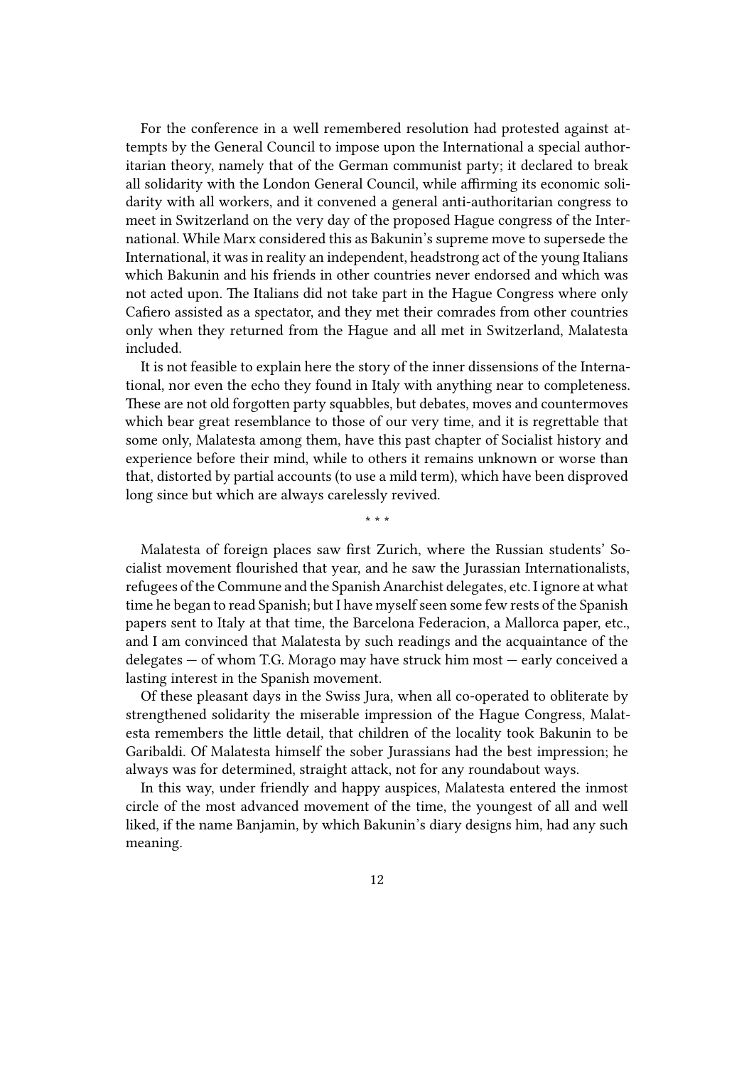For the conference in a well remembered resolution had protested against attempts by the General Council to impose upon the International a special authoritarian theory, namely that of the German communist party; it declared to break all solidarity with the London General Council, while affirming its economic solidarity with all workers, and it convened a general anti-authoritarian congress to meet in Switzerland on the very day of the proposed Hague congress of the International. While Marx considered this as Bakunin's supreme move to supersede the International, it was in reality an independent, headstrong act of the young Italians which Bakunin and his friends in other countries never endorsed and which was not acted upon. The Italians did not take part in the Hague Congress where only Cafiero assisted as a spectator, and they met their comrades from other countries only when they returned from the Hague and all met in Switzerland, Malatesta included.

It is not feasible to explain here the story of the inner dissensions of the International, nor even the echo they found in Italy with anything near to completeness. These are not old forgotten party squabbles, but debates, moves and countermoves which bear great resemblance to those of our very time, and it is regrettable that some only, Malatesta among them, have this past chapter of Socialist history and experience before their mind, while to others it remains unknown or worse than that, distorted by partial accounts (to use a mild term), which have been disproved long since but which are always carelessly revived.

\* \* \*

Malatesta of foreign places saw first Zurich, where the Russian students' Socialist movement flourished that year, and he saw the Jurassian Internationalists, refugees of the Commune and the Spanish Anarchist delegates, etc. I ignore at what time he began to read Spanish; but I have myself seen some few rests of the Spanish papers sent to Italy at that time, the Barcelona Federacion, a Mallorca paper, etc., and I am convinced that Malatesta by such readings and the acquaintance of the delegates — of whom T.G. Morago may have struck him most — early conceived a lasting interest in the Spanish movement.

Of these pleasant days in the Swiss Jura, when all co-operated to obliterate by strengthened solidarity the miserable impression of the Hague Congress, Malatesta remembers the little detail, that children of the locality took Bakunin to be Garibaldi. Of Malatesta himself the sober Jurassians had the best impression; he always was for determined, straight attack, not for any roundabout ways.

In this way, under friendly and happy auspices, Malatesta entered the inmost circle of the most advanced movement of the time, the youngest of all and well liked, if the name Banjamin, by which Bakunin's diary designs him, had any such meaning.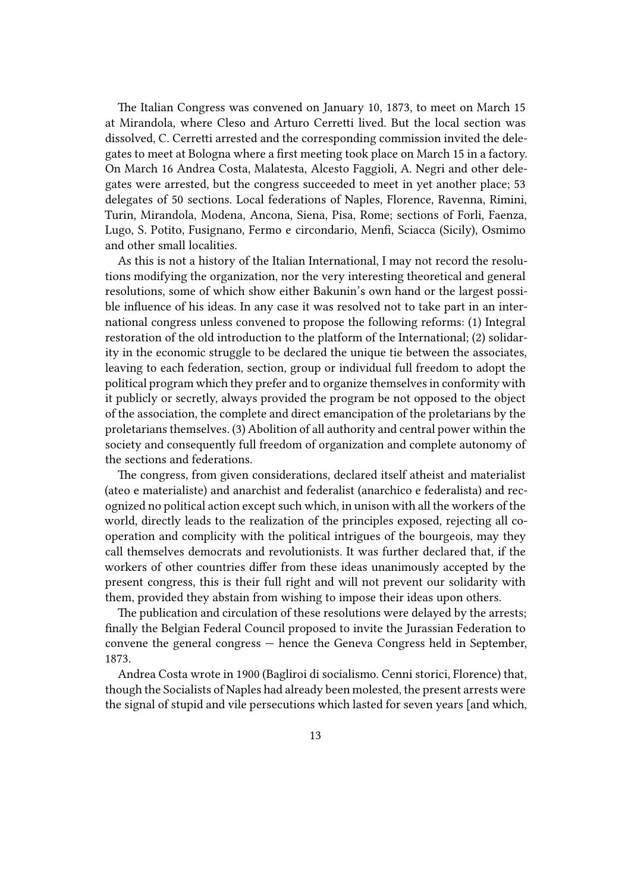The Italian Congress was convened on January 10, 1873, to meet on March 15 at Mirandola, where Cleso and Arturo Cerretti lived. But the local section was dissolved, C. Cerretti arrested and the corresponding commission invited the delegates to meet at Bologna where a first meeting took place on March 15 in a factory. On March 16 Andrea Costa, Malatesta, Alcesto Faggioli, A. Negri and other delegates were arrested, but the congress succeeded to meet in yet another place; 53 delegates of 50 sections. Local federations of Naples, Florence, Ravenna, Rimini, Turin, Mirandola, Modena, Ancona, Siena, Pisa, Rome; sections of Forli, Faenza, Lugo, S. Potito, Fusignano, Fermo e circondario, Menfi, Sciacca (Sicily), Osmimo and other small localities.

As this is not a history of the Italian International, I may not record the resolutions modifying the organization, nor the very interesting theoretical and general resolutions, some of which show either Bakunin's own hand or the largest possible influence of his ideas. In any case it was resolved not to take part in an international congress unless convened to propose the following reforms: (1) Integral restoration of the old introduction to the platform of the International; (2) solidarity in the economic struggle to be declared the unique tie between the associates, leaving to each federation, section, group or individual full freedom to adopt the political program which they prefer and to organize themselves in conformity with it publicly or secretly, always provided the program be not opposed to the object of the association, the complete and direct emancipation of the proletarians by the proletarians themselves. (3) Abolition of all authority and central power within the society and consequently full freedom of organization and complete autonomy of the sections and federations.

The congress, from given considerations, declared itself atheist and materialist (ateo e materialiste) and anarchist and federalist (anarchico e federalista) and recognized no political action except such which, in unison with all the workers of the world, directly leads to the realization of the principles exposed, rejecting all cooperation and complicity with the political intrigues of the bourgeois, may they call themselves democrats and revolutionists. It was further declared that, if the workers of other countries differ from these ideas unanimously accepted by the present congress, this is their full right and will not prevent our solidarity with them, provided they abstain from wishing to impose their ideas upon others.

The publication and circulation of these resolutions were delayed by the arrests; finally the Belgian Federal Council proposed to invite the Jurassian Federation to convene the general congress — hence the Geneva Congress held in September, 1873.

Andrea Costa wrote in 1900 (Bagliroi di socialismo. Cenni storici, Florence) that, though the Socialists of Naples had already been molested, the present arrests were the signal of stupid and vile persecutions which lasted for seven years [and which,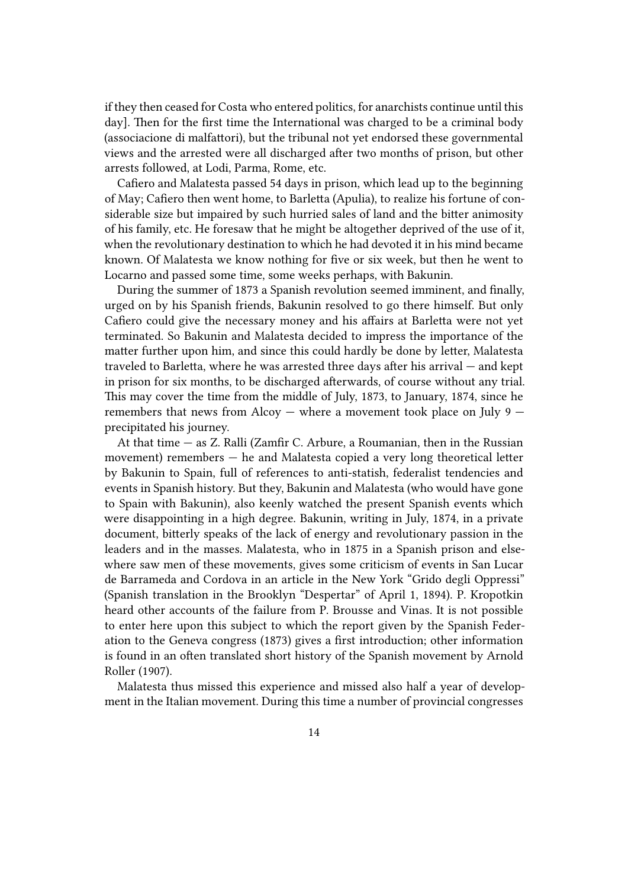if they then ceased for Costa who entered politics, for anarchists continue until this day]. Then for the first time the International was charged to be a criminal body (associacione di malfattori), but the tribunal not yet endorsed these governmental views and the arrested were all discharged after two months of prison, but other arrests followed, at Lodi, Parma, Rome, etc.

Cafiero and Malatesta passed 54 days in prison, which lead up to the beginning of May; Cafiero then went home, to Barletta (Apulia), to realize his fortune of considerable size but impaired by such hurried sales of land and the bitter animosity of his family, etc. He foresaw that he might be altogether deprived of the use of it, when the revolutionary destination to which he had devoted it in his mind became known. Of Malatesta we know nothing for five or six week, but then he went to Locarno and passed some time, some weeks perhaps, with Bakunin.

During the summer of 1873 a Spanish revolution seemed imminent, and finally, urged on by his Spanish friends, Bakunin resolved to go there himself. But only Cafiero could give the necessary money and his affairs at Barletta were not yet terminated. So Bakunin and Malatesta decided to impress the importance of the matter further upon him, and since this could hardly be done by letter, Malatesta traveled to Barletta, where he was arrested three days after his arrival — and kept in prison for six months, to be discharged afterwards, of course without any trial. This may cover the time from the middle of July, 1873, to January, 1874, since he remembers that news from Alcoy — where a movement took place on July 9 — precipitated his journey.

At that time — as Z. Ralli (Zamfir C. Arbure, a Roumanian, then in the Russian movement) remembers — he and Malatesta copied a very long theoretical letter by Bakunin to Spain, full of references to anti-statish, federalist tendencies and events in Spanish history. But they, Bakunin and Malatesta (who would have gone to Spain with Bakunin), also keenly watched the present Spanish events which were disappointing in a high degree. Bakunin, writing in July, 1874, in a private document, bitterly speaks of the lack of energy and revolutionary passion in the leaders and in the masses. Malatesta, who in 1875 in a Spanish prison and elsewhere saw men of these movements, gives some criticism of events in San Lucar de Barrameda and Cordova in an article in the New York "Grido degli Oppressi" (Spanish translation in the Brooklyn "Despertar" of April 1, 1894). P. Kropotkin heard other accounts of the failure from P. Brousse and Vinas. It is not possible to enter here upon this subject to which the report given by the Spanish Federation to the Geneva congress (1873) gives a first introduction; other information is found in an often translated short history of the Spanish movement by Arnold Roller (1907).

Malatesta thus missed this experience and missed also half a year of development in the Italian movement. During this time a number of provincial congresses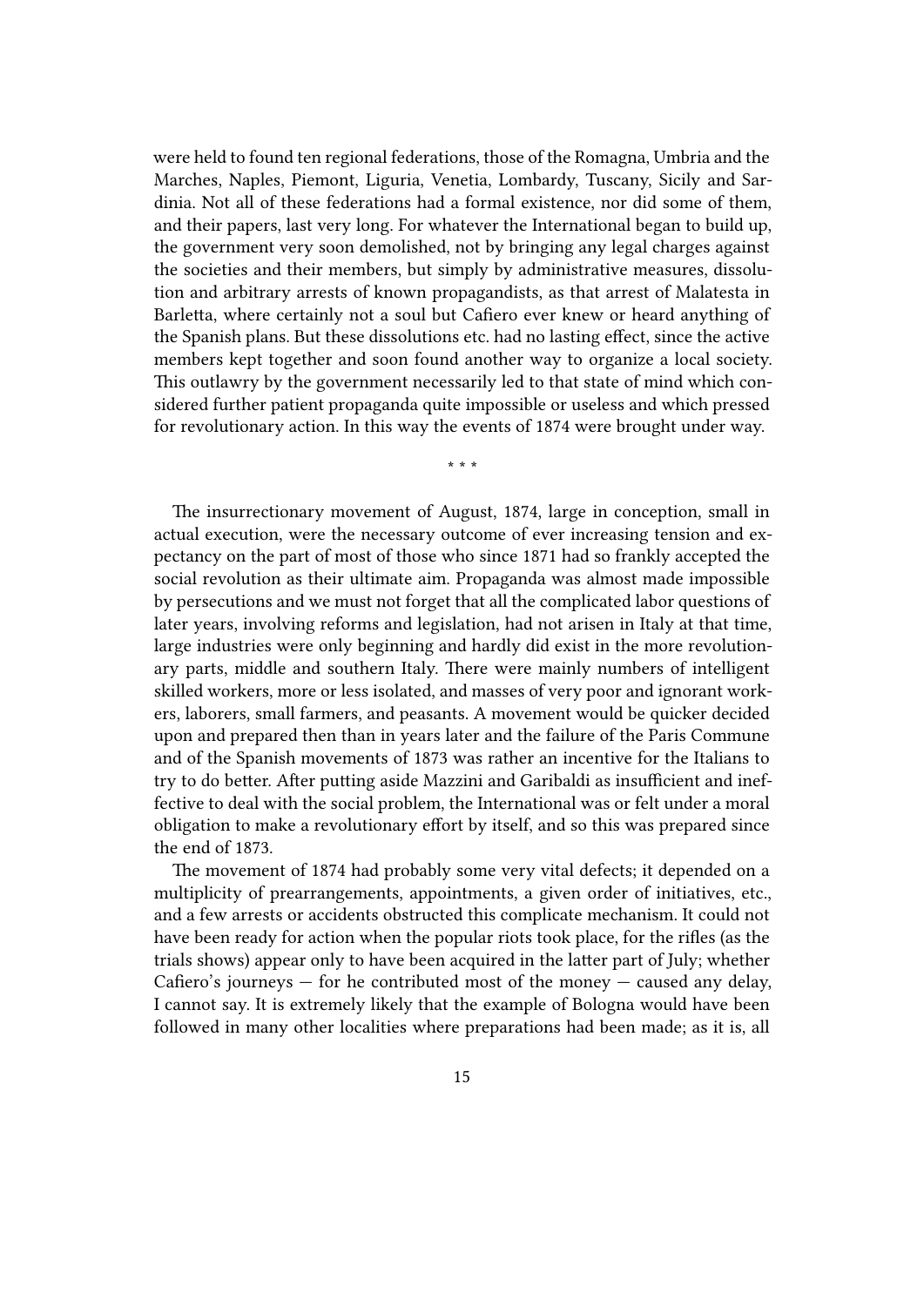were held to found ten regional federations, those of the Romagna, Umbria and the Marches, Naples, Piemont, Liguria, Venetia, Lombardy, Tuscany, Sicily and Sardinia. Not all of these federations had a formal existence, nor did some of them, and their papers, last very long. For whatever the International began to build up, the government very soon demolished, not by bringing any legal charges against the societies and their members, but simply by administrative measures, dissolution and arbitrary arrests of known propagandists, as that arrest of Malatesta in Barletta, where certainly not a soul but Cafiero ever knew or heard anything of the Spanish plans. But these dissolutions etc. had no lasting effect, since the active members kept together and soon found another way to organize a local society. This outlawry by the government necessarily led to that state of mind which considered further patient propaganda quite impossible or useless and which pressed for revolutionary action. In this way the events of 1874 were brought under way.

* * *

The insurrectionary movement of August, 1874, large in conception, small in actual execution, were the necessary outcome of ever increasing tension and expectancy on the part of most of those who since 1871 had so frankly accepted the social revolution as their ultimate aim. Propaganda was almost made impossible by persecutions and we must not forget that all the complicated labor questions of later years, involving reforms and legislation, had not arisen in Italy at that time, large industries were only beginning and hardly did exist in the more revolutionary parts, middle and southern Italy. There were mainly numbers of intelligent skilled workers, more or less isolated, and masses of very poor and ignorant workers, laborers, small farmers, and peasants. A movement would be quicker decided upon and prepared then than in years later and the failure of the Paris Commune and of the Spanish movements of 1873 was rather an incentive for the Italians to try to do better. After putting aside Mazzini and Garibaldi as insufficient and ineffective to deal with the social problem, the International was or felt under a moral obligation to make a revolutionary effort by itself, and so this was prepared since the end of 1873.

The movement of 1874 had probably some very vital defects; it depended on a multiplicity of prearrangements, appointments, a given order of initiatives, etc., and a few arrests or accidents obstructed this complicate mechanism. It could not have been ready for action when the popular riots took place, for the rifles (as the trials shows) appear only to have been acquired in the latter part of July; whether Cafiero's journeys — for he contributed most of the money — caused any delay, I cannot say. It is extremely likely that the example of Bologna would have been followed in many other localities where preparations had been made; as it is, all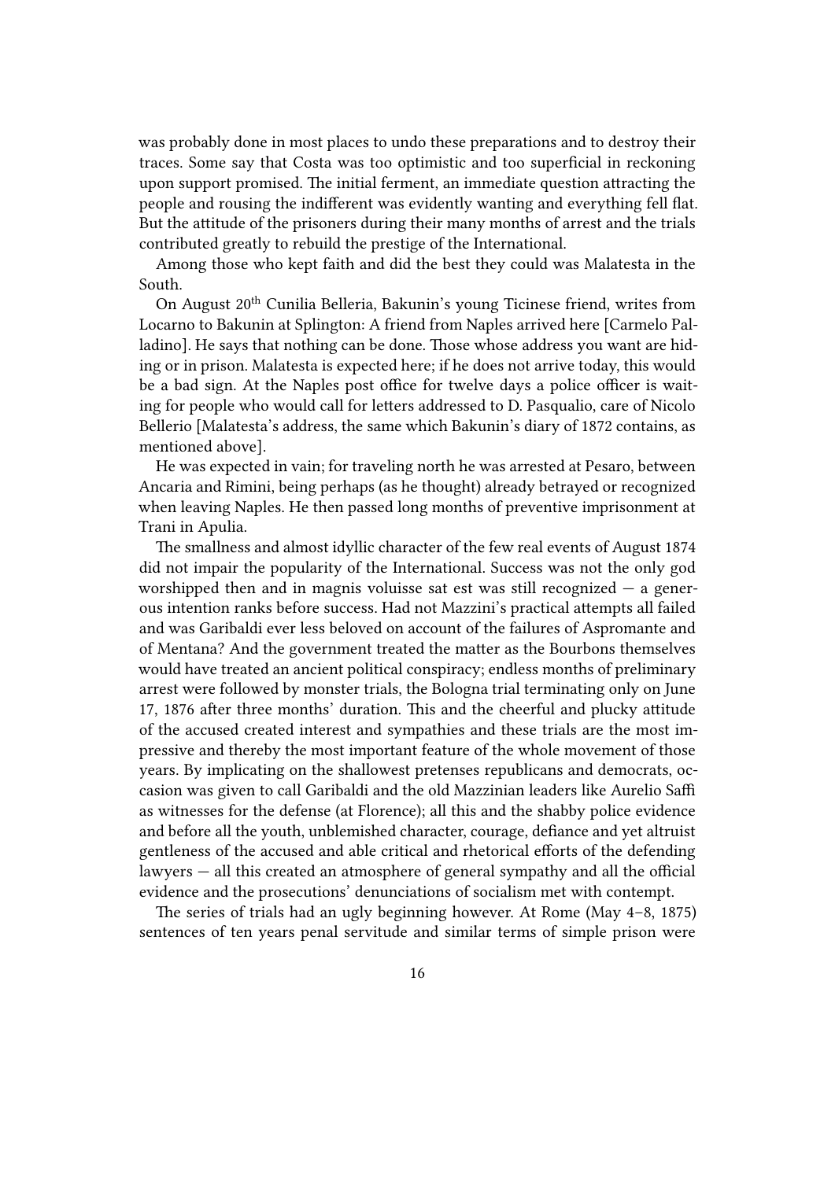was probably done in most places to undo these preparations and to destroy their traces. Some say that Costa was too optimistic and too superficial in reckoning upon support promised. The initial ferment, an immediate question attracting the people and rousing the indifferent was evidently wanting and everything fell flat. But the attitude of the prisoners during their many months of arrest and the trials contributed greatly to rebuild the prestige of the International.

Among those who kept faith and did the best they could was Malatesta in the South.

On August 20th Cunilia Belleria, Bakunin's young Ticinese friend, writes from Locarno to Bakunin at Splington: A friend from Naples arrived here [Carmelo Palladino]. He says that nothing can be done. Those whose address you want are hiding or in prison. Malatesta is expected here; if he does not arrive today, this would be a bad sign. At the Naples post office for twelve days a police officer is waiting for people who would call for letters addressed to D. Pasqualio, care of Nicolo Bellerio [Malatesta's address, the same which Bakunin's diary of 1872 contains, as mentioned above].

He was expected in vain; for traveling north he was arrested at Pesaro, between Ancaria and Rimini, being perhaps (as he thought) already betrayed or recognized when leaving Naples. He then passed long months of preventive imprisonment at Trani in Apulia.

The smallness and almost idyllic character of the few real events of August 1874 did not impair the popularity of the International. Success was not the only god worshipped then and in magnis voluisse sat est was still recognized — a generous intention ranks before success. Had not Mazzini's practical attempts all failed and was Garibaldi ever less beloved on account of the failures of Aspromante and of Mentana? And the government treated the matter as the Bourbons themselves would have treated an ancient political conspiracy; endless months of preliminary arrest were followed by monster trials, the Bologna trial terminating only on June 17, 1876 after three months' duration. This and the cheerful and plucky attitude of the accused created interest and sympathies and these trials are the most impressive and thereby the most important feature of the whole movement of those years. By implicating on the shallowest pretenses republicans and democrats, occasion was given to call Garibaldi and the old Mazzinian leaders like Aurelio Saffi as witnesses for the defense (at Florence); all this and the shabby police evidence and before all the youth, unblemished character, courage, defiance and yet altruist gentleness of the accused and able critical and rhetorical efforts of the defending lawyers — all this created an atmosphere of general sympathy and all the official evidence and the prosecutions' denunciations of socialism met with contempt.

The series of trials had an ugly beginning however. At Rome (May 4–8, 1875) sentences of ten years penal servitude and similar terms of simple prison were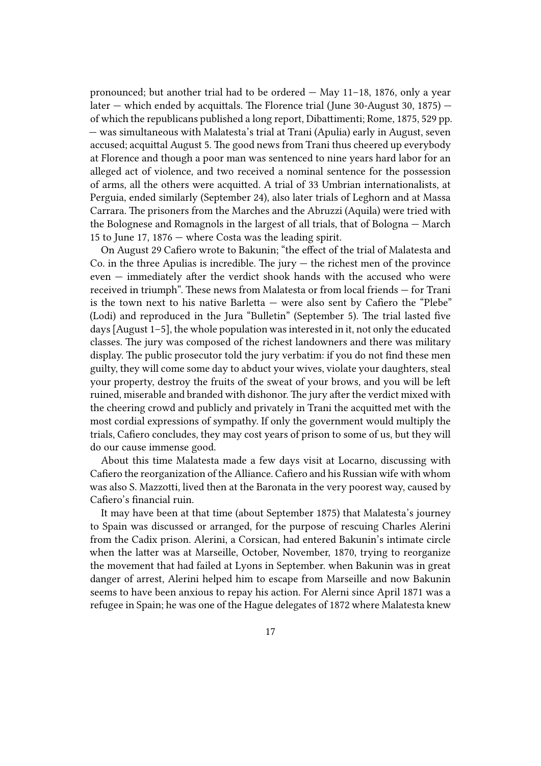pronounced; but another trial had to be ordered — May 11–18, 1876, only a year later — which ended by acquittals. The Florence trial (June 30-August 30, 1875) — of which the republicans published a long report, Dibattimenti; Rome, 1875, 529 pp. — was simultaneous with Malatesta's trial at Trani (Apulia) early in August, seven accused; acquittal August 5. The good news from Trani thus cheered up everybody at Florence and though a poor man was sentenced to nine years hard labor for an alleged act of violence, and two received a nominal sentence for the possession of arms, all the others were acquitted. A trial of 33 Umbrian internationalists, at Perguia, ended similarly (September 24), also later trials of Leghorn and at Massa Carrara. The prisoners from the Marches and the Abruzzi (Aquila) were tried with the Bolognese and Romagnols in the largest of all trials, that of Bologna — March 15 to June 17, 1876 — where Costa was the leading spirit.

On August 29 Cafiero wrote to Bakunin; "the effect of the trial of Malatesta and Co. in the three Apulias is incredible. The jury — the richest men of the province even — immediately after the verdict shook hands with the accused who were received in triumph". These news from Malatesta or from local friends — for Trani is the town next to his native Barletta — were also sent by Cafiero the "Plebe" (Lodi) and reproduced in the Jura "Bulletin" (September 5). The trial lasted five days [August 1–5], the whole population was interested in it, not only the educated classes. The jury was composed of the richest landowners and there was military display. The public prosecutor told the jury verbatim: if you do not find these men guilty, they will come some day to abduct your wives, violate your daughters, steal your property, destroy the fruits of the sweat of your brows, and you will be left ruined, miserable and branded with dishonor. The jury after the verdict mixed with the cheering crowd and publicly and privately in Trani the acquitted met with the most cordial expressions of sympathy. If only the government would multiply the trials, Cafiero concludes, they may cost years of prison to some of us, but they will do our cause immense good.

About this time Malatesta made a few days visit at Locarno, discussing with Cafiero the reorganization of the Alliance. Cafiero and his Russian wife with whom was also S. Mazzotti, lived then at the Baronata in the very poorest way, caused by Cafiero's financial ruin.

It may have been at that time (about September 1875) that Malatesta's journey to Spain was discussed or arranged, for the purpose of rescuing Charles Alerini from the Cadix prison. Alerini, a Corsican, had entered Bakunin's intimate circle when the latter was at Marseille, October, November, 1870, trying to reorganize the movement that had failed at Lyons in September. when Bakunin was in great danger of arrest, Alerini helped him to escape from Marseille and now Bakunin seems to have been anxious to repay his action. For Alerni since April 1871 was a refugee in Spain; he was one of the Hague delegates of 1872 where Malatesta knew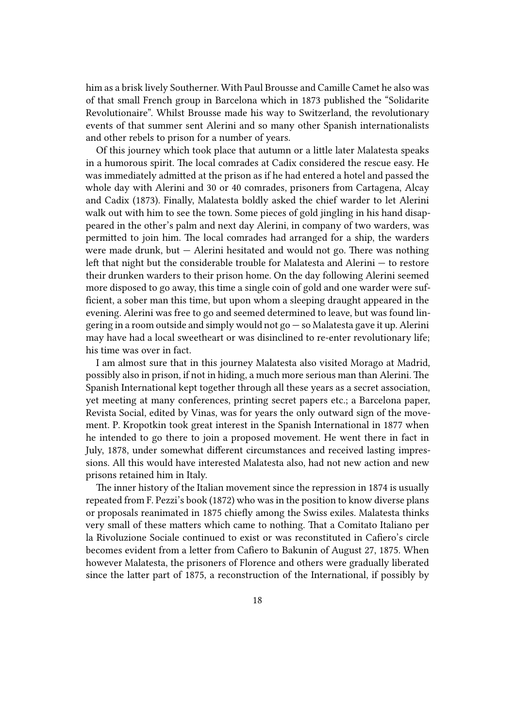him as a brisk lively Southerner. With Paul Brousse and Camille Camet he also was of that small French group in Barcelona which in 1873 published the "Solidarite Revolutionaire". Whilst Brousse made his way to Switzerland, the revolutionary events of that summer sent Alerini and so many other Spanish internationalists and other rebels to prison for a number of years.

Of this journey which took place that autumn or a little later Malatesta speaks in a humorous spirit. The local comrades at Cadix considered the rescue easy. He was immediately admitted at the prison as if he had entered a hotel and passed the whole day with Alerini and 30 or 40 comrades, prisoners from Cartagena, Alcay and Cadix (1873). Finally, Malatesta boldly asked the chief warder to let Alerini walk out with him to see the town. Some pieces of gold jingling in his hand disappeared in the other's palm and next day Alerini, in company of two warders, was permitted to join him. The local comrades had arranged for a ship, the warders were made drunk, but — Alerini hesitated and would not go. There was nothing left that night but the considerable trouble for Malatesta and Alerini — to restore their drunken warders to their prison home. On the day following Alerini seemed more disposed to go away, this time a single coin of gold and one warder were sufficient, a sober man this time, but upon whom a sleeping draught appeared in the evening. Alerini was free to go and seemed determined to leave, but was found lingering in a room outside and simply would not go — so Malatesta gave it up. Alerini may have had a local sweetheart or was disinclined to re-enter revolutionary life; his time was over in fact.

I am almost sure that in this journey Malatesta also visited Morago at Madrid, possibly also in prison, if not in hiding, a much more serious man than Alerini. The Spanish International kept together through all these years as a secret association, yet meeting at many conferences, printing secret papers etc.; a Barcelona paper, Revista Social, edited by Vinas, was for years the only outward sign of the movement. P. Kropotkin took great interest in the Spanish International in 1877 when he intended to go there to join a proposed movement. He went there in fact in July, 1878, under somewhat different circumstances and received lasting impressions. All this would have interested Malatesta also, had not new action and new prisons retained him in Italy.

The inner history of the Italian movement since the repression in 1874 is usually repeated from F. Pezzi's book (1872) who was in the position to know diverse plans or proposals reanimated in 1875 chiefly among the Swiss exiles. Malatesta thinks very small of these matters which came to nothing. That a Comitato Italiano per la Rivoluzione Sociale continued to exist or was reconstituted in Cafiero's circle becomes evident from a letter from Cafiero to Bakunin of August 27, 1875. When however Malatesta, the prisoners of Florence and others were gradually liberated since the latter part of 1875, a reconstruction of the International, if possibly by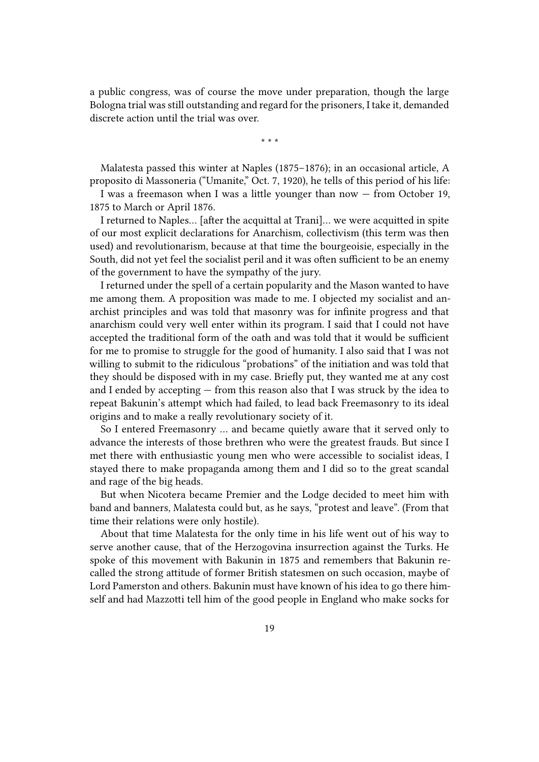a public congress, was of course the move under preparation, though the large Bologna trial was still outstanding and regard for the prisoners, I take it, demanded discrete action until the trial was over.

* * *

Malatesta passed this winter at Naples (1875–1876); in an occasional article, A proposito di Massoneria ("Umanite," Oct. 7, 1920), he tells of this period of his life:

I was a freemason when I was a little younger than now — from October 19, 1875 to March or April 1876.

I returned to Naples… [after the acquittal at Trani]… we were acquitted in spite of our most explicit declarations for Anarchism, collectivism (this term was then used) and revolutionarism, because at that time the bourgeoisie, especially in the South, did not yet feel the socialist peril and it was often sufficient to be an enemy of the government to have the sympathy of the jury.

I returned under the spell of a certain popularity and the Mason wanted to have me among them. A proposition was made to me. I objected my socialist and anarchist principles and was told that masonry was for infinite progress and that anarchism could very well enter within its program. I said that I could not have accepted the traditional form of the oath and was told that it would be sufficient for me to promise to struggle for the good of humanity. I also said that I was not willing to submit to the ridiculous "probations" of the initiation and was told that they should be disposed with in my case. Briefly put, they wanted me at any cost and I ended by accepting — from this reason also that I was struck by the idea to repeat Bakunin's attempt which had failed, to lead back Freemasonry to its ideal origins and to make a really revolutionary society of it.

So I entered Freemasonry … and became quietly aware that it served only to advance the interests of those brethren who were the greatest frauds. But since I met there with enthusiastic young men who were accessible to socialist ideas, I stayed there to make propaganda among them and I did so to the great scandal and rage of the big heads.

But when Nicotera became Premier and the Lodge decided to meet him with band and banners, Malatesta could but, as he says, "protest and leave". (From that time their relations were only hostile).

About that time Malatesta for the only time in his life went out of his way to serve another cause, that of the Herzogovina insurrection against the Turks. He spoke of this movement with Bakunin in 1875 and remembers that Bakunin recalled the strong attitude of former British statesmen on such occasion, maybe of Lord Pamerston and others. Bakunin must have known of his idea to go there himself and had Mazzotti tell him of the good people in England who make socks for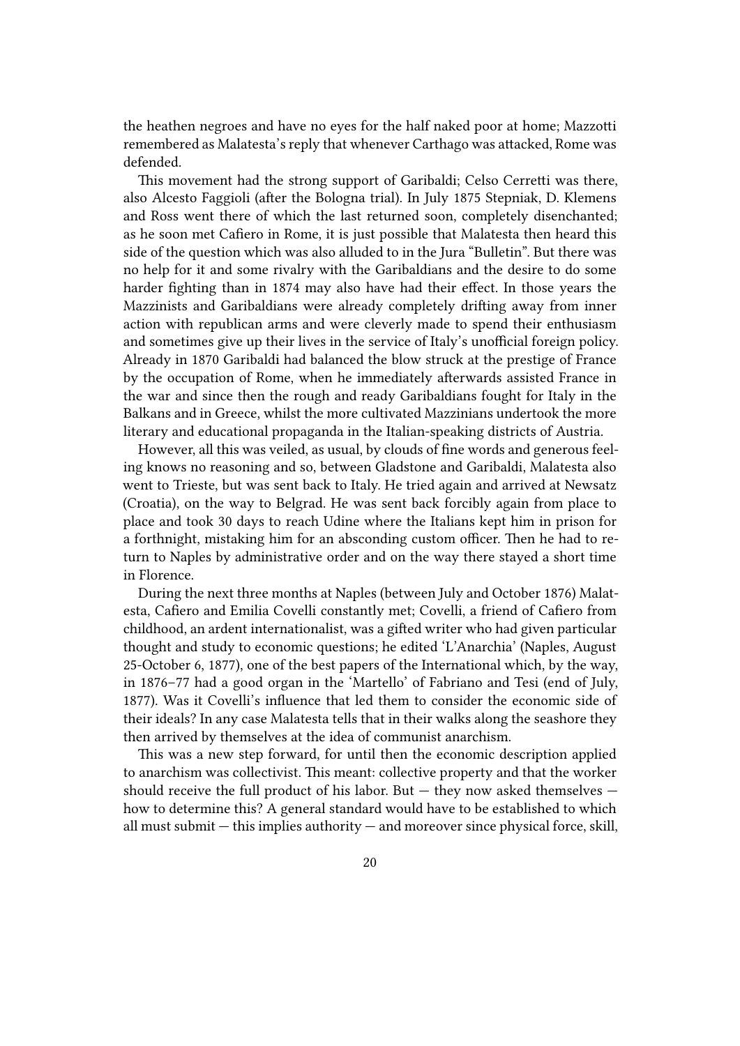the heathen negroes and have no eyes for the half naked poor at home; Mazzotti remembered as Malatesta's reply that whenever Carthago was attacked, Rome was defended.

This movement had the strong support of Garibaldi; Celso Cerretti was there, also Alcesto Faggioli (after the Bologna trial). In July 1875 Stepniak, D. Klemens and Ross went there of which the last returned soon, completely disenchanted; as he soon met Cafiero in Rome, it is just possible that Malatesta then heard this side of the question which was also alluded to in the Jura "Bulletin". But there was no help for it and some rivalry with the Garibaldians and the desire to do some harder fighting than in 1874 may also have had their effect. In those years the Mazzinists and Garibaldians were already completely drifting away from inner action with republican arms and were cleverly made to spend their enthusiasm and sometimes give up their lives in the service of Italy's unofficial foreign policy. Already in 1870 Garibaldi had balanced the blow struck at the prestige of France by the occupation of Rome, when he immediately afterwards assisted France in the war and since then the rough and ready Garibaldians fought for Italy in the Balkans and in Greece, whilst the more cultivated Mazzinians undertook the more literary and educational propaganda in the Italian-speaking districts of Austria.

However, all this was veiled, as usual, by clouds of fine words and generous feeling knows no reasoning and so, between Gladstone and Garibaldi, Malatesta also went to Trieste, but was sent back to Italy. He tried again and arrived at Newsatz (Croatia), on the way to Belgrad. He was sent back forcibly again from place to place and took 30 days to reach Udine where the Italians kept him in prison for a fortnight, mistaking him for an absconding custom officer. Then he had to return to Naples by administrative order and on the way there stayed a short time in Florence.

During the next three months at Naples (between July and October 1876) Malatesta, Cafiero and Emilia Covelli constantly met; Covelli, a friend of Cafiero from childhood, an ardent internationalist, was a gifted writer who had given particular thought and study to economic questions; he edited 'L'Anarchia' (Naples, August 25-October 6, 1877), one of the best papers of the International which, by the way, in 1876–77 had a good organ in the 'Martello' of Fabriano and Tesi (end of July, 1877). Was it Covelli's influence that led them to consider the economic side of their ideals? In any case Malatesta tells that in their walks along the seashore they then arrived by themselves at the idea of communist anarchism.

This was a new step forward, for until then the economic description applied to anarchism was collectivist. This meant: collective property and that the worker should receive the full product of his labor. But — they now asked themselves — how to determine this? A general standard would have to be established to which all must submit — this implies authority — and moreover since physical force, skill,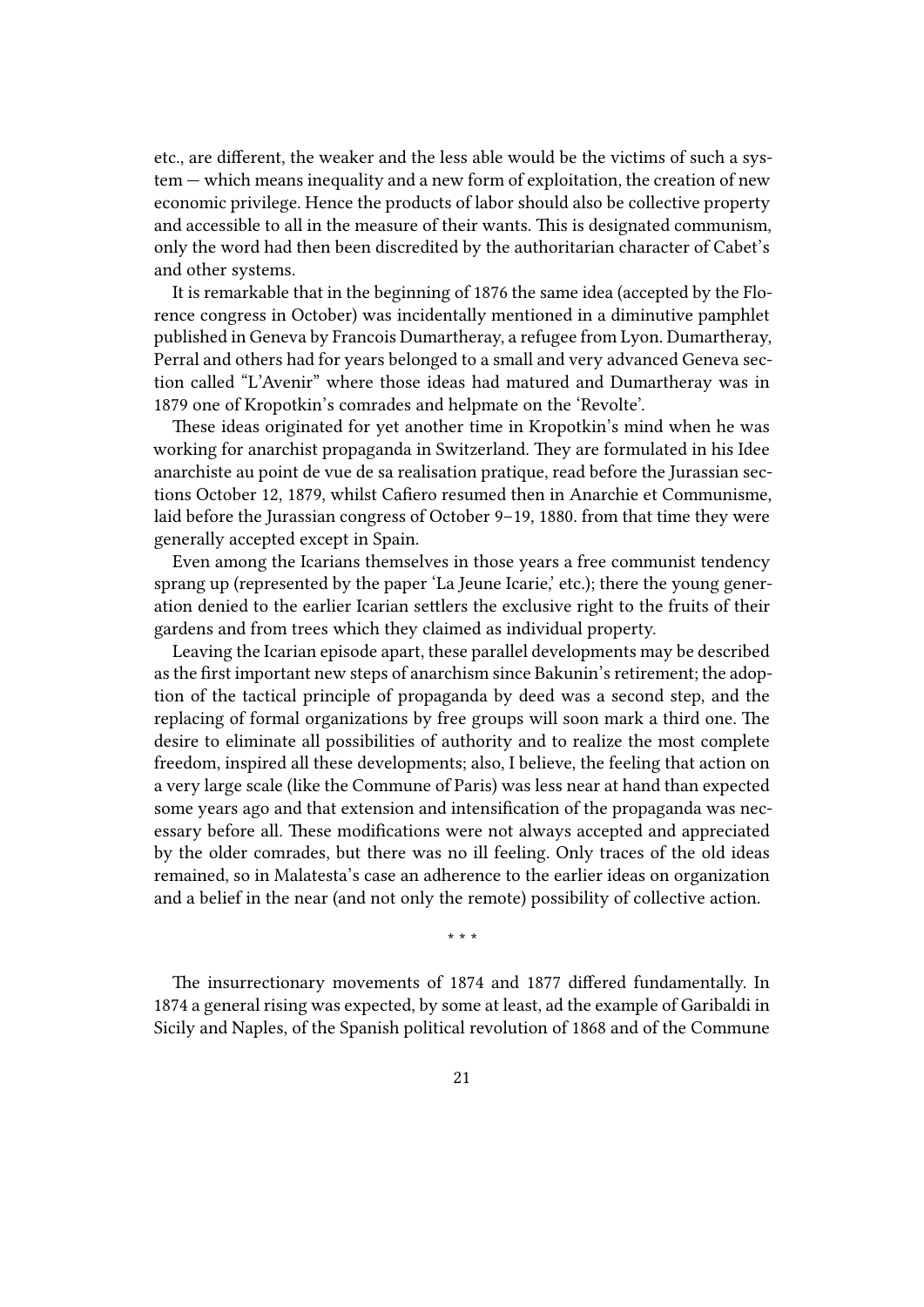etc., are different, the weaker and the less able would be the victims of such a system — which means inequality and a new form of exploitation, the creation of new economic privilege. Hence the products of labor should also be collective property and accessible to all in the measure of their wants. This is designated communism, only the word had then been discredited by the authoritarian character of Cabet's and other systems.

It is remarkable that in the beginning of 1876 the same idea (accepted by the Florence congress in October) was incidentally mentioned in a diminutive pamphlet published in Geneva by Francois Dumartheray, a refugee from Lyon. Dumartheray, Perral and others had for years belonged to a small and very advanced Geneva section called "L'Avenir" where those ideas had matured and Dumartheray was in 1879 one of Kropotkin's comrades and helpmate on the 'Revolte'.

These ideas originated for yet another time in Kropotkin's mind when he was working for anarchist propaganda in Switzerland. They are formulated in his Idee anarchiste au point de vue de sa realisation pratique, read before the Jurassian sections October 12, 1879, whilst Cafiero resumed then in Anarchie et Communisme, laid before the Jurassian congress of October 9–19, 1880. from that time they were generally accepted except in Spain.

Even among the Icarians themselves in those years a free communist tendency sprang up (represented by the paper 'La Jeune Icarie,' etc.); there the young generation denied to the earlier Icarian settlers the exclusive right to the fruits of their gardens and from trees which they claimed as individual property.

Leaving the Icarian episode apart, these parallel developments may be described as the first important new steps of anarchism since Bakunin's retirement; the adoption of the tactical principle of propaganda by deed was a second step, and the replacing of formal organizations by free groups will soon mark a third one. The desire to eliminate all possibilities of authority and to realize the most complete freedom, inspired all these developments; also, I believe, the feeling that action on a very large scale (like the Commune of Paris) was less near at hand than expected some years ago and that extension and intensification of the propaganda was necessary before all. These modifications were not always accepted and appreciated by the older comrades, but there was no ill feeling. Only traces of the old ideas remained, so in Malatesta's case an adherence to the earlier ideas on organization and a belief in the near (and not only the remote) possibility of collective action.

\* \* \*

The insurrectionary movements of 1874 and 1877 differed fundamentally. In 1874 a general rising was expected, by some at least, ad the example of Garibaldi in Sicily and Naples, of the Spanish political revolution of 1868 and of the Commune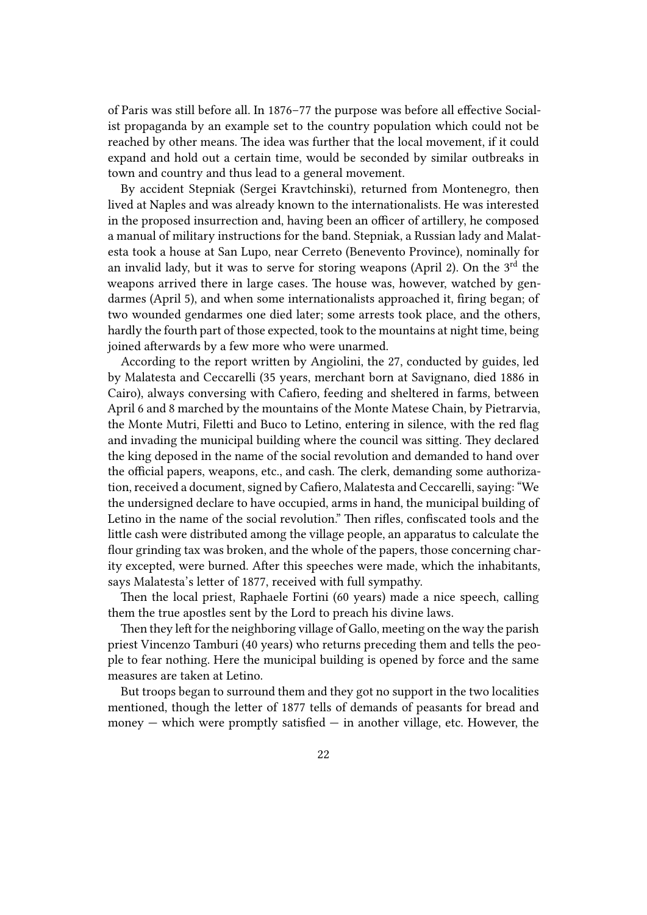of Paris was still before all. In 1876–77 the purpose was before all effective Socialist propaganda by an example set to the country population which could not be reached by other means. The idea was further that the local movement, if it could expand and hold out a certain time, would be seconded by similar outbreaks in town and country and thus lead to a general movement.

By accident Stepniak (Sergei Kravtchinski), returned from Montenegro, then lived at Naples and was already known to the internationalists. He was interested in the proposed insurrection and, having been an officer of artillery, he composed a manual of military instructions for the band. Stepniak, a Russian lady and Malatesta took a house at San Lupo, near Cerreto (Benevento Province), nominally for an invalid lady, but it was to serve for storing weapons (April 2). On the 3rd the weapons arrived there in large cases. The house was, however, watched by gendarmes (April 5), and when some internationalists approached it, firing began; of two wounded gendarmes one died later; some arrests took place, and the others, hardly the fourth part of those expected, took to the mountains at night time, being joined afterwards by a few more who were unarmed.

According to the report written by Angiolini, the 27, conducted by guides, led by Malatesta and Ceccarelli (35 years, merchant born at Savignano, died 1886 in Cairo), always conversing with Cafiero, feeding and sheltered in farms, between April 6 and 8 marched by the mountains of the Monte Matese Chain, by Pietrarvia, the Monte Mutri, Filetti and Buco to Letino, entering in silence, with the red flag and invading the municipal building where the council was sitting. They declared the king deposed in the name of the social revolution and demanded to hand over the official papers, weapons, etc., and cash. The clerk, demanding some authorization, received a document, signed by Cafiero, Malatesta and Ceccarelli, saying: "We the undersigned declare to have occupied, arms in hand, the municipal building of Letino in the name of the social revolution." Then rifles, confiscated tools and the little cash were distributed among the village people, an apparatus to calculate the flour grinding tax was broken, and the whole of the papers, those concerning charity excepted, were burned. After this speeches were made, which the inhabitants, says Malatesta's letter of 1877, received with full sympathy.

Then the local priest, Raphaele Fortini (60 years) made a nice speech, calling them the true apostles sent by the Lord to preach his divine laws.

Then they left for the neighboring village of Gallo, meeting on the way the parish priest Vincenzo Tamburi (40 years) who returns preceding them and tells the people to fear nothing. Here the municipal building is opened by force and the same measures are taken at Letino.

But troops began to surround them and they got no support in the two localities mentioned, though the letter of 1877 tells of demands of peasants for bread and money — which were promptly satisfied — in another village, etc. However, the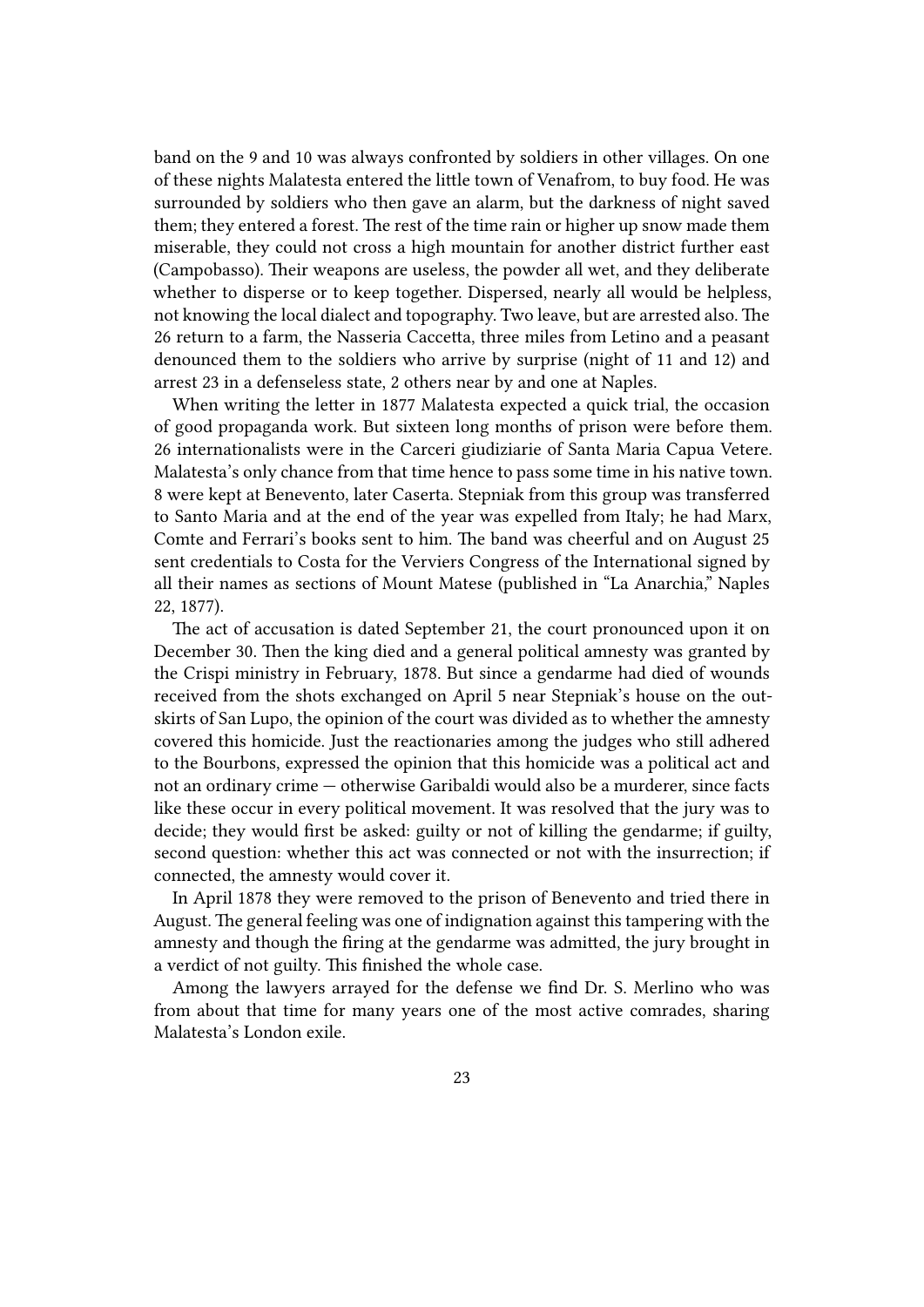band on the 9 and 10 was always confronted by soldiers in other villages. On one of these nights Malatesta entered the little town of Venafrom, to buy food. He was surrounded by soldiers who then gave an alarm, but the darkness of night saved them; they entered a forest. The rest of the time rain or higher up snow made them miserable, they could not cross a high mountain for another district further east (Campobasso). Their weapons are useless, the powder all wet, and they deliberate whether to disperse or to keep together. Dispersed, nearly all would be helpless, not knowing the local dialect and topography. Two leave, but are arrested also. The 26 return to a farm, the Nasseria Caccetta, three miles from Letino and a peasant denounced them to the soldiers who arrive by surprise (night of 11 and 12) and arrest 23 in a defenseless state, 2 others near by and one at Naples.

When writing the letter in 1877 Malatesta expected a quick trial, the occasion of good propaganda work. But sixteen long months of prison were before them. 26 internationalists were in the Carceri giudiziarie of Santa Maria Capua Vetere. Malatesta's only chance from that time hence to pass some time in his native town. 8 were kept at Benevento, later Caserta. Stepniak from this group was transferred to Santo Maria and at the end of the year was expelled from Italy; he had Marx, Comte and Ferrari's books sent to him. The band was cheerful and on August 25 sent credentials to Costa for the Verviers Congress of the International signed by all their names as sections of Mount Matese (published in "La Anarchia," Naples 22, 1877).

The act of accusation is dated September 21, the court pronounced upon it on December 30. Then the king died and a general political amnesty was granted by the Crispi ministry in February, 1878. But since a gendarme had died of wounds received from the shots exchanged on April 5 near Stepniak's house on the outskirts of San Lupo, the opinion of the court was divided as to whether the amnesty covered this homicide. Just the reactionaries among the judges who still adhered to the Bourbons, expressed the opinion that this homicide was a political act and not an ordinary crime — otherwise Garibaldi would also be a murderer, since facts like these occur in every political movement. It was resolved that the jury was to decide; they would first be asked: guilty or not of killing the gendarme; if guilty, second question: whether this act was connected or not with the insurrection; if connected, the amnesty would cover it.

In April 1878 they were removed to the prison of Benevento and tried there in August. The general feeling was one of indignation against this tampering with the amnesty and though the firing at the gendarme was admitted, the jury brought in a verdict of not guilty. This finished the whole case.

Among the lawyers arrayed for the defense we find Dr. S. Merlino who was from about that time for many years one of the most active comrades, sharing Malatesta's London exile.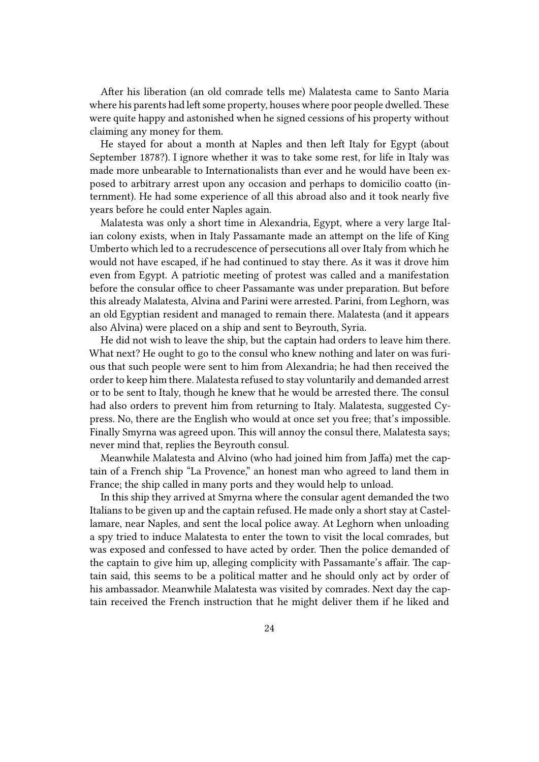After his liberation (an old comrade tells me) Malatesta came to Santo Maria where his parents had left some property, houses where poor people dwelled. These were quite happy and astonished when he signed cessions of his property without claiming any money for them.

He stayed for about a month at Naples and then left Italy for Egypt (about September 1878?). I ignore whether it was to take some rest, for life in Italy was made more unbearable to Internationalists than ever and he would have been exposed to arbitrary arrest upon any occasion and perhaps to domicilio coatto (internment). He had some experience of all this abroad also and it took nearly five years before he could enter Naples again.

Malatesta was only a short time in Alexandria, Egypt, where a very large Italian colony exists, when in Italy Passamante made an attempt on the life of King Umberto which led to a recrudescence of persecutions all over Italy from which he would not have escaped, if he had continued to stay there. As it was it drove him even from Egypt. A patriotic meeting of protest was called and a manifestation before the consular office to cheer Passamante was under preparation. But before this already Malatesta, Alvina and Parini were arrested. Parini, from Leghorn, was an old Egyptian resident and managed to remain there. Malatesta (and it appears also Alvina) were placed on a ship and sent to Beyrouth, Syria.

He did not wish to leave the ship, but the captain had orders to leave him there. What next? He ought to go to the consul who knew nothing and later on was furious that such people were sent to him from Alexandria; he had then received the order to keep him there. Malatesta refused to stay voluntarily and demanded arrest or to be sent to Italy, though he knew that he would be arrested there. The consul had also orders to prevent him from returning to Italy. Malatesta, suggested Cypress. No, there are the English who would at once set you free; that's impossible. Finally Smyrna was agreed upon. This will annoy the consul there, Malatesta says; never mind that, replies the Beyrouth consul.

Meanwhile Malatesta and Alvino (who had joined him from Jaffa) met the captain of a French ship "La Provence," an honest man who agreed to land them in France; the ship called in many ports and they would help to unload.

In this ship they arrived at Smyrna where the consular agent demanded the two Italians to be given up and the captain refused. He made only a short stay at Castellamare, near Naples, and sent the local police away. At Leghorn when unloading a spy tried to induce Malatesta to enter the town to visit the local comrades, but was exposed and confessed to have acted by order. Then the police demanded of the captain to give him up, alleging complicity with Passamante's affair. The captain said, this seems to be a political matter and he should only act by order of his ambassador. Meanwhile Malatesta was visited by comrades. Next day the captain received the French instruction that he might deliver them if he liked and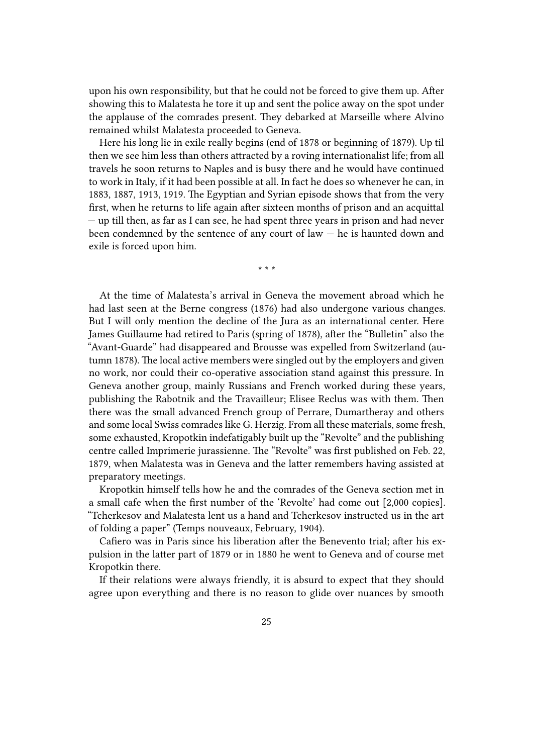upon his own responsibility, but that he could not be forced to give them up. After showing this to Malatesta he tore it up and sent the police away on the spot under the applause of the comrades present. They debarked at Marseille where Alvino remained whilst Malatesta proceeded to Geneva.

Here his long lie in exile really begins (end of 1878 or beginning of 1879). Up til then we see him less than others attracted by a roving internationalist life; from all travels he soon returns to Naples and is busy there and he would have continued to work in Italy, if it had been possible at all. In fact he does so whenever he can, in 1883, 1887, 1913, 1919. The Egyptian and Syrian episode shows that from the very first, when he returns to life again after sixteen months of prison and an acquittal — up till then, as far as I can see, he had spent three years in prison and had never been condemned by the sentence of any court of law — he is haunted down and exile is forced upon him.

\* \* \*

At the time of Malatesta's arrival in Geneva the movement abroad which he had last seen at the Berne congress (1876) had also undergone various changes. But I will only mention the decline of the Jura as an international center. Here James Guillaume had retired to Paris (spring of 1878), after the "Bulletin" also the "Avant-Guarde" had disappeared and Brousse was expelled from Switzerland (autumn 1878). The local active members were singled out by the employers and given no work, nor could their co-operative association stand against this pressure. In Geneva another group, mainly Russians and French worked during these years, publishing the Rabotnik and the Travailleur; Elisee Reclus was with them. Then there was the small advanced French group of Perrare, Dumartheray and others and some local Swiss comrades like G. Herzig. From all these materials, some fresh, some exhausted, Kropotkin indefatigably built up the "Revolte" and the publishing centre called Imprimerie jurassienne. The "Revolte" was first published on Feb. 22, 1879, when Malatesta was in Geneva and the latter remembers having assisted at preparatory meetings.

Kropotkin himself tells how he and the comrades of the Geneva section met in a small cafe when the first number of the 'Revolte' had come out [2,000 copies]. "Tcherkesov and Malatesta lent us a hand and Tcherkesov instructed us in the art of folding a paper" (Temps nouveaux, February, 1904).

Cafiero was in Paris since his liberation after the Benevento trial; after his expulsion in the latter part of 1879 or in 1880 he went to Geneva and of course met Kropotkin there.

If their relations were always friendly, it is absurd to expect that they should agree upon everything and there is no reason to glide over nuances by smooth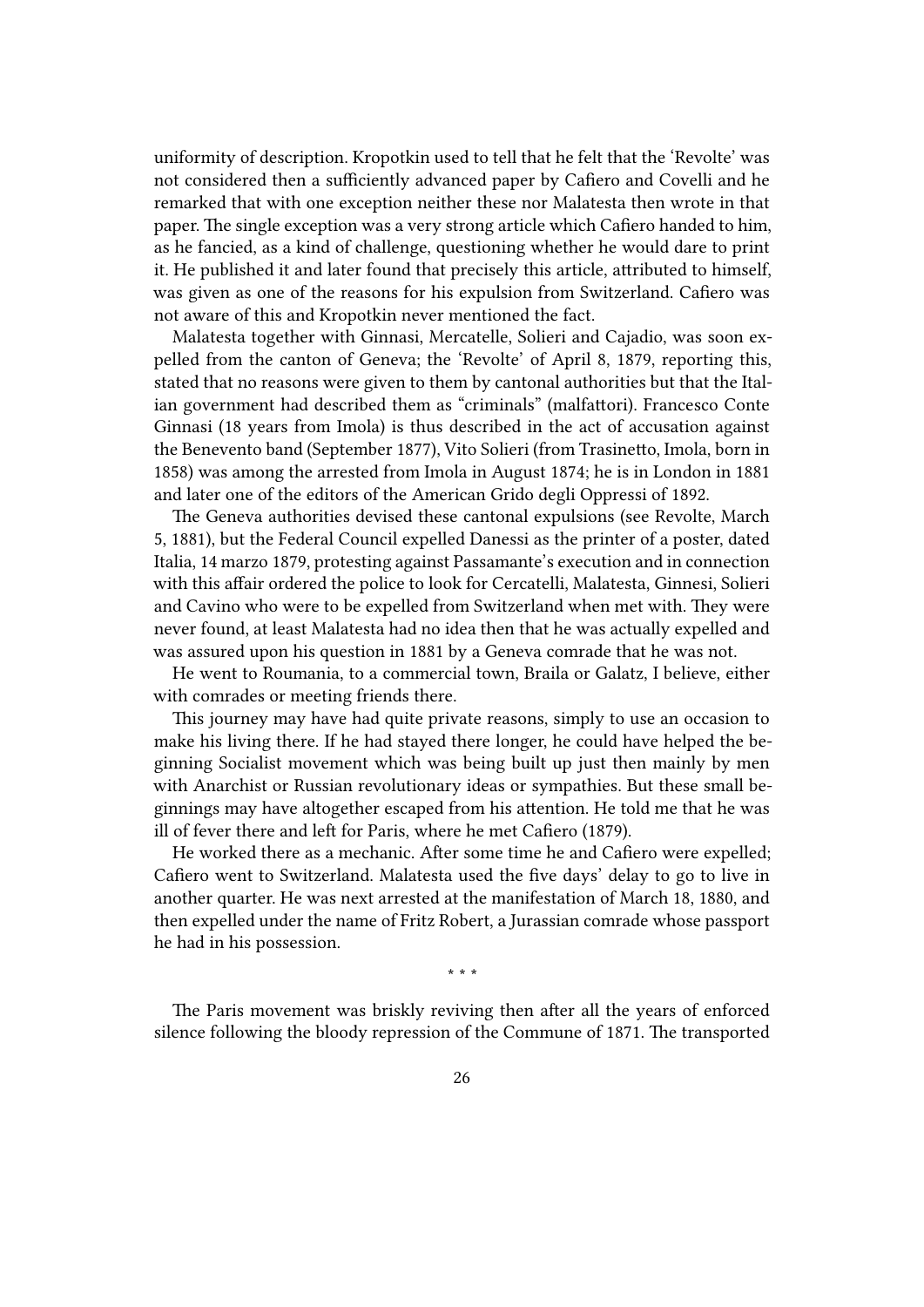uniformity of description. Kropotkin used to tell that he felt that the 'Revolte' was not considered then a sufficiently advanced paper by Cafiero and Covelli and he remarked that with one exception neither these nor Malatesta then wrote in that paper. The single exception was a very strong article which Cafiero handed to him, as he fancied, as a kind of challenge, questioning whether he would dare to print it. He published it and later found that precisely this article, attributed to himself, was given as one of the reasons for his expulsion from Switzerland. Cafiero was not aware of this and Kropotkin never mentioned the fact.

Malatesta together with Ginnasi, Mercatelle, Solieri and Cajadio, was soon expelled from the canton of Geneva; the 'Revolte' of April 8, 1879, reporting this, stated that no reasons were given to them by cantonal authorities but that the Italian government had described them as "criminals" (malfattori). Francesco Conte Ginnasi (18 years from Imola) is thus described in the act of accusation against the Benevento band (September 1877), Vito Solieri (from Trasinetto, Imola, born in 1858) was among the arrested from Imola in August 1874; he is in London in 1881 and later one of the editors of the American Grido degli Oppressi of 1892.

The Geneva authorities devised these cantonal expulsions (see Revolte, March 5, 1881), but the Federal Council expelled Danessi as the printer of a poster, dated Italia, 14 marzo 1879, protesting against Passamante's execution and in connection with this affair ordered the police to look for Cercatelli, Malatesta, Ginnesi, Solieri and Cavino who were to be expelled from Switzerland when met with. They were never found, at least Malatesta had no idea then that he was actually expelled and was assured upon his question in 1881 by a Geneva comrade that he was not.

He went to Roumania, to a commercial town, Braila or Galatz, I believe, either with comrades or meeting friends there.

This journey may have had quite private reasons, simply to use an occasion to make his living there. If he had stayed there longer, he could have helped the beginning Socialist movement which was being built up just then mainly by men with Anarchist or Russian revolutionary ideas or sympathies. But these small beginnings may have altogether escaped from his attention. He told me that he was ill of fever there and left for Paris, where he met Cafiero (1879).

He worked there as a mechanic. After some time he and Cafiero were expelled; Cafiero went to Switzerland. Malatesta used the five days' delay to go to live in another quarter. He was next arrested at the manifestation of March 18, 1880, and then expelled under the name of Fritz Robert, a Jurassian comrade whose passport he had in his possession.

\* \* \*

The Paris movement was briskly reviving then after all the years of enforced silence following the bloody repression of the Commune of 1871. The transported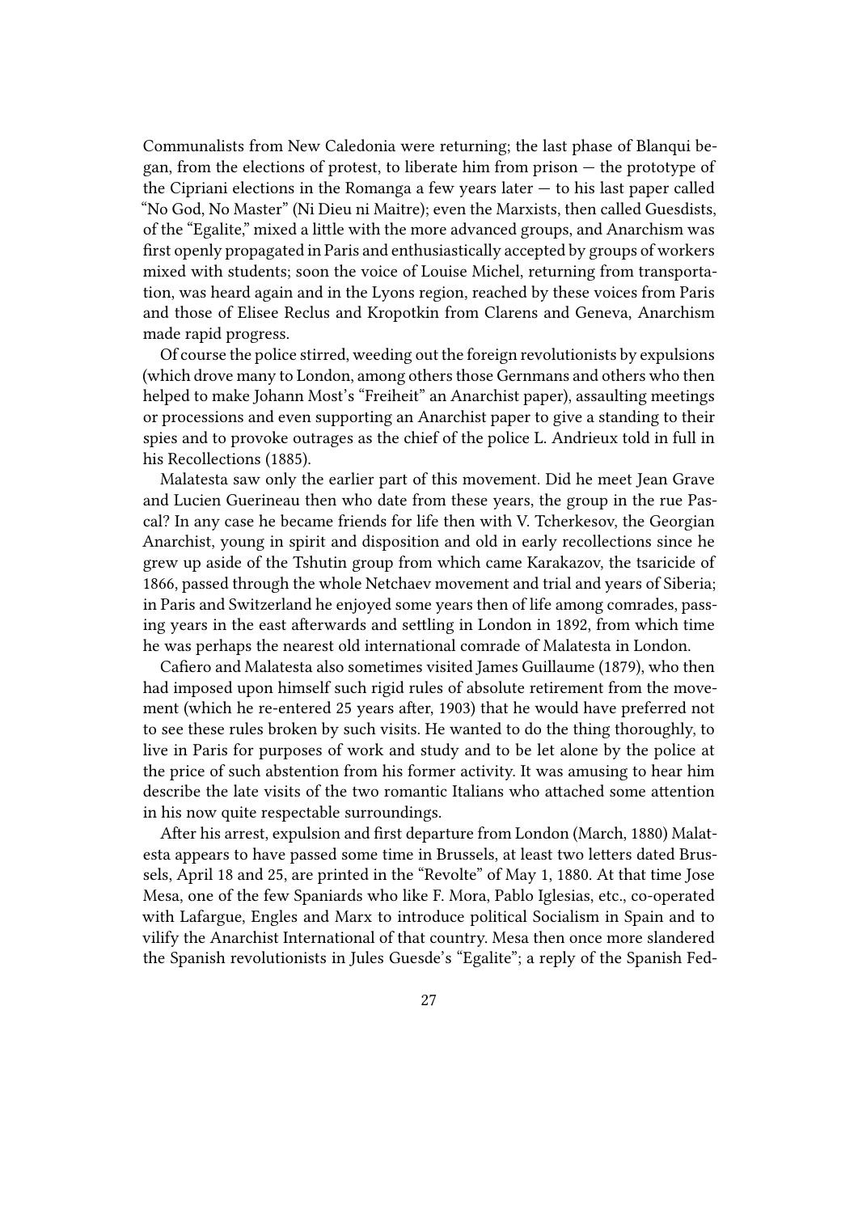Communalists from New Caledonia were returning; the last phase of Blanqui began, from the elections of protest, to liberate him from prison — the prototype of the Cipriani elections in the Romanga a few years later — to his last paper called "No God, No Master" (Ni Dieu ni Maitre); even the Marxists, then called Guesdists, of the "Egalite," mixed a little with the more advanced groups, and Anarchism was first openly propagated in Paris and enthusiastically accepted by groups of workers mixed with students; soon the voice of Louise Michel, returning from transportation, was heard again and in the Lyons region, reached by these voices from Paris and those of Elisee Reclus and Kropotkin from Clarens and Geneva, Anarchism made rapid progress.

Of course the police stirred, weeding out the foreign revolutionists by expulsions (which drove many to London, among others those Gernmans and others who then helped to make Johann Most's "Freiheit" an Anarchist paper), assaulting meetings or processions and even supporting an Anarchist paper to give a standing to their spies and to provoke outrages as the chief of the police L. Andrieux told in full in his Recollections (1885).

Malatesta saw only the earlier part of this movement. Did he meet Jean Grave and Lucien Guerineau then who date from these years, the group in the rue Pascal? In any case he became friends for life then with V. Tcherkesov, the Georgian Anarchist, young in spirit and disposition and old in early recollections since he grew up aside of the Tshutin group from which came Karakazov, the tsaricide of 1866, passed through the whole Netchaev movement and trial and years of Siberia; in Paris and Switzerland he enjoyed some years then of life among comrades, passing years in the east afterwards and settling in London in 1892, from which time he was perhaps the nearest old international comrade of Malatesta in London.

Cafiero and Malatesta also sometimes visited James Guillaume (1879), who then had imposed upon himself such rigid rules of absolute retirement from the movement (which he re-entered 25 years after, 1903) that he would have preferred not to see these rules broken by such visits. He wanted to do the thing thoroughly, to live in Paris for purposes of work and study and to be let alone by the police at the price of such abstention from his former activity. It was amusing to hear him describe the late visits of the two romantic Italians who attached some attention in his now quite respectable surroundings.

After his arrest, expulsion and first departure from London (March, 1880) Malatesta appears to have passed some time in Brussels, at least two letters dated Brussels, April 18 and 25, are printed in the "Revolte" of May 1, 1880. At that time Jose Mesa, one of the few Spaniards who like F. Mora, Pablo Iglesias, etc., co-operated with Lafargue, Engles and Marx to introduce political Socialism in Spain and to vilify the Anarchist International of that country. Mesa then once more slandered the Spanish revolutionists in Jules Guesde's "Egalite"; a reply of the Spanish Fed-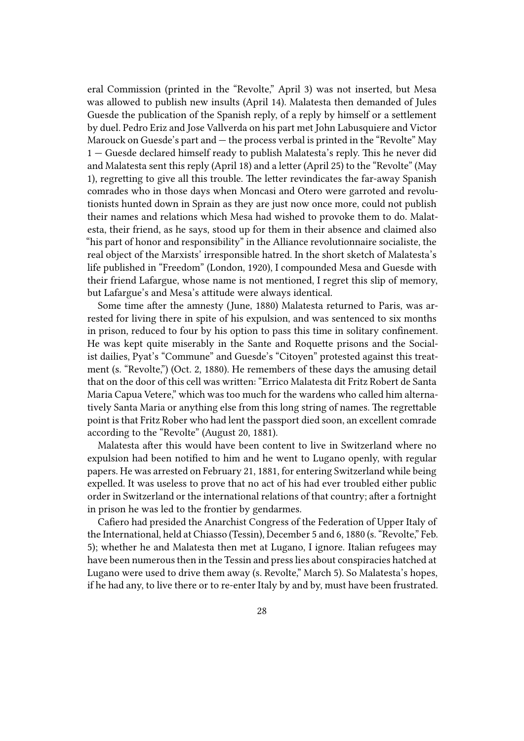eral Commission (printed in the "Revolte," April 3) was not inserted, but Mesa was allowed to publish new insults (April 14). Malatesta then demanded of Jules Guesde the publication of the Spanish reply, of a reply by himself or a settlement by duel. Pedro Eriz and Jose Vallverda on his part met John Labusquiere and Victor Marouck on Guesde's part and — the process verbal is printed in the "Revolte" May 1 — Guesde declared himself ready to publish Malatesta's reply. This he never did and Malatesta sent this reply (April 18) and a letter (April 25) to the "Revolte" (May 1), regretting to give all this trouble. The letter revindicates the far-away Spanish comrades who in those days when Moncasi and Otero were garroted and revolutionists hunted down in Sprain as they are just now once more, could not publish their names and relations which Mesa had wished to provoke them to do. Malatesta, their friend, as he says, stood up for them in their absence and claimed also "his part of honor and responsibility" in the Alliance revolutionnaire socialiste, the real object of the Marxists' irresponsible hatred. In the short sketch of Malatesta's life published in "Freedom" (London, 1920), I compounded Mesa and Guesde with their friend Lafargue, whose name is not mentioned, I regret this slip of memory, but Lafargue's and Mesa's attitude were always identical.

Some time after the amnesty (June, 1880) Malatesta returned to Paris, was arrested for living there in spite of his expulsion, and was sentenced to six months in prison, reduced to four by his option to pass this time in solitary confinement. He was kept quite miserably in the Sante and Roquette prisons and the Socialist dailies, Pyat's "Commune" and Guesde's "Citoyen" protested against this treatment (s. "Revolte,") (Oct. 2, 1880). He remembers of these days the amusing detail that on the door of this cell was written: "Errico Malatesta dit Fritz Robert de Santa Maria Capua Vetere," which was too much for the wardens who called him alternatively Santa Maria or anything else from this long string of names. The regrettable point is that Fritz Rober who had lent the passport died soon, an excellent comrade according to the "Revolte" (August 20, 1881).

Malatesta after this would have been content to live in Switzerland where no expulsion had been notified to him and he went to Lugano openly, with regular papers. He was arrested on February 21, 1881, for entering Switzerland while being expelled. It was useless to prove that no act of his had ever troubled either public order in Switzerland or the international relations of that country; after a fortnight in prison he was led to the frontier by gendarmes.

Cafiero had presided the Anarchist Congress of the Federation of Upper Italy of the International, held at Chiasso (Tessin), December 5 and 6, 1880 (s. "Revolte," Feb. 5); whether he and Malatesta then met at Lugano, I ignore. Italian refugees may have been numerous then in the Tessin and press lies about conspiracies hatched at Lugano were used to drive them away (s. Revolte," March 5). So Malatesta's hopes, if he had any, to live there or to re-enter Italy by and by, must have been frustrated.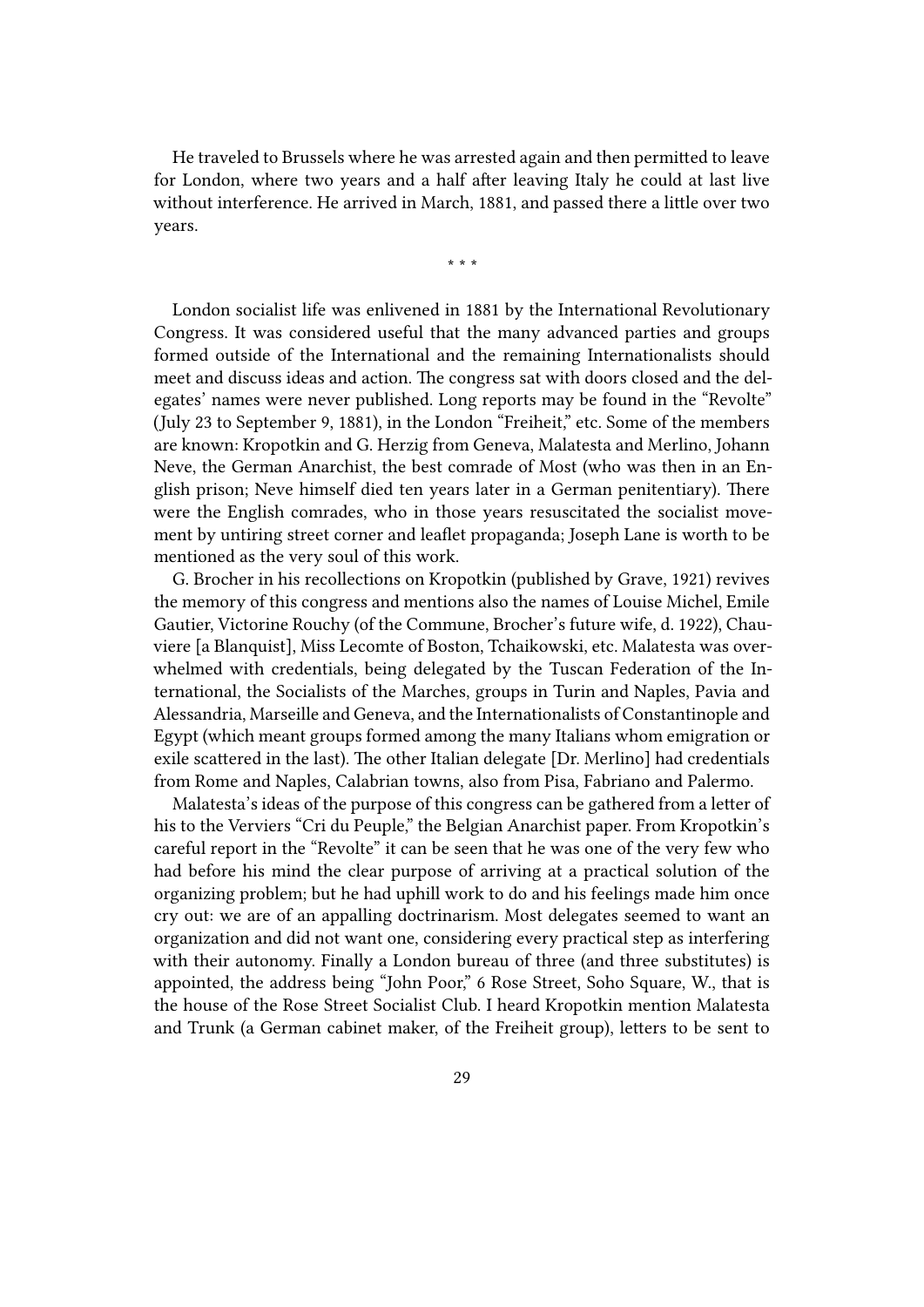He traveled to Brussels where he was arrested again and then permitted to leave for London, where two years and a half after leaving Italy he could at last live without interference. He arrived in March, 1881, and passed there a little over two years.

* * *

London socialist life was enlivened in 1881 by the International Revolutionary Congress. It was considered useful that the many advanced parties and groups formed outside of the International and the remaining Internationalists should meet and discuss ideas and action. The congress sat with doors closed and the delegates' names were never published. Long reports may be found in the "Revolte" (July 23 to September 9, 1881), in the London "Freiheit," etc. Some of the members are known: Kropotkin and G. Herzig from Geneva, Malatesta and Merlino, Johann Neve, the German Anarchist, the best comrade of Most (who was then in an English prison; Neve himself died ten years later in a German penitentiary). There were the English comrades, who in those years resuscitated the socialist movement by untiring street corner and leaflet propaganda; Joseph Lane is worth to be mentioned as the very soul of this work.

G. Brocher in his recollections on Kropotkin (published by Grave, 1921) revives the memory of this congress and mentions also the names of Louise Michel, Emile Gautier, Victorine Rouchy (of the Commune, Brocher's future wife, d. 1922), Chauviere [a Blanquist], Miss Lecomte of Boston, Tchaikowski, etc. Malatesta was overwhelmed with credentials, being delegated by the Tuscan Federation of the International, the Socialists of the Marches, groups in Turin and Naples, Pavia and Alessandria, Marseille and Geneva, and the Internationalists of Constantinople and Egypt (which meant groups formed among the many Italians whom emigration or exile scattered in the last). The other Italian delegate [Dr. Merlino] had credentials from Rome and Naples, Calabrian towns, also from Pisa, Fabriano and Palermo.

Malatesta's ideas of the purpose of this congress can be gathered from a letter of his to the Verviers "Cri du Peuple," the Belgian Anarchist paper. From Kropotkin's careful report in the "Revolte" it can be seen that he was one of the very few who had before his mind the clear purpose of arriving at a practical solution of the organizing problem; but he had uphill work to do and his feelings made him once cry out: we are of an appalling doctrinarism. Most delegates seemed to want an organization and did not want one, considering every practical step as interfering with their autonomy. Finally a London bureau of three (and three substitutes) is appointed, the address being "John Poor," 6 Rose Street, Soho Square, W., that is the house of the Rose Street Socialist Club. I heard Kropotkin mention Malatesta and Trunk (a German cabinet maker, of the Freiheit group), letters to be sent to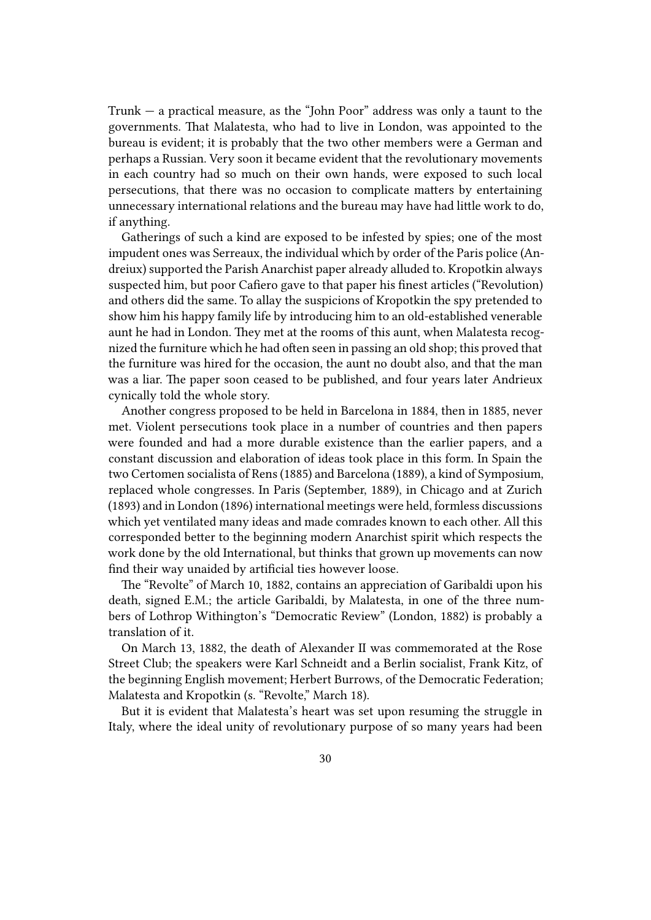Trunk — a practical measure, as the "John Poor" address was only a taunt to the governments. That Malatesta, who had to live in London, was appointed to the bureau is evident; it is probably that the two other members were a German and perhaps a Russian. Very soon it became evident that the revolutionary movements in each country had so much on their own hands, were exposed to such local persecutions, that there was no occasion to complicate matters by entertaining unnecessary international relations and the bureau may have had little work to do, if anything.

Gatherings of such a kind are exposed to be infested by spies; one of the most impudent ones was Serreaux, the individual which by order of the Paris police (Andreiux) supported the Parish Anarchist paper already alluded to. Kropotkin always suspected him, but poor Cafiero gave to that paper his finest articles ("Revolution) and others did the same. To allay the suspicions of Kropotkin the spy pretended to show him his happy family life by introducing him to an old-established venerable aunt he had in London. They met at the rooms of this aunt, when Malatesta recognized the furniture which he had often seen in passing an old shop; this proved that the furniture was hired for the occasion, the aunt no doubt also, and that the man was a liar. The paper soon ceased to be published, and four years later Andrieux cynically told the whole story.

Another congress proposed to be held in Barcelona in 1884, then in 1885, never met. Violent persecutions took place in a number of countries and then papers were founded and had a more durable existence than the earlier papers, and a constant discussion and elaboration of ideas took place in this form. In Spain the two Certomen socialista of Rens (1885) and Barcelona (1889), a kind of Symposium, replaced whole congresses. In Paris (September, 1889), in Chicago and at Zurich (1893) and in London (1896) international meetings were held, formless discussions which yet ventilated many ideas and made comrades known to each other. All this corresponded better to the beginning modern Anarchist spirit which respects the work done by the old International, but thinks that grown up movements can now find their way unaided by artificial ties however loose.

The "Revolte" of March 10, 1882, contains an appreciation of Garibaldi upon his death, signed E.M.; the article Garibaldi, by Malatesta, in one of the three numbers of Lothrop Withington's "Democratic Review" (London, 1882) is probably a translation of it.

On March 13, 1882, the death of Alexander II was commemorated at the Rose Street Club; the speakers were Karl Schneidt and a Berlin socialist, Frank Kitz, of the beginning English movement; Herbert Burrows, of the Democratic Federation; Malatesta and Kropotkin (s. "Revolte," March 18).

But it is evident that Malatesta's heart was set upon resuming the struggle in Italy, where the ideal unity of revolutionary purpose of so many years had been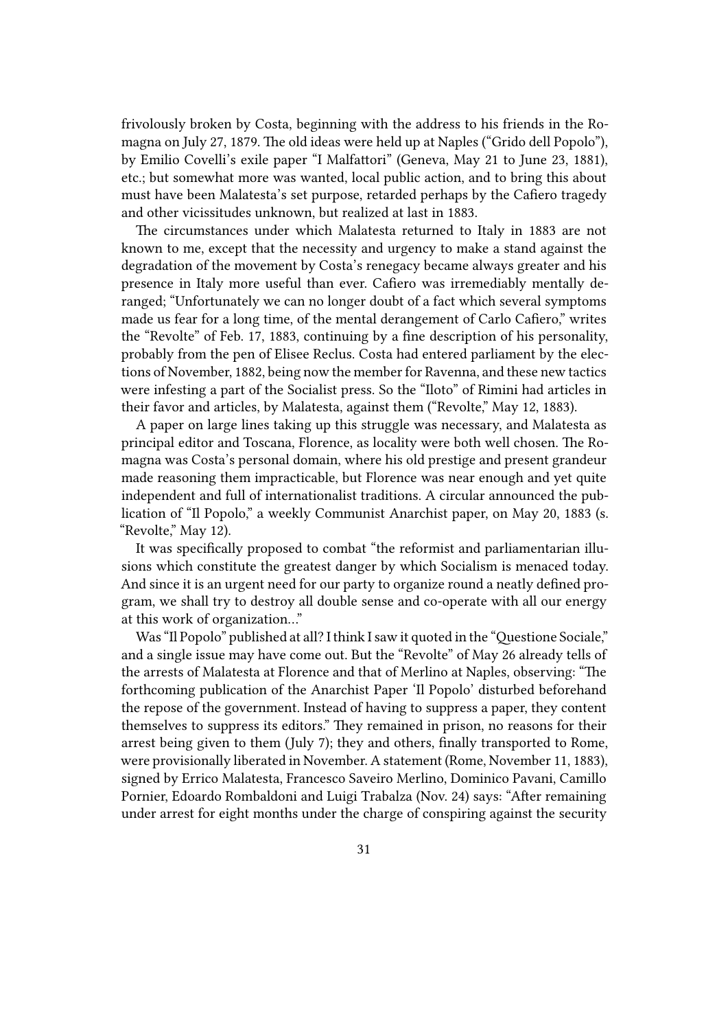frivolously broken by Costa, beginning with the address to his friends in the Romagna on July 27, 1879. The old ideas were held up at Naples ("Grido dell Popolo"), by Emilio Covelli's exile paper "I Malfattori" (Geneva, May 21 to June 23, 1881), etc.; but somewhat more was wanted, local public action, and to bring this about must have been Malatesta's set purpose, retarded perhaps by the Cafiero tragedy and other vicissitudes unknown, but realized at last in 1883.

The circumstances under which Malatesta returned to Italy in 1883 are not known to me, except that the necessity and urgency to make a stand against the degradation of the movement by Costa's renegacy became always greater and his presence in Italy more useful than ever. Cafiero was irremediably mentally deranged; "Unfortunately we can no longer doubt of a fact which several symptoms made us fear for a long time, of the mental derangement of Carlo Cafiero," writes the "Revolte" of Feb. 17, 1883, continuing by a fine description of his personality, probably from the pen of Elisee Reclus. Costa had entered parliament by the elections of November, 1882, being now the member for Ravenna, and these new tactics were infesting a part of the Socialist press. So the "Iloto" of Rimini had articles in their favor and articles, by Malatesta, against them ("Revolte," May 12, 1883).

A paper on large lines taking up this struggle was necessary, and Malatesta as principal editor and Toscana, Florence, as locality were both well chosen. The Romagna was Costa's personal domain, where his old prestige and present grandeur made reasoning them impracticable, but Florence was near enough and yet quite independent and full of internationalist traditions. A circular announced the publication of "Il Popolo," a weekly Communist Anarchist paper, on May 20, 1883 (s. "Revolte," May 12).

It was specifically proposed to combat "the reformist and parliamentarian illusions which constitute the greatest danger by which Socialism is menaced today. And since it is an urgent need for our party to organize round a neatly defined program, we shall try to destroy all double sense and co-operate with all our energy at this work of organization…"

Was "Il Popolo" published at all? I think I saw it quoted in the "Questione Sociale," and a single issue may have come out. But the "Revolte" of May 26 already tells of the arrests of Malatesta at Florence and that of Merlino at Naples, observing: "The forthcoming publication of the Anarchist Paper 'Il Popolo' disturbed beforehand the repose of the government. Instead of having to suppress a paper, they content themselves to suppress its editors." They remained in prison, no reasons for their arrest being given to them (July 7); they and others, finally transported to Rome, were provisionally liberated in November. A statement (Rome, November 11, 1883), signed by Errico Malatesta, Francesco Saveiro Merlino, Dominico Pavani, Camillo Pornier, Edoardo Rombaldoni and Luigi Trabalza (Nov. 24) says: "After remaining under arrest for eight months under the charge of conspiring against the security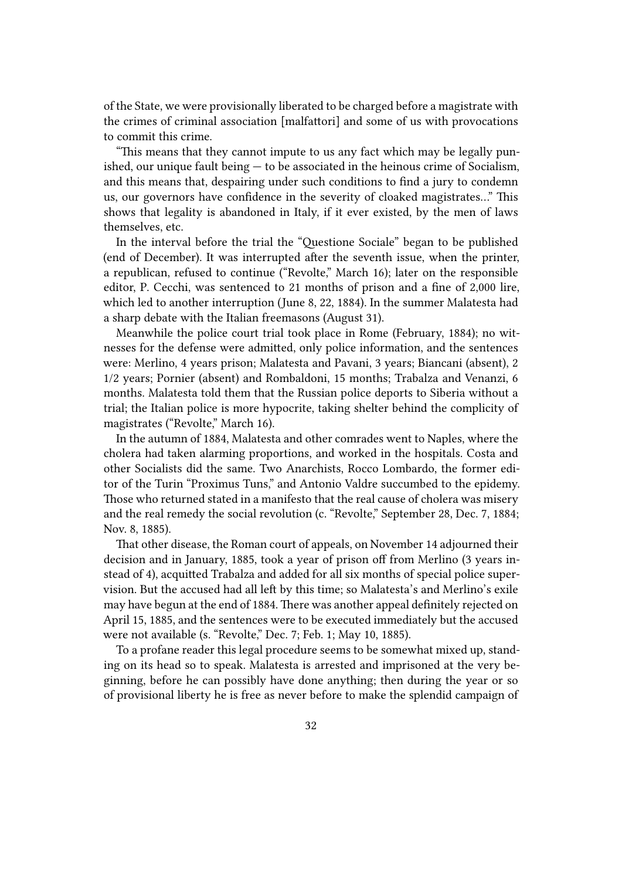of the State, we were provisionally liberated to be charged before a magistrate with the crimes of criminal association [malfattori] and some of us with provocations to commit this crime.

"This means that they cannot impute to us any fact which may be legally punished, our unique fault being — to be associated in the heinous crime of Socialism, and this means that, despairing under such conditions to find a jury to condemn us, our governors have confidence in the severity of cloaked magistrates…" This shows that legality is abandoned in Italy, if it ever existed, by the men of laws themselves, etc.

In the interval before the trial the "Questione Sociale" began to be published (end of December). It was interrupted after the seventh issue, when the printer, a republican, refused to continue ("Revolte," March 16); later on the responsible editor, P. Cecchi, was sentenced to 21 months of prison and a fine of 2,000 lire, which led to another interruption (June 8, 22, 1884). In the summer Malatesta had a sharp debate with the Italian freemasons (August 31).

Meanwhile the police court trial took place in Rome (February, 1884); no witnesses for the defense were admitted, only police information, and the sentences were: Merlino, 4 years prison; Malatesta and Pavani, 3 years; Biancani (absent), 2 1/2 years; Pornier (absent) and Rombaldoni, 15 months; Trabalza and Venanzi, 6 months. Malatesta told them that the Russian police deports to Siberia without a trial; the Italian police is more hypocrite, taking shelter behind the complicity of magistrates ("Revolte," March 16).

In the autumn of 1884, Malatesta and other comrades went to Naples, where the cholera had taken alarming proportions, and worked in the hospitals. Costa and other Socialists did the same. Two Anarchists, Rocco Lombardo, the former editor of the Turin "Proximus Tuns," and Antonio Valdre succumbed to the epidemy. Those who returned stated in a manifesto that the real cause of cholera was misery and the real remedy the social revolution (c. "Revolte," September 28, Dec. 7, 1884; Nov. 8, 1885).

That other disease, the Roman court of appeals, on November 14 adjourned their decision and in January, 1885, took a year of prison off from Merlino (3 years instead of 4), acquitted Trabalza and added for all six months of special police supervision. But the accused had all left by this time; so Malatesta's and Merlino's exile may have begun at the end of 1884. There was another appeal definitely rejected on April 15, 1885, and the sentences were to be executed immediately but the accused were not available (s. "Revolte," Dec. 7; Feb. 1; May 10, 1885).

To a profane reader this legal procedure seems to be somewhat mixed up, standing on its head so to speak. Malatesta is arrested and imprisoned at the very beginning, before he can possibly have done anything; then during the year or so of provisional liberty he is free as never before to make the splendid campaign of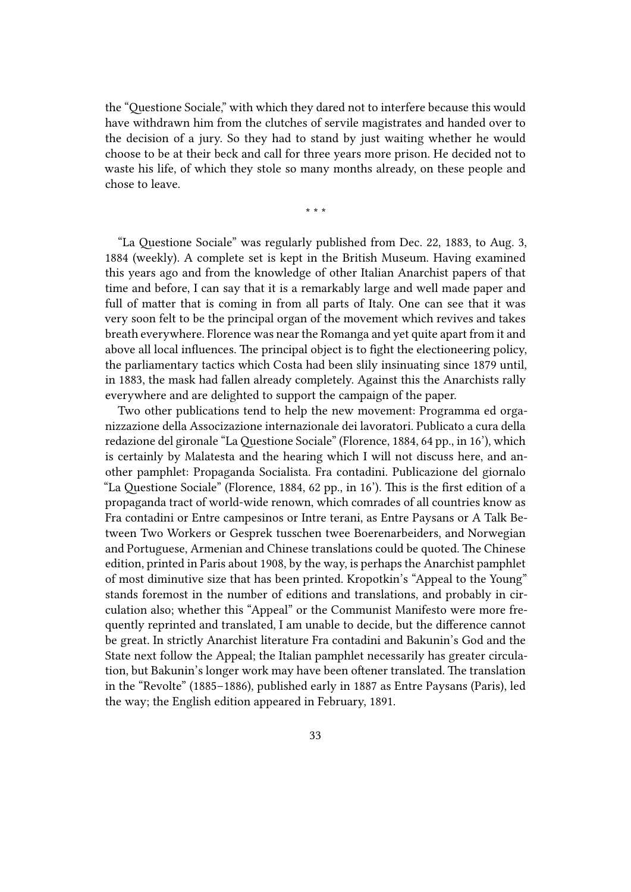the "Questione Sociale," with which they dared not to interfere because this would have withdrawn him from the clutches of servile magistrates and handed over to the decision of a jury. So they had to stand by just waiting whether he would choose to be at their beck and call for three years more prison. He decided not to waste his life, of which they stole so many months already, on these people and chose to leave.

\* \* \*

"La Questione Sociale" was regularly published from Dec. 22, 1883, to Aug. 3, 1884 (weekly). A complete set is kept in the British Museum. Having examined this years ago and from the knowledge of other Italian Anarchist papers of that time and before, I can say that it is a remarkably large and well made paper and full of matter that is coming in from all parts of Italy. One can see that it was very soon felt to be the principal organ of the movement which revives and takes breath everywhere. Florence was near the Romanga and yet quite apart from it and above all local influences. The principal object is to fight the electioneering policy, the parliamentary tactics which Costa had been slily insinuating since 1879 until, in 1883, the mask had fallen already completely. Against this the Anarchists rally everywhere and are delighted to support the campaign of the paper.

Two other publications tend to help the new movement: Programma ed organizzazione della Associazione internazionale dei lavoratori. Publicato a cura della redazione del gironale "La Questione Sociale" (Florence, 1884, 64 pp., in 16'), which is certainly by Malatesta and the hearing which I will not discuss here, and another pamphlet: Propaganda Socialista. Fra contadini. Publicazione del giornalo "La Questione Sociale" (Florence, 1884, 62 pp., in 16'). This is the first edition of a propaganda tract of world-wide renown, which comrades of all countries know as Fra contadini or Entre campesinos or Intre terani, as Entre Paysans or A Talk Between Two Workers or Gesprek tusschen twee Boerenarbeiders, and Norwegian and Portuguese, Armenian and Chinese translations could be quoted. The Chinese edition, printed in Paris about 1908, by the way, is perhaps the Anarchist pamphlet of most diminutive size that has been printed. Kropotkin's "Appeal to the Young" stands foremost in the number of editions and translations, and probably in circulation also; whether this "Appeal" or the Communist Manifesto were more frequently reprinted and translated, I am unable to decide, but the difference cannot be great. In strictly Anarchist literature Fra contadini and Bakunin's God and the State next follow the Appeal; the Italian pamphlet necessarily has greater circulation, but Bakunin's longer work may have been oftener translated. The translation in the "Revolte" (1885–1886), published early in 1887 as Entre Paysans (Paris), led the way; the English edition appeared in February, 1891.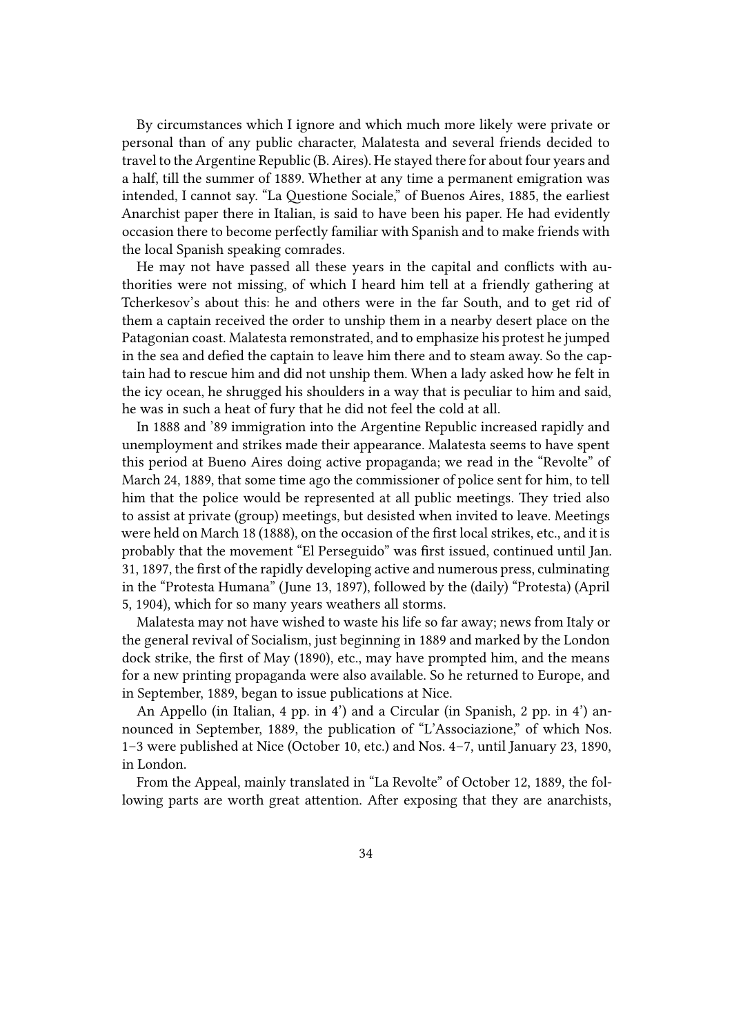By circumstances which I ignore and which much more likely were private or personal than of any public character, Malatesta and several friends decided to travel to the Argentine Republic (B. Aires). He stayed there for about four years and a half, till the summer of 1889. Whether at any time a permanent emigration was intended, I cannot say. "La Questione Sociale," of Buenos Aires, 1885, the earliest Anarchist paper there in Italian, is said to have been his paper. He had evidently occasion there to become perfectly familiar with Spanish and to make friends with the local Spanish speaking comrades.

He may not have passed all these years in the capital and conflicts with authorities were not missing, of which I heard him tell at a friendly gathering at Tcherkesov's about this: he and others were in the far South, and to get rid of them a captain received the order to unship them in a nearby desert place on the Patagonian coast. Malatesta remonstrated, and to emphasize his protest he jumped in the sea and defied the captain to leave him there and to steam away. So the captain had to rescue him and did not unship them. When a lady asked how he felt in the icy ocean, he shrugged his shoulders in a way that is peculiar to him and said, he was in such a heat of fury that he did not feel the cold at all.

In 1888 and '89 immigration into the Argentine Republic increased rapidly and unemployment and strikes made their appearance. Malatesta seems to have spent this period at Bueno Aires doing active propaganda; we read in the "Revolte" of March 24, 1889, that some time ago the commissioner of police sent for him, to tell him that the police would be represented at all public meetings. They tried also to assist at private (group) meetings, but desisted when invited to leave. Meetings were held on March 18 (1888), on the occasion of the first local strikes, etc., and it is probably that the movement "El Perseguido" was first issued, continued until Jan. 31, 1897, the first of the rapidly developing active and numerous press, culminating in the "Protesta Humana" (June 13, 1897), followed by the (daily) "Protesta) (April 5, 1904), which for so many years weathers all storms.

Malatesta may not have wished to waste his life so far away; news from Italy or the general revival of Socialism, just beginning in 1889 and marked by the London dock strike, the first of May (1890), etc., may have prompted him, and the means for a new printing propaganda were also available. So he returned to Europe, and in September, 1889, began to issue publications at Nice.

An Appello (in Italian, 4 pp. in 4') and a Circular (in Spanish, 2 pp. in 4') announced in September, 1889, the publication of "L'Associazione," of which Nos. 1–3 were published at Nice (October 10, etc.) and Nos. 4–7, until January 23, 1890, in London.

From the Appeal, mainly translated in "La Revolte" of October 12, 1889, the following parts are worth great attention. After exposing that they are anarchists,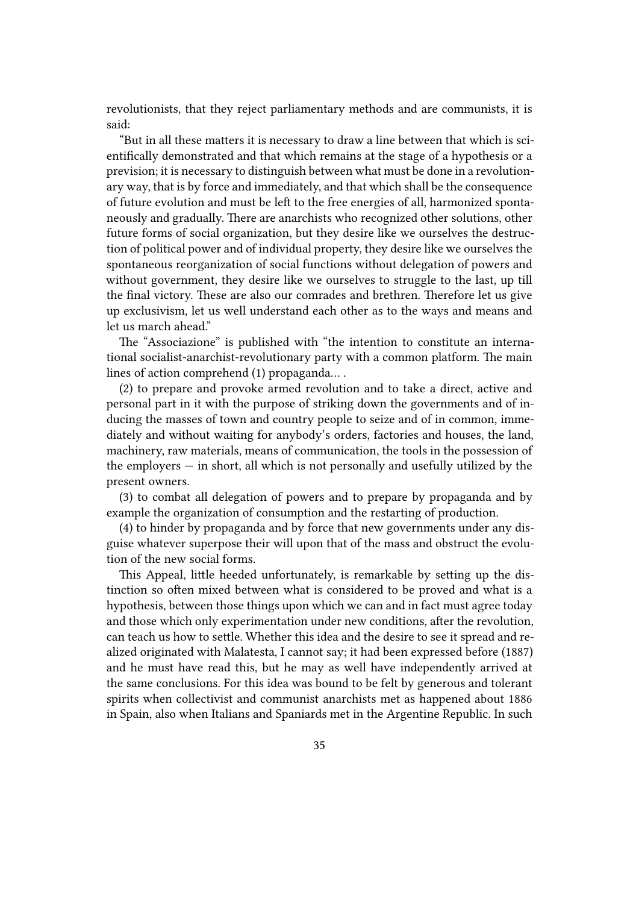revolutionists, that they reject parliamentary methods and are communists, it is said:

"But in all these matters it is necessary to draw a line between that which is scientifically demonstrated and that which remains at the stage of a hypothesis or a prevision; it is necessary to distinguish between what must be done in a revolutionary way, that is by force and immediately, and that which shall be the consequence of future evolution and must be left to the free energies of all, harmonized spontaneously and gradually. There are anarchists who recognized other solutions, other future forms of social organization, but they desire like we ourselves the destruction of political power and of individual property, they desire like we ourselves the spontaneous reorganization of social functions without delegation of powers and without government, they desire like we ourselves to struggle to the last, up till the final victory. These are also our comrades and brethren. Therefore let us give up exclusivism, let us well understand each other as to the ways and means and let us march ahead."

The "Associazione" is published with "the intention to constitute an international socialist-anarchist-revolutionary party with a common platform. The main lines of action comprehend (1) propaganda… .

(2) to prepare and provoke armed revolution and to take a direct, active and personal part in it with the purpose of striking down the governments and of inducing the masses of town and country people to seize and of in common, immediately and without waiting for anybody's orders, factories and houses, the land, machinery, raw materials, means of communication, the tools in the possession of the employers — in short, all which is not personally and usefully utilized by the present owners.

(3) to combat all delegation of powers and to prepare by propaganda and by example the organization of consumption and the restarting of production.

(4) to hinder by propaganda and by force that new governments under any disguise whatever superpose their will upon that of the mass and obstruct the evolution of the new social forms.

This Appeal, little heeded unfortunately, is remarkable by setting up the distinction so often mixed between what is considered to be proved and what is a hypothesis, between those things upon which we can and in fact must agree today and those which only experimentation under new conditions, after the revolution, can teach us how to settle. Whether this idea and the desire to see it spread and realized originated with Malatesta, I cannot say; it had been expressed before (1887) and he must have read this, but he may as well have independently arrived at the same conclusions. For this idea was bound to be felt by generous and tolerant spirits when collectivist and communist anarchists met as happened about 1886 in Spain, also when Italians and Spaniards met in the Argentine Republic. In such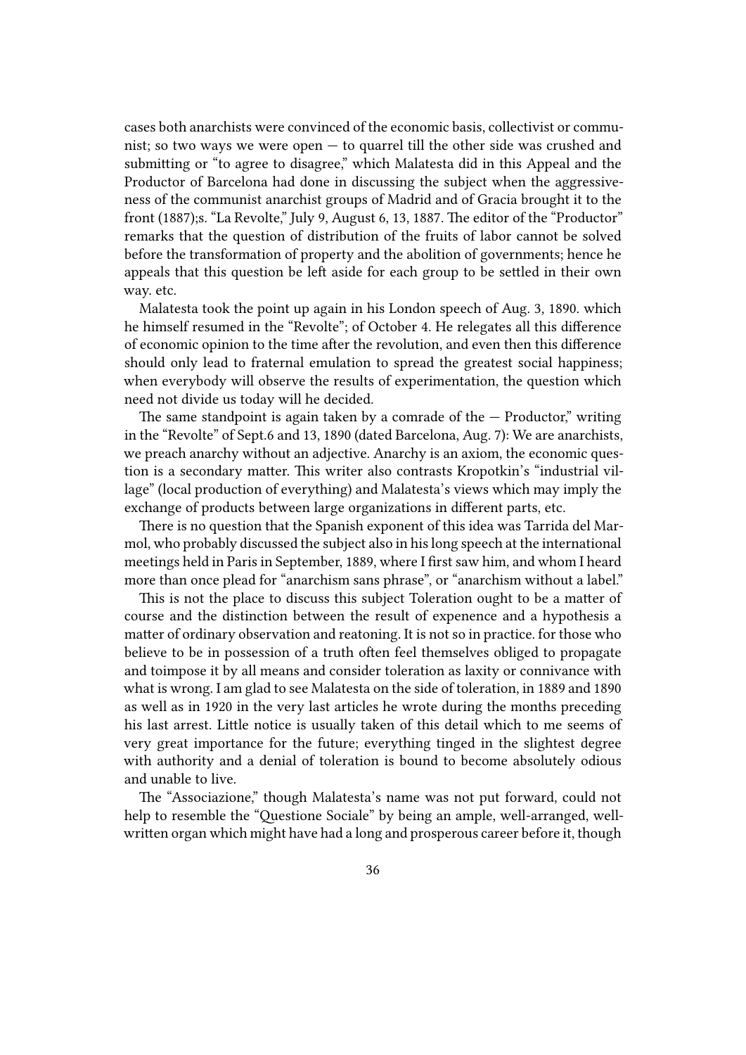cases both anarchists were convinced of the economic basis, collectivist or communist; so two ways we were open — to quarrel till the other side was crushed and submitting or "to agree to disagree," which Malatesta did in this Appeal and the Productor of Barcelona had done in discussing the subject when the aggressiveness of the communist anarchist groups of Madrid and of Gracia brought it to the front (1887);s. "La Revolte," July 9, August 6, 13, 1887. The editor of the "Productor" remarks that the question of distribution of the fruits of labor cannot be solved before the transformation of property and the abolition of governments; hence he appeals that this question be left aside for each group to be settled in their own way. etc.

Malatesta took the point up again in his London speech of Aug. 3, 1890. which he himself resumed in the "Revolte"; of October 4. He relegates all this difference of economic opinion to the time after the revolution, and even then this difference should only lead to fraternal emulation to spread the greatest social happiness; when everybody will observe the results of experimentation, the question which need not divide us today will he decided.

The same standpoint is again taken by a comrade of the — Productor," writing in the "Revolte" of Sept.6 and 13, 1890 (dated Barcelona, Aug. 7): We are anarchists, we preach anarchy without an adjective. Anarchy is an axiom, the economic question is a secondary matter. This writer also contrasts Kropotkin's "industrial village" (local production of everything) and Malatesta's views which may imply the exchange of products between large organizations in different parts, etc.

There is no question that the Spanish exponent of this idea was Tarrida del Marmol, who probably discussed the subject also in his long speech at the international meetings held in Paris in September, 1889, where I first saw him, and whom I heard more than once plead for "anarchism sans phrase", or "anarchism without a label."

This is not the place to discuss this subject Toleration ought to be a matter of course and the distinction between the result of expenence and a hypothesis a matter of ordinary observation and reatoning. It is not so in practice. for those who believe to be in possession of a truth often feel themselves obliged to propagate and toimpose it by all means and consider toleration as laxity or connivance with what is wrong. I am glad to see Malatesta on the side of toleration, in 1889 and 1890 as well as in 1920 in the very last articles he wrote during the months preceding his last arrest. Little notice is usually taken of this detail which to me seems of very great importance for the future; everything tinged in the slightest degree with authority and a denial of toleration is bound to become absolutely odious and unable to live.

The "Associazione," though Malatesta's name was not put forward, could not help to resemble the "Questione Sociale" by being an ample, well-arranged, well-written organ which might have had a long and prosperous career before it, though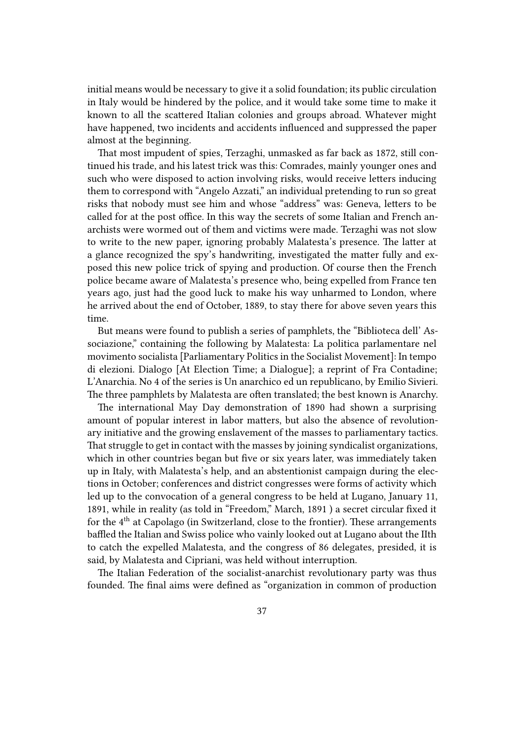initial means would be necessary to give it a solid foundation; its public circulation in Italy would be hindered by the police, and it would take some time to make it known to all the scattered Italian colonies and groups abroad. Whatever might have happened, two incidents and accidents influenced and suppressed the paper almost at the beginning.

That most impudent of spies, Terzaghi, unmasked as far back as 1872, still continued his trade, and his latest trick was this: Comrades, mainly younger ones and such who were disposed to action involving risks, would receive letters inducing them to correspond with "Angelo Azzati," an individual pretending to run so great risks that nobody must see him and whose "address" was: Geneva, letters to be called for at the post office. In this way the secrets of some Italian and French anarchists were wormed out of them and victims were made. Terzaghi was not slow to write to the new paper, ignoring probably Malatesta's presence. The latter at a glance recognized the spy's handwriting, investigated the matter fully and exposed this new police trick of spying and production. Of course then the French police became aware of Malatesta's presence who, being expelled from France ten years ago, just had the good luck to make his way unharmed to London, where he arrived about the end of October, 1889, to stay there for above seven years this time.

But means were found to publish a series of pamphlets, the "Biblioteca dell' Associazione," containing the following by Malatesta: La politica parlamentare nel movimento socialista [Parliamentary Politics in the Socialist Movement]: In tempo di elezioni. Dialogo [At Election Time; a Dialogue]; a reprint of Fra Contadine; L'Anarchia. No 4 of the series is Un anarchico ed un republicano, by Emilio Sivieri. The three pamphlets by Malatesta are often translated; the best known is Anarchy.

The international May Day demonstration of 1890 had shown a surprising amount of popular interest in labor matters, but also the absence of revolutionary initiative and the growing enslavement of the masses to parliamentary tactics. That struggle to get in contact with the masses by joining syndicalist organizations, which in other countries began but five or six years later, was immediately taken up in Italy, with Malatesta's help, and an abstentionist campaign during the elections in October; conferences and district congresses were forms of activity which led up to the convocation of a general congress to be held at Lugano, January 11, 1891, while in reality (as told in "Freedom," March, 1891 ) a secret circular fixed it for the 4th at Capolago (in Switzerland, close to the frontier). These arrangements baffled the Italian and Swiss police who vainly looked out at Lugano about the IIth to catch the expelled Malatesta, and the congress of 86 delegates, presided, it is said, by Malatesta and Cipriani, was held without interruption.

The Italian Federation of the socialist-anarchist revolutionary party was thus founded. The final aims were defined as "organization in common of production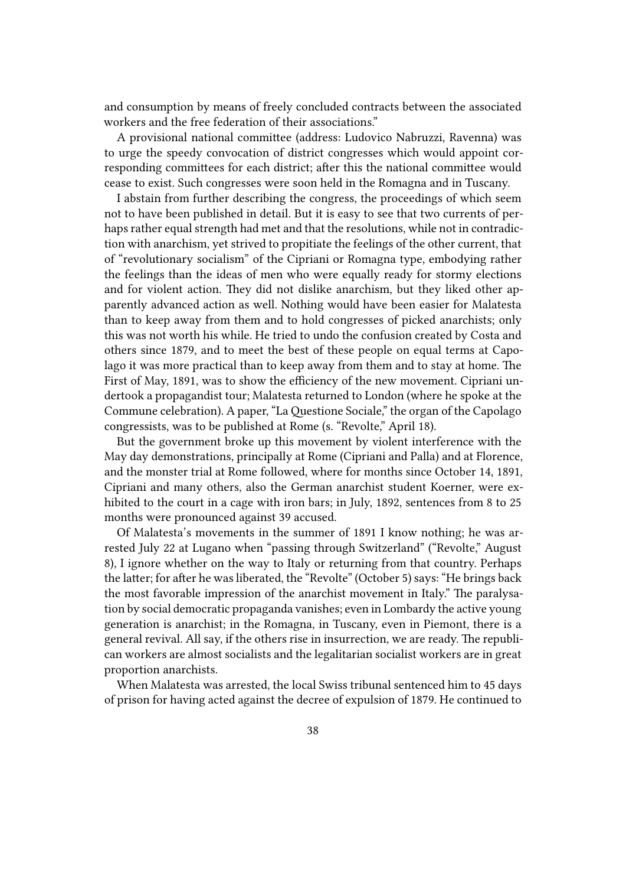and consumption by means of freely concluded contracts between the associated workers and the free federation of their associations."

A provisional national committee (address: Ludovico Nabruzzi, Ravenna) was to urge the speedy convocation of district congresses which would appoint corresponding committees for each district; after this the national committee would cease to exist. Such congresses were soon held in the Romagna and in Tuscany.

I abstain from further describing the congress, the proceedings of which seem not to have been published in detail. But it is easy to see that two currents of perhaps rather equal strength had met and that the resolutions, while not in contradiction with anarchism, yet strived to propitiate the feelings of the other current, that of "revolutionary socialism" of the Cipriani or Romagna type, embodying rather the feelings than the ideas of men who were equally ready for stormy elections and for violent action. They did not dislike anarchism, but they liked other apparently advanced action as well. Nothing would have been easier for Malatesta than to keep away from them and to hold congresses of picked anarchists; only this was not worth his while. He tried to undo the confusion created by Costa and others since 1879, and to meet the best of these people on equal terms at Capolago it was more practical than to keep away from them and to stay at home. The First of May, 1891, was to show the efficiency of the new movement. Cipriani undertook a propagandist tour; Malatesta returned to London (where he spoke at the Commune celebration). A paper, "La Questione Sociale," the organ of the Capolago congressists, was to be published at Rome (s. "Revolte," April 18).

But the government broke up this movement by violent interference with the May day demonstrations, principally at Rome (Cipriani and Palla) and at Florence, and the monster trial at Rome followed, where for months since October 14, 1891, Cipriani and many others, also the German anarchist student Koerner, were exhibited to the court in a cage with iron bars; in July, 1892, sentences from 8 to 25 months were pronounced against 39 accused.

Of Malatesta's movements in the summer of 1891 I know nothing; he was arrested July 22 at Lugano when "passing through Switzerland" ("Revolte," August 8), I ignore whether on the way to Italy or returning from that country. Perhaps the latter; for after he was liberated, the "Revolte" (October 5) says: "He brings back the most favorable impression of the anarchist movement in Italy." The paralysation by social democratic propaganda vanishes; even in Lombardy the active young generation is anarchist; in the Romagna, in Tuscany, even in Piemont, there is a general revival. All say, if the others rise in insurrection, we are ready. The republican workers are almost socialists and the legalitarian socialist workers are in great proportion anarchists.

When Malatesta was arrested, the local Swiss tribunal sentenced him to 45 days of prison for having acted against the decree of expulsion of 1879. He continued to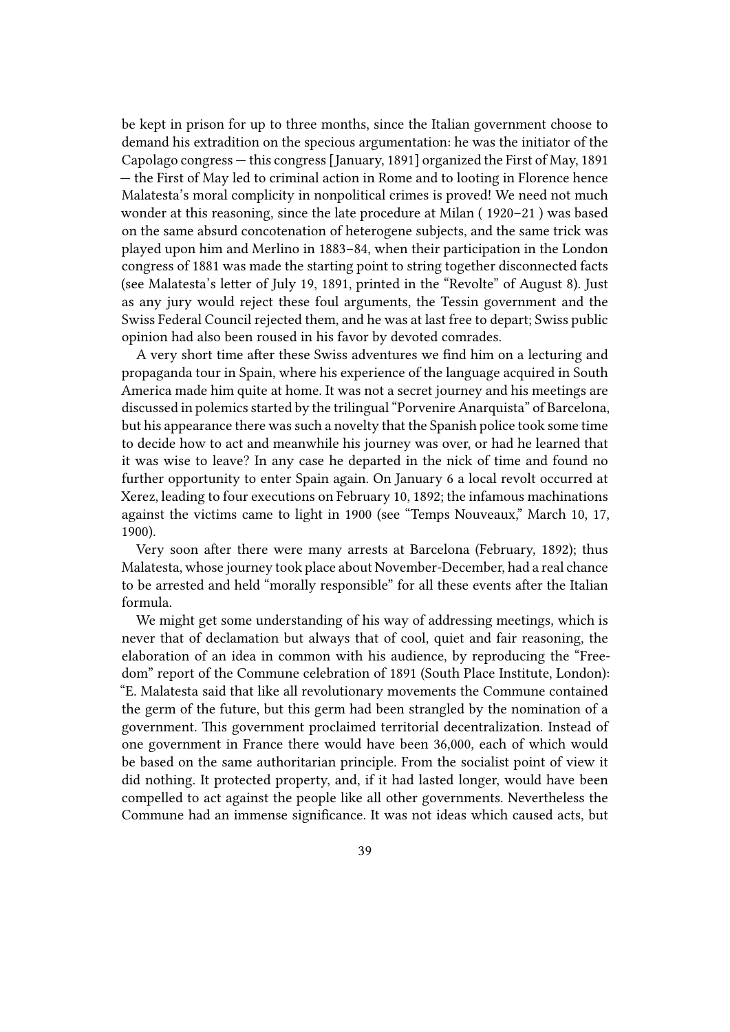be kept in prison for up to three months, since the Italian government choose to demand his extradition on the specious argumentation: he was the initiator of the Capolago congress — this congress [January, 1891] organized the First of May, 1891 — the First of May led to criminal action in Rome and to looting in Florence hence Malatesta's moral complicity in nonpolitical crimes is proved! We need not much wonder at this reasoning, since the late procedure at Milan ( 1920–21 ) was based on the same absurd concotenation of heterogene subjects, and the same trick was played upon him and Merlino in 1883–84, when their participation in the London congress of 1881 was made the starting point to string together disconnected facts (see Malatesta's letter of July 19, 1891, printed in the "Revolte" of August 8). Just as any jury would reject these foul arguments, the Tessin government and the Swiss Federal Council rejected them, and he was at last free to depart; Swiss public opinion had also been roused in his favor by devoted comrades.

A very short time after these Swiss adventures we find him on a lecturing and propaganda tour in Spain, where his experience of the language acquired in South America made him quite at home. It was not a secret journey and his meetings are discussed in polemics started by the trilingual "Porvenire Anarquista" of Barcelona, but his appearance there was such a novelty that the Spanish police took some time to decide how to act and meanwhile his journey was over, or had he learned that it was wise to leave? In any case he departed in the nick of time and found no further opportunity to enter Spain again. On January 6 a local revolt occurred at Xerez, leading to four executions on February 10, 1892; the infamous machinations against the victims came to light in 1900 (see "Temps Nouveaux," March 10, 17, 1900).

Very soon after there were many arrests at Barcelona (February, 1892); thus Malatesta, whose journey took place about November-December, had a real chance to be arrested and held "morally responsible" for all these events after the Italian formula.

We might get some understanding of his way of addressing meetings, which is never that of declamation but always that of cool, quiet and fair reasoning, the elaboration of an idea in common with his audience, by reproducing the "Freedom" report of the Commune celebration of 1891 (South Place Institute, London): "E. Malatesta said that like all revolutionary movements the Commune contained the germ of the future, but this germ had been strangled by the nomination of a government. This government proclaimed territorial decentralization. Instead of one government in France there would have been 36,000, each of which would be based on the same authoritarian principle. From the socialist point of view it did nothing. It protected property, and, if it had lasted longer, would have been compelled to act against the people like all other governments. Nevertheless the Commune had an immense significance. It was not ideas which caused acts, but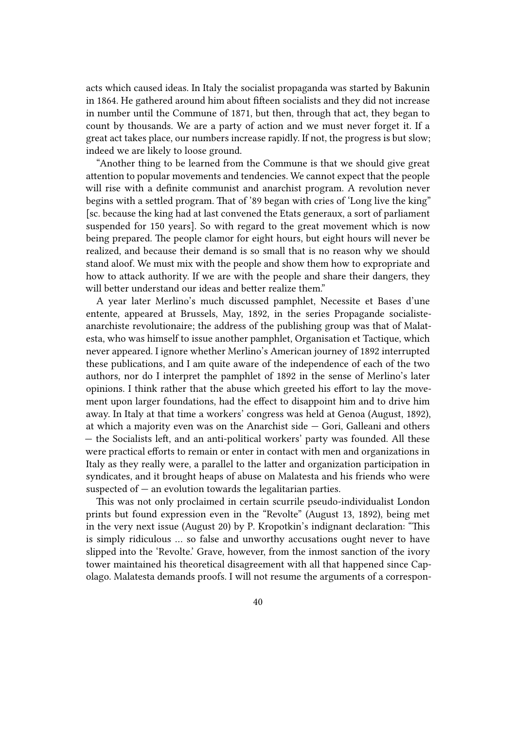acts which caused ideas. In Italy the socialist propaganda was started by Bakunin in 1864. He gathered around him about fifteen socialists and they did not increase in number until the Commune of 1871, but then, through that act, they began to count by thousands. We are a party of action and we must never forget it. If a great act takes place, our numbers increase rapidly. If not, the progress is but slow; indeed we are likely to loose ground.

"Another thing to be learned from the Commune is that we should give great attention to popular movements and tendencies. We cannot expect that the people will rise with a definite communist and anarchist program. A revolution never begins with a settled program. That of '89 began with cries of 'Long live the king" [sc. because the king had at last convened the Etats generaux, a sort of parliament suspended for 150 years]. So with regard to the great movement which is now being prepared. The people clamor for eight hours, but eight hours will never be realized, and because their demand is so small that is no reason why we should stand aloof. We must mix with the people and show them how to expropriate and how to attack authority. If we are with the people and share their dangers, they will better understand our ideas and better realize them."

A year later Merlino's much discussed pamphlet, Necessite et Bases d'une entente, appeared at Brussels, May, 1892, in the series Propagande socialiste-anarchiste revolutionaire; the address of the publishing group was that of Malatesta, who was himself to issue another pamphlet, Organisation et Tactique, which never appeared. I ignore whether Merlino's American journey of 1892 interrupted these publications, and I am quite aware of the independence of each of the two authors, nor do I interpret the pamphlet of 1892 in the sense of Merlino's later opinions. I think rather that the abuse which greeted his effort to lay the movement upon larger foundations, had the effect to disappoint him and to drive him away. In Italy at that time a workers' congress was held at Genoa (August, 1892), at which a majority even was on the Anarchist side — Gori, Galleani and others — the Socialists left, and an anti-political workers' party was founded. All these were practical efforts to remain or enter in contact with men and organizations in Italy as they really were, a parallel to the latter and organization participation in syndicates, and it brought heaps of abuse on Malatesta and his friends who were suspected of — an evolution towards the legalitarian parties.

This was not only proclaimed in certain scurrile pseudo-individualist London prints but found expression even in the "Revolte" (August 13, 1892), being met in the very next issue (August 20) by P. Kropotkin's indignant declaration: "This is simply ridiculous … so false and unworthy accusations ought never to have slipped into the 'Revolte.' Grave, however, from the inmost sanction of the ivory tower maintained his theoretical disagreement with all that happened since Capolago. Malatesta demands proofs. I will not resume the arguments of a correspon-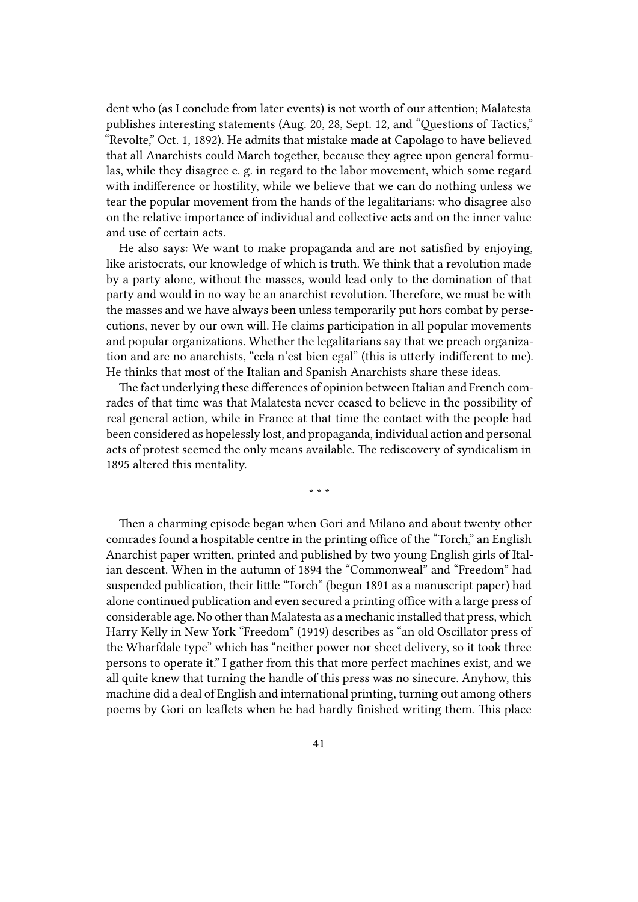dent who (as I conclude from later events) is not worth of our attention; Malatesta publishes interesting statements (Aug. 20, 28, Sept. 12, and "Questions of Tactics," "Revolte," Oct. 1, 1892). He admits that mistake made at Capolago to have believed that all Anarchists could March together, because they agree upon general formulas, while they disagree e. g. in regard to the labor movement, which some regard with indifference or hostility, while we believe that we can do nothing unless we tear the popular movement from the hands of the legalitarians: who disagree also on the relative importance of individual and collective acts and on the inner value and use of certain acts.

He also says: We want to make propaganda and are not satisfied by enjoying, like aristocrats, our knowledge of which is truth. We think that a revolution made by a party alone, without the masses, would lead only to the domination of that party and would in no way be an anarchist revolution. Therefore, we must be with the masses and we have always been unless temporarily put hors combat by persecutions, never by our own will. He claims participation in all popular movements and popular organizations. Whether the legalitarians say that we preach organization and are no anarchists, "cela n'est bien egal" (this is utterly indifferent to me). He thinks that most of the Italian and Spanish Anarchists share these ideas.

The fact underlying these differences of opinion between Italian and French comrades of that time was that Malatesta never ceased to believe in the possibility of real general action, while in France at that time the contact with the people had been considered as hopelessly lost, and propaganda, individual action and personal acts of protest seemed the only means available. The rediscovery of syndicalism in 1895 altered this mentality.

\* \* \*

Then a charming episode began when Gori and Milano and about twenty other comrades found a hospitable centre in the printing office of the "Torch," an English Anarchist paper written, printed and published by two young English girls of Italian descent. When in the autumn of 1894 the "Commonweal" and "Freedom" had suspended publication, their little "Torch" (begun 1891 as a manuscript paper) had alone continued publication and even secured a printing office with a large press of considerable age. No other than Malatesta as a mechanic installed that press, which Harry Kelly in New York "Freedom" (1919) describes as "an old Oscillator press of the Wharfdale type" which has "neither power nor sheet delivery, so it took three persons to operate it." I gather from this that more perfect machines exist, and we all quite knew that turning the handle of this press was no sinecure. Anyhow, this machine did a deal of English and international printing, turning out among others poems by Gori on leaflets when he had hardly finished writing them. This place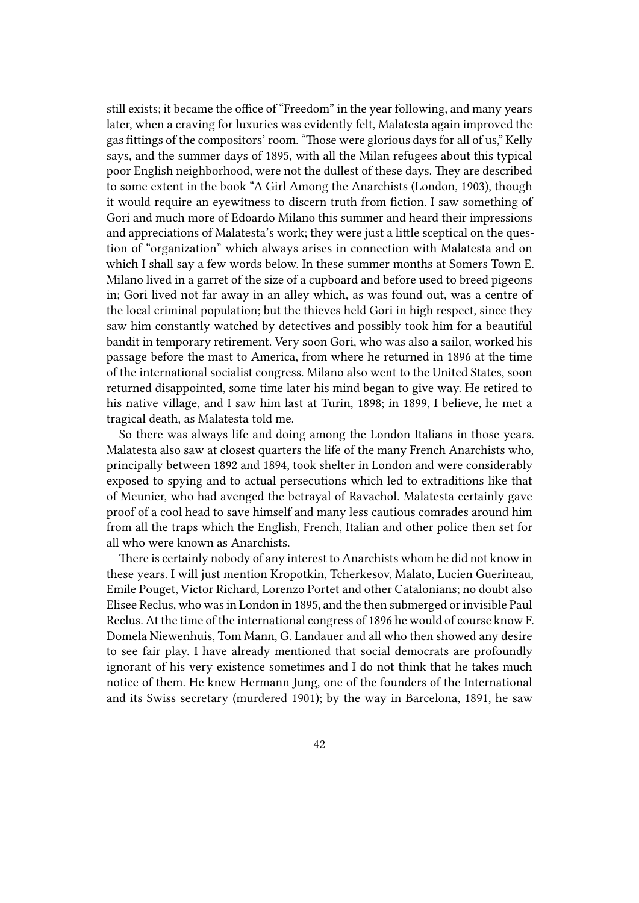still exists; it became the office of "Freedom" in the year following, and many years later, when a craving for luxuries was evidently felt, Malatesta again improved the gas fittings of the compositors' room. "Those were glorious days for all of us," Kelly says, and the summer days of 1895, with all the Milan refugees about this typical poor English neighborhood, were not the dullest of these days. They are described to some extent in the book "A Girl Among the Anarchists (London, 1903), though it would require an eyewitness to discern truth from fiction. I saw something of Gori and much more of Edoardo Milano this summer and heard their impressions and appreciations of Malatesta's work; they were just a little sceptical on the question of "organization" which always arises in connection with Malatesta and on which I shall say a few words below. In these summer months at Somers Town E. Milano lived in a garret of the size of a cupboard and before used to breed pigeons in; Gori lived not far away in an alley which, as was found out, was a centre of the local criminal population; but the thieves held Gori in high respect, since they saw him constantly watched by detectives and possibly took him for a beautiful bandit in temporary retirement. Very soon Gori, who was also a sailor, worked his passage before the mast to America, from where he returned in 1896 at the time of the international socialist congress. Milano also went to the United States, soon returned disappointed, some time later his mind began to give way. He retired to his native village, and I saw him last at Turin, 1898; in 1899, I believe, he met a tragical death, as Malatesta told me.

So there was always life and doing among the London Italians in those years. Malatesta also saw at closest quarters the life of the many French Anarchists who, principally between 1892 and 1894, took shelter in London and were considerably exposed to spying and to actual persecutions which led to extraditions like that of Meunier, who had avenged the betrayal of Ravachol. Malatesta certainly gave proof of a cool head to save himself and many less cautious comrades around him from all the traps which the English, French, Italian and other police then set for all who were known as Anarchists.

There is certainly nobody of any interest to Anarchists whom he did not know in these years. I will just mention Kropotkin, Tcherkesov, Malato, Lucien Guerineau, Emile Pouget, Victor Richard, Lorenzo Portet and other Catalonians; no doubt also Elisee Reclus, who was in London in 1895, and the then submerged or invisible Paul Reclus. At the time of the international congress of 1896 he would of course know F. Domela Niewenhuis, Tom Mann, G. Landauer and all who then showed any desire to see fair play. I have already mentioned that social democrats are profoundly ignorant of his very existence sometimes and I do not think that he takes much notice of them. He knew Hermann Jung, one of the founders of the International and its Swiss secretary (murdered 1901); by the way in Barcelona, 1891, he saw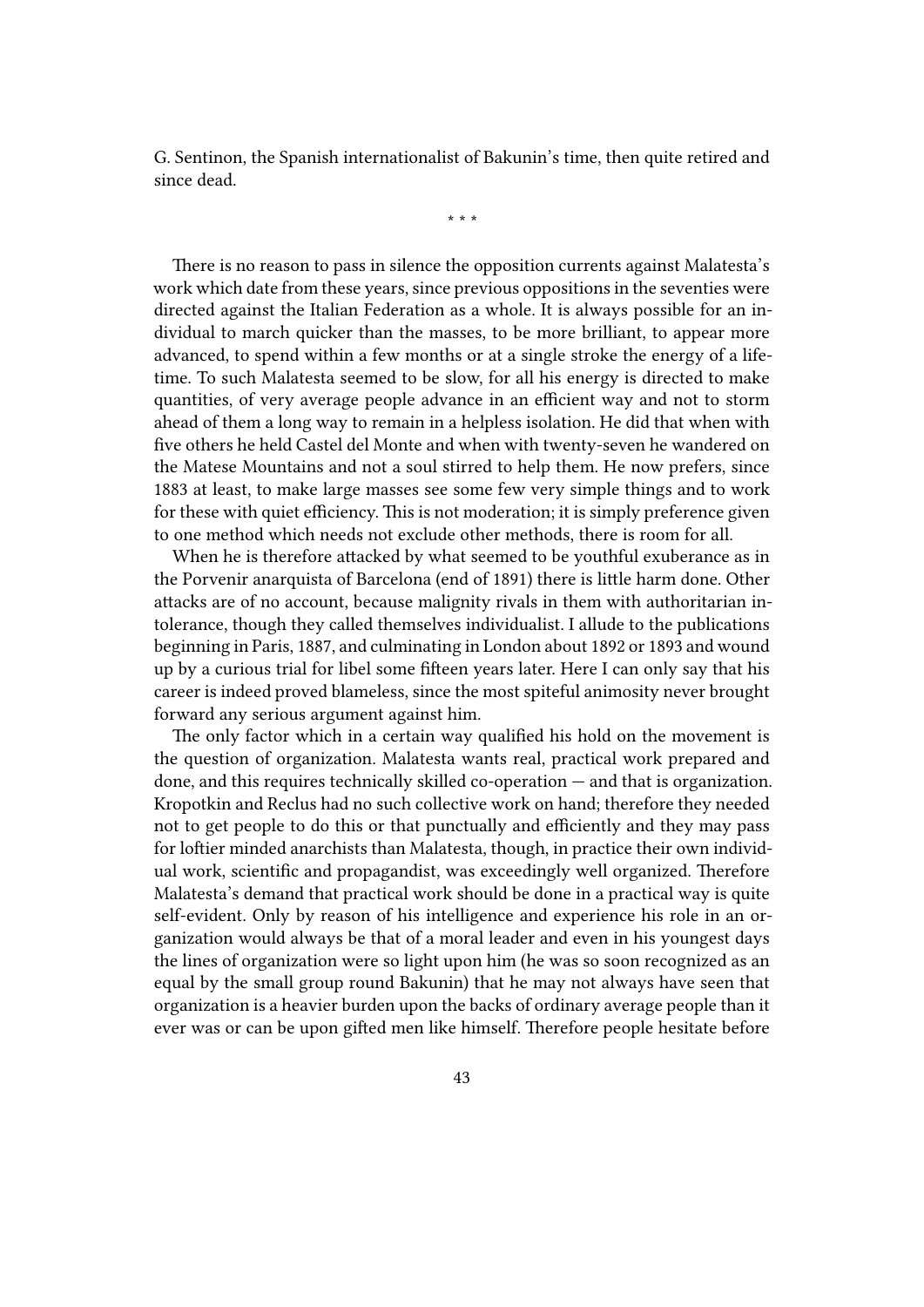G. Sentinon, the Spanish internationalist of Bakunin's time, then quite retired and since dead.

\* \* \*

There is no reason to pass in silence the opposition currents against Malatesta's work which date from these years, since previous oppositions in the seventies were directed against the Italian Federation as a whole. It is always possible for an individual to march quicker than the masses, to be more brilliant, to appear more advanced, to spend within a few months or at a single stroke the energy of a lifetime. To such Malatesta seemed to be slow, for all his energy is directed to make quantities, of very average people advance in an efficient way and not to storm ahead of them a long way to remain in a helpless isolation. He did that when with five others he held Castel del Monte and when with twenty-seven he wandered on the Matese Mountains and not a soul stirred to help them. He now prefers, since 1883 at least, to make large masses see some few very simple things and to work for these with quiet efficiency. This is not moderation; it is simply preference given to one method which needs not exclude other methods, there is room for all.

When he is therefore attacked by what seemed to be youthful exuberance as in the Porvenir anarquista of Barcelona (end of 1891) there is little harm done. Other attacks are of no account, because malignity rivals in them with authoritarian intolerance, though they called themselves individualist. I allude to the publications beginning in Paris, 1887, and culminating in London about 1892 or 1893 and wound up by a curious trial for libel some fifteen years later. Here I can only say that his career is indeed proved blameless, since the most spiteful animosity never brought forward any serious argument against him.

The only factor which in a certain way qualified his hold on the movement is the question of organization. Malatesta wants real, practical work prepared and done, and this requires technically skilled co-operation — and that is organization. Kropotkin and Reclus had no such collective work on hand; therefore they needed not to get people to do this or that punctually and efficiently and they may pass for loftier minded anarchists than Malatesta, though, in practice their own individual work, scientific and propagandist, was exceedingly well organized. Therefore Malatesta's demand that practical work should be done in a practical way is quite self-evident. Only by reason of his intelligence and experience his role in an organization would always be that of a moral leader and even in his youngest days the lines of organization were so light upon him (he was so soon recognized as an equal by the small group round Bakunin) that he may not always have seen that organization is a heavier burden upon the backs of ordinary average people than it ever was or can be upon gifted men like himself. Therefore people hesitate before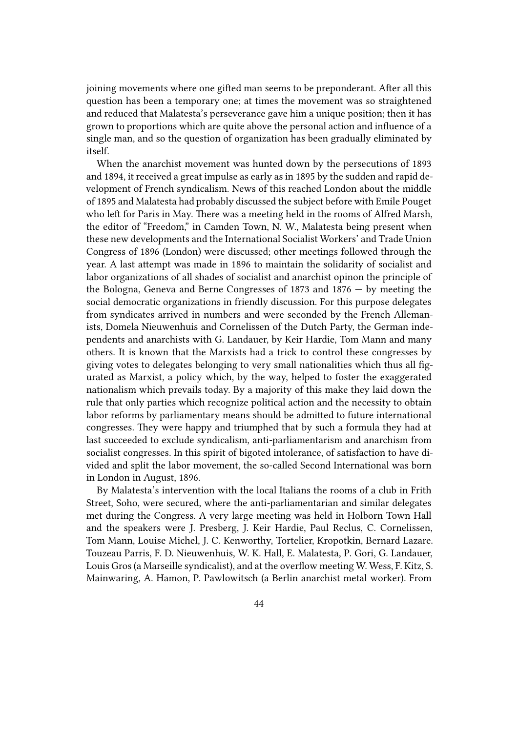joining movements where one gifted man seems to be preponderant. After all this question has been a temporary one; at times the movement was so straightened and reduced that Malatesta's perseverance gave him a unique position; then it has grown to proportions which are quite above the personal action and influence of a single man, and so the question of organization has been gradually eliminated by itself.

When the anarchist movement was hunted down by the persecutions of 1893 and 1894, it received a great impulse as early as in 1895 by the sudden and rapid development of French syndicalism. News of this reached London about the middle of 1895 and Malatesta had probably discussed the subject before with Emile Pouget who left for Paris in May. There was a meeting held in the rooms of Alfred Marsh, the editor of "Freedom," in Camden Town, N. W., Malatesta being present when these new developments and the International Socialist Workers' and Trade Union Congress of 1896 (London) were discussed; other meetings followed through the year. A last attempt was made in 1896 to maintain the solidarity of socialist and labor organizations of all shades of socialist and anarchist opinon the principle of the Bologna, Geneva and Berne Congresses of 1873 and 1876 — by meeting the social democratic organizations in friendly discussion. For this purpose delegates from syndicates arrived in numbers and were seconded by the French Allemanists, Domela Nieuwenhuis and Cornelissen of the Dutch Party, the German independents and anarchists with G. Landauer, by Keir Hardie, Tom Mann and many others. It is known that the Marxists had a trick to control these congresses by giving votes to delegates belonging to very small nationalities which thus all figurated as Marxist, a policy which, by the way, helped to foster the exaggerated nationalism which prevails today. By a majority of this make they laid down the rule that only parties which recognize political action and the necessity to obtain labor reforms by parliamentary means should be admitted to future international congresses. They were happy and triumphed that by such a formula they had at last succeeded to exclude syndicalism, anti-parliamentarism and anarchism from socialist congresses. In this spirit of bigoted intolerance, of satisfaction to have divided and split the labor movement, the so-called Second International was born in London in August, 1896.

By Malatesta's intervention with the local Italians the rooms of a club in Frith Street, Soho, were secured, where the anti-parliamentarian and similar delegates met during the Congress. A very large meeting was held in Holborn Town Hall and the speakers were J. Presberg, J. Keir Hardie, Paul Reclus, C. Cornelissen, Tom Mann, Louise Michel, J. C. Kenworthy, Tortelier, Kropotkin, Bernard Lazare. Touzeau Parris, F. D. Nieuwenhuis, W. K. Hall, E. Malatesta, P. Gori, G. Landauer, Louis Gros (a Marseille syndicalist), and at the overflow meeting W. Wess, F. Kitz, S. Mainwaring, A. Hamon, P. Pawlowitsch (a Berlin anarchist metal worker). From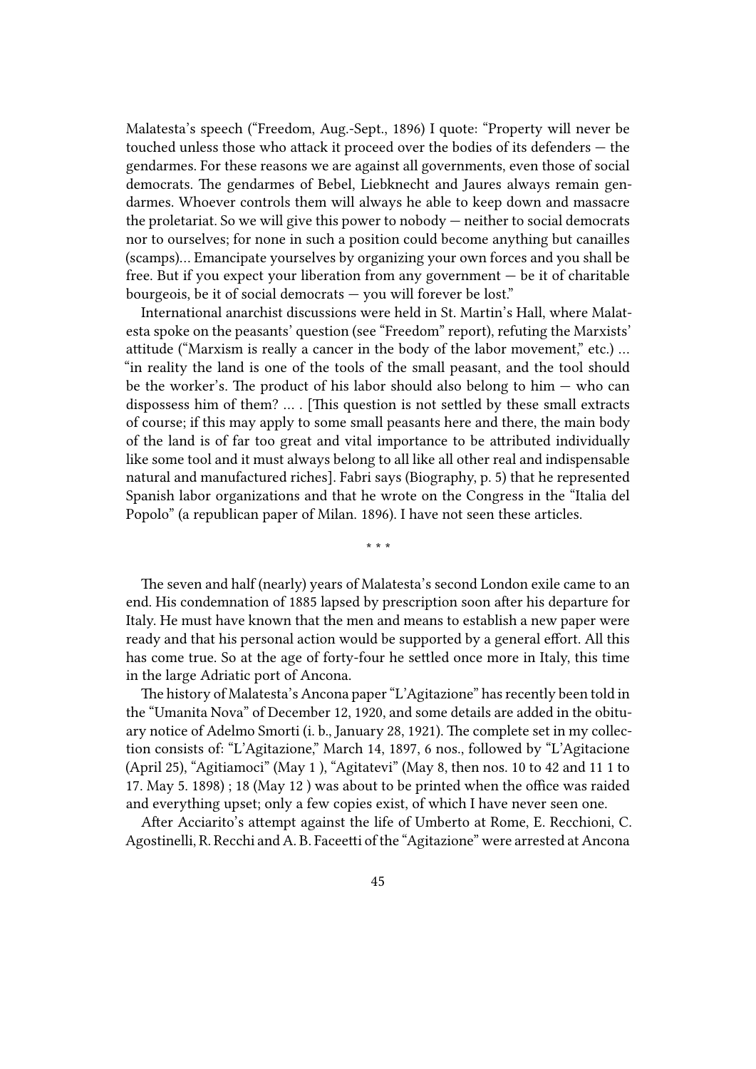Malatesta's speech ("Freedom, Aug.-Sept., 1896) I quote: "Property will never be touched unless those who attack it proceed over the bodies of its defenders — the gendarmes. For these reasons we are against all governments, even those of social democrats. The gendarmes of Bebel, Liebknecht and Jaures always remain gendarmes. Whoever controls them will always he able to keep down and massacre the proletariat. So we will give this power to nobody — neither to social democrats nor to ourselves; for none in such a position could become anything but canailles (scamps)… Emancipate yourselves by organizing your own forces and you shall be free. But if you expect your liberation from any government — be it of charitable bourgeois, be it of social democrats — you will forever be lost."

International anarchist discussions were held in St. Martin's Hall, where Malatesta spoke on the peasants' question (see "Freedom" report), refuting the Marxists' attitude ("Marxism is really a cancer in the body of the labor movement," etc.) … "in reality the land is one of the tools of the small peasant, and the tool should be the worker's. The product of his labor should also belong to him — who can dispossess him of them? … . [This question is not settled by these small extracts of course; if this may apply to some small peasants here and there, the main body of the land is of far too great and vital importance to be attributed individually like some tool and it must always belong to all like all other real and indispensable natural and manufactured riches]. Fabri says (Biography, p. 5) that he represented Spanish labor organizations and that he wrote on the Congress in the "Italia del Popolo" (a republican paper of Milan. 1896). I have not seen these articles.

\* \* \*

The seven and half (nearly) years of Malatesta's second London exile came to an end. His condemnation of 1885 lapsed by prescription soon after his departure for Italy. He must have known that the men and means to establish a new paper were ready and that his personal action would be supported by a general effort. All this has come true. So at the age of forty-four he settled once more in Italy, this time in the large Adriatic port of Ancona.

The history of Malatesta's Ancona paper "L'Agitazione" has recently been told in the "Umanita Nova" of December 12, 1920, and some details are added in the obituary notice of Adelmo Smorti (i. b., January 28, 1921). The complete set in my collection consists of: "L'Agitazione," March 14, 1897, 6 nos., followed by "L'Agitacione (April 25), "Agitiamoci" (May 1 ), "Agitatevi" (May 8, then nos. 10 to 42 and 11 1 to 17. May 5. 1898) ; 18 (May 12 ) was about to be printed when the office was raided and everything upset; only a few copies exist, of which I have never seen one.

After Acciarito's attempt against the life of Umberto at Rome, E. Recchioni, C. Agostinelli, R. Recchi and A. B. Faceetti of the "Agitazione" were arrested at Ancona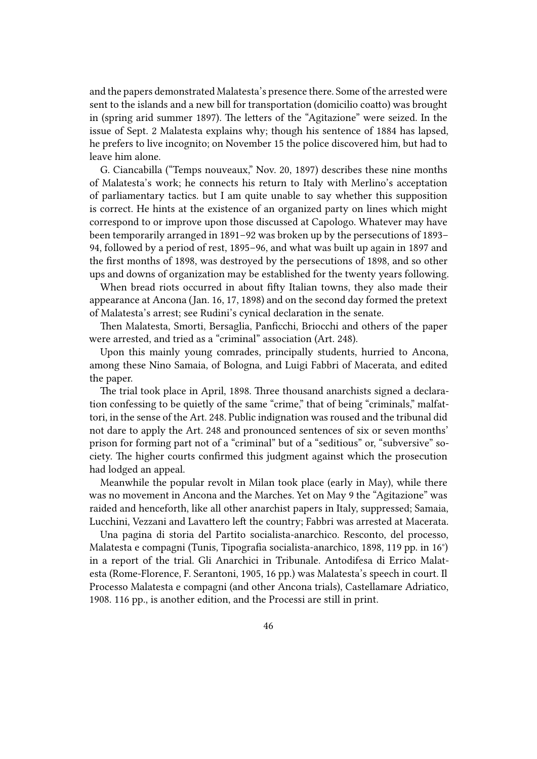and the papers demonstrated Malatesta's presence there. Some of the arrested were sent to the islands and a new bill for transportation (domicilio coatto) was brought in (spring arid summer 1897). The letters of the "Agitazione" were seized. In the issue of Sept. 2 Malatesta explains why; though his sentence of 1884 has lapsed, he prefers to live incognito; on November 15 the police discovered him, but had to leave him alone.

G. Ciancabilla ("Temps nouveaux," Nov. 20, 1897) describes these nine months of Malatesta's work; he connects his return to Italy with Merlino's acceptation of parliamentary tactics. but I am quite unable to say whether this supposition is correct. He hints at the existence of an organized party on lines which might correspond to or improve upon those discussed at Capologo. Whatever may have been temporarily arranged in 1891–92 was broken up by the persecutions of 1893–94, followed by a period of rest, 1895–96, and what was built up again in 1897 and the first months of 1898, was destroyed by the persecutions of 1898, and so other ups and downs of organization may be established for the twenty years following.

When bread riots occurred in about fifty Italian towns, they also made their appearance at Ancona (Jan. 16, 17, 1898) and on the second day formed the pretext of Malatesta's arrest; see Rudini's cynical declaration in the senate.

Then Malatesta, Smorti, Bersaglia, Panficchi, Briocchi and others of the paper were arrested, and tried as a "criminal" association (Art. 248).

Upon this mainly young comrades, principally students, hurried to Ancona, among these Nino Samaia, of Bologna, and Luigi Fabbri of Macerata, and edited the paper.

The trial took place in April, 1898. Three thousand anarchists signed a declaration confessing to be quietly of the same "crime," that of being "criminals," malfattori, in the sense of the Art. 248. Public indignation was roused and the tribunal did not dare to apply the Art. 248 and pronounced sentences of six or seven months' prison for forming part not of a "criminal" but of a "seditious" or, "subversive" society. The higher courts confirmed this judgment against which the prosecution had lodged an appeal.

Meanwhile the popular revolt in Milan took place (early in May), while there was no movement in Ancona and the Marches. Yet on May 9 the "Agitazione" was raided and henceforth, like all other anarchist papers in Italy, suppressed; Samaia, Lucchini, Vezzani and Lavattero left the country; Fabbri was arrested at Macerata.

Una pagina di storia del Partito socialista-anarchico. Resconto, del processo, Malatesta e compagni (Tunis, Tipografia socialista-anarchico, 1898, 119 pp. in 16°) in a report of the trial. Gli Anarchici in Tribunale. Antodifesa di Errico Malatesta (Rome-Florence, F. Serantoni, 1905, 16 pp.) was Malatesta's speech in court. Il Processo Malatesta e compagni (and other Ancona trials), Castellamare Adriatico, 1908. 116 pp., is another edition, and the Processi are still in print.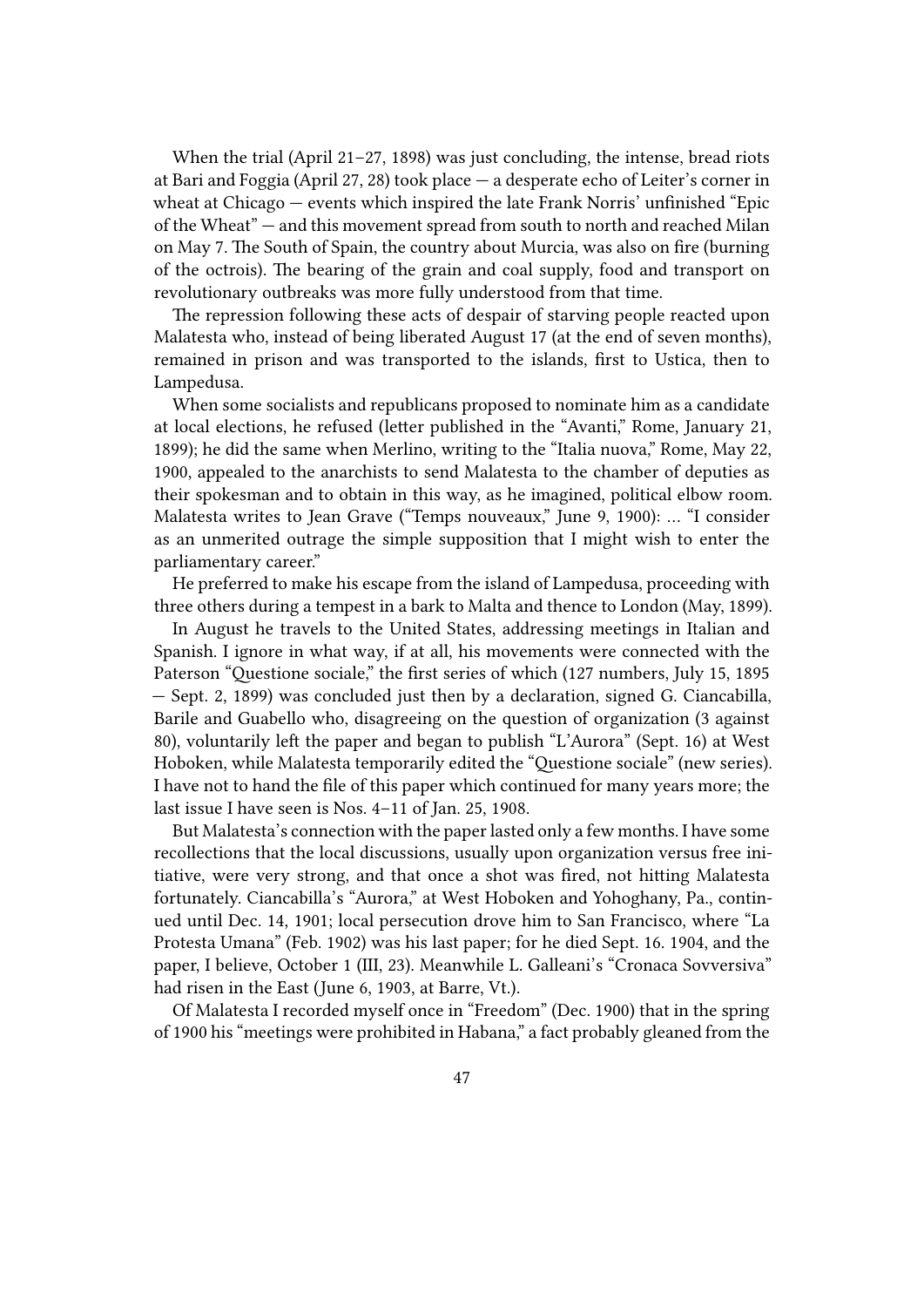When the trial (April 21–27, 1898) was just concluding, the intense, bread riots at Bari and Foggia (April 27, 28) took place — a desperate echo of Leiter's corner in wheat at Chicago — events which inspired the late Frank Norris' unfinished "Epic of the Wheat" — and this movement spread from south to north and reached Milan on May 7. The South of Spain, the country about Murcia, was also on fire (burning of the octrois). The bearing of the grain and coal supply, food and transport on revolutionary outbreaks was more fully understood from that time.

The repression following these acts of despair of starving people reacted upon Malatesta who, instead of being liberated August 17 (at the end of seven months), remained in prison and was transported to the islands, first to Ustica, then to Lampedusa.

When some socialists and republicans proposed to nominate him as a candidate at local elections, he refused (letter published in the "Avanti," Rome, January 21, 1899); he did the same when Merlino, writing to the "Italia nuova," Rome, May 22, 1900, appealed to the anarchists to send Malatesta to the chamber of deputies as their spokesman and to obtain in this way, as he imagined, political elbow room. Malatesta writes to Jean Grave ("Temps nouveaux," June 9, 1900): … "I consider as an unmerited outrage the simple supposition that I might wish to enter the parliamentary career."

He preferred to make his escape from the island of Lampedusa, proceeding with three others during a tempest in a bark to Malta and thence to London (May, 1899).

In August he travels to the United States, addressing meetings in Italian and Spanish. I ignore in what way, if at all, his movements were connected with the Paterson "Questione sociale," the first series of which (127 numbers, July 15, 1895 — Sept. 2, 1899) was concluded just then by a declaration, signed G. Ciancabilla, Barile and Guabello who, disagreeing on the question of organization (3 against 80), voluntarily left the paper and began to publish "L'Aurora" (Sept. 16) at West Hoboken, while Malatesta temporarily edited the "Questione sociale" (new series). I have not to hand the file of this paper which continued for many years more; the last issue I have seen is Nos. 4–11 of Jan. 25, 1908.

But Malatesta's connection with the paper lasted only a few months. I have some recollections that the local discussions, usually upon organization versus free initiative, were very strong, and that once a shot was fired, not hitting Malatesta fortunately. Ciancabilla's "Aurora," at West Hoboken and Yohoghany, Pa., continued until Dec. 14, 1901; local persecution drove him to San Francisco, where "La Protesta Umana" (Feb. 1902) was his last paper; for he died Sept. 16. 1904, and the paper, I believe, October 1 (III, 23). Meanwhile L. Galleani's "Cronaca Sovversiva" had risen in the East (June 6, 1903, at Barre, Vt.).

Of Malatesta I recorded myself once in "Freedom" (Dec. 1900) that in the spring of 1900 his "meetings were prohibited in Habana," a fact probably gleaned from the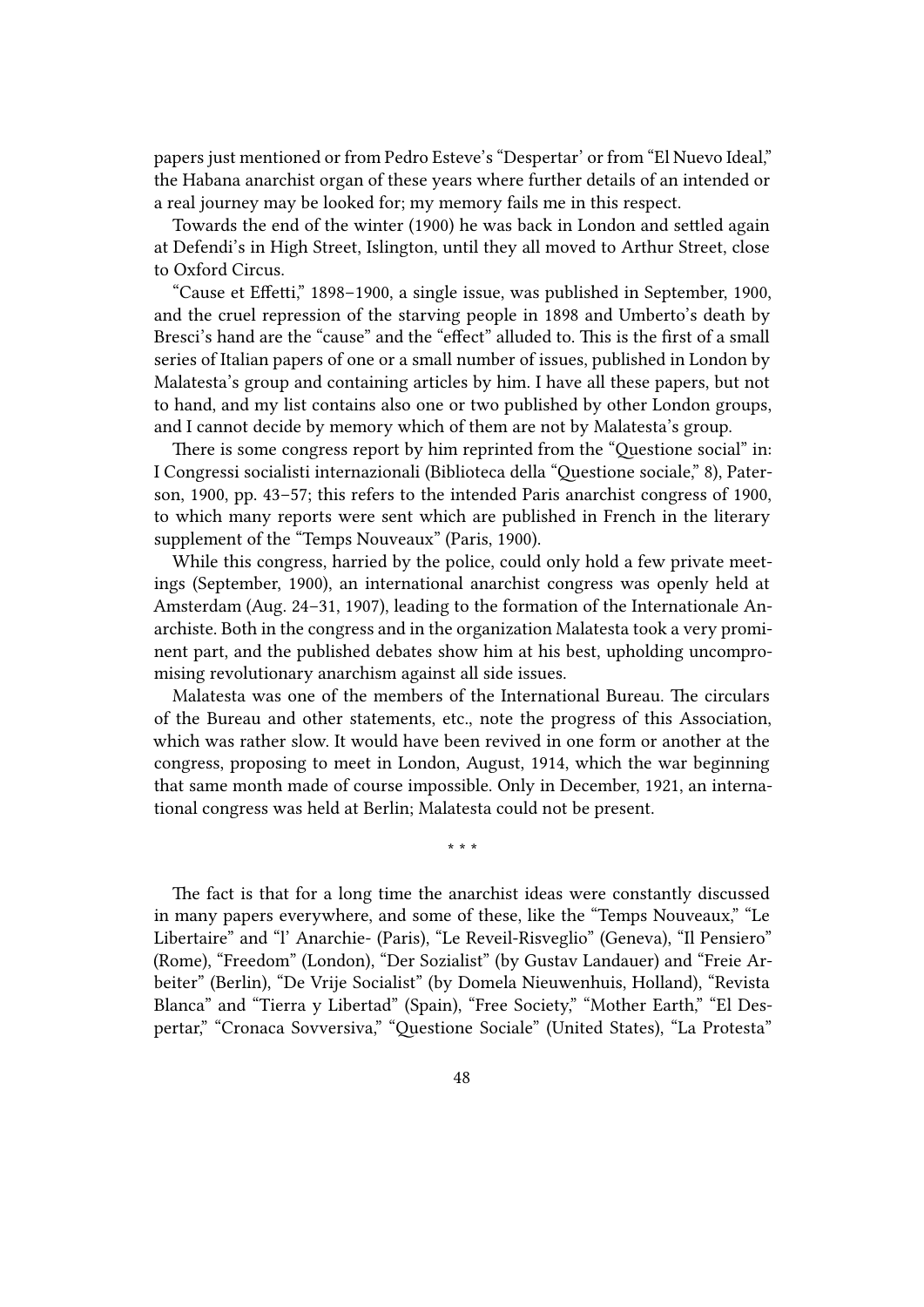papers just mentioned or from Pedro Esteve's "Despertar' or from "El Nuevo Ideal," the Habana anarchist organ of these years where further details of an intended or a real journey may be looked for; my memory fails me in this respect.

Towards the end of the winter (1900) he was back in London and settled again at Defendi's in High Street, Islington, until they all moved to Arthur Street, close to Oxford Circus.

"Cause et Effetti," 1898–1900, a single issue, was published in September, 1900, and the cruel repression of the starving people in 1898 and Umberto's death by Bresci's hand are the "cause" and the "effect" alluded to. This is the first of a small series of Italian papers of one or a small number of issues, published in London by Malatesta's group and containing articles by him. I have all these papers, but not to hand, and my list contains also one or two published by other London groups, and I cannot decide by memory which of them are not by Malatesta's group.

There is some congress report by him reprinted from the "Questione social" in: I Congressi socialisti internazionali (Biblioteca della "Questione sociale," 8), Paterson, 1900, pp. 43–57; this refers to the intended Paris anarchist congress of 1900, to which many reports were sent which are published in French in the literary supplement of the "Temps Nouveaux" (Paris, 1900).

While this congress, harried by the police, could only hold a few private meetings (September, 1900), an international anarchist congress was openly held at Amsterdam (Aug. 24–31, 1907), leading to the formation of the Internationale Anarchiste. Both in the congress and in the organization Malatesta took a very prominent part, and the published debates show him at his best, upholding uncompromising revolutionary anarchism against all side issues.

Malatesta was one of the members of the International Bureau. The circulars of the Bureau and other statements, etc., note the progress of this Association, which was rather slow. It would have been revived in one form or another at the congress, proposing to meet in London, August, 1914, which the war beginning that same month made of course impossible. Only in December, 1921, an international congress was held at Berlin; Malatesta could not be present.

\* \* \*

The fact is that for a long time the anarchist ideas were constantly discussed in many papers everywhere, and some of these, like the "Temps Nouveaux," "Le Libertaire" and "l' Anarchie- (Paris), "Le Reveil-Risveglio" (Geneva), "Il Pensiero" (Rome), "Freedom" (London), "Der Sozialist" (by Gustav Landauer) and "Freie Arbeiter" (Berlin), "De Vrije Socialist" (by Domela Nieuwenhuis, Holland), "Revista Blanca" and "Tierra y Libertad" (Spain), "Free Society," "Mother Earth," "El Despertar," "Cronaca Sovversiva," "Questione Sociale" (United States), "La Protesta"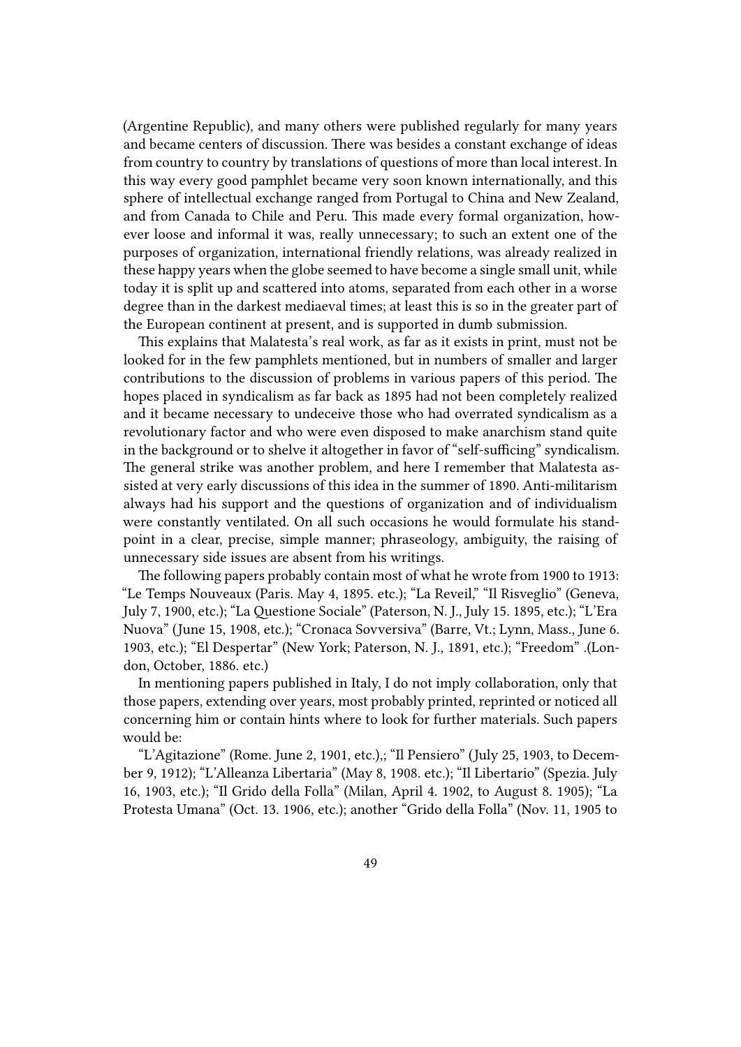(Argentine Republic), and many others were published regularly for many years and became centers of discussion. There was besides a constant exchange of ideas from country to country by translations of questions of more than local interest. In this way every good pamphlet became very soon known internationally, and this sphere of intellectual exchange ranged from Portugal to China and New Zealand, and from Canada to Chile and Peru. This made every formal organization, however loose and informal it was, really unnecessary; to such an extent one of the purposes of organization, international friendly relations, was already realized in these happy years when the globe seemed to have become a single small unit, while today it is split up and scattered into atoms, separated from each other in a worse degree than in the darkest mediaeval times; at least this is so in the greater part of the European continent at present, and is supported in dumb submission.

This explains that Malatesta's real work, as far as it exists in print, must not be looked for in the few pamphlets mentioned, but in numbers of smaller and larger contributions to the discussion of problems in various papers of this period. The hopes placed in syndicalism as far back as 1895 had not been completely realized and it became necessary to undeceive those who had overrated syndicalism as a revolutionary factor and who were even disposed to make anarchism stand quite in the background or to shelve it altogether in favor of "self-sufficing" syndicalism. The general strike was another problem, and here I remember that Malatesta assisted at very early discussions of this idea in the summer of 1890. Anti-militarism always had his support and the questions of organization and of individualism were constantly ventilated. On all such occasions he would formulate his standpoint in a clear, precise, simple manner; phraseology, ambiguity, the raising of unnecessary side issues are absent from his writings.

The following papers probably contain most of what he wrote from 1900 to 1913: "Le Temps Nouveaux (Paris. May 4, 1895. etc.); "La Reveil," "Il Risveglio" (Geneva, July 7, 1900, etc.); "La Questione Sociale" (Paterson, N. J., July 15. 1895, etc.); "L'Era Nuova" (June 15, 1908, etc.); "Cronaca Sovversiva" (Barre, Vt.; Lynn, Mass., June 6. 1903, etc.); "El Despertar" (New York; Paterson, N. J., 1891, etc.); "Freedom" .(London, October, 1886. etc.)

In mentioning papers published in Italy, I do not imply collaboration, only that those papers, extending over years, most probably printed, reprinted or noticed all concerning him or contain hints where to look for further materials. Such papers would be:

"L'Agitazione" (Rome. June 2, 1901, etc.),; "Il Pensiero" (July 25, 1903, to December 9, 1912); "L'Alleanza Libertaria" (May 8, 1908. etc.); "Il Libertario" (Spezia. July 16, 1903, etc.); "Il Grido della Folla" (Milan, April 4. 1902, to August 8. 1905); "La Protesta Umana" (Oct. 13. 1906, etc.); another "Grido della Folla" (Nov. 11, 1905 to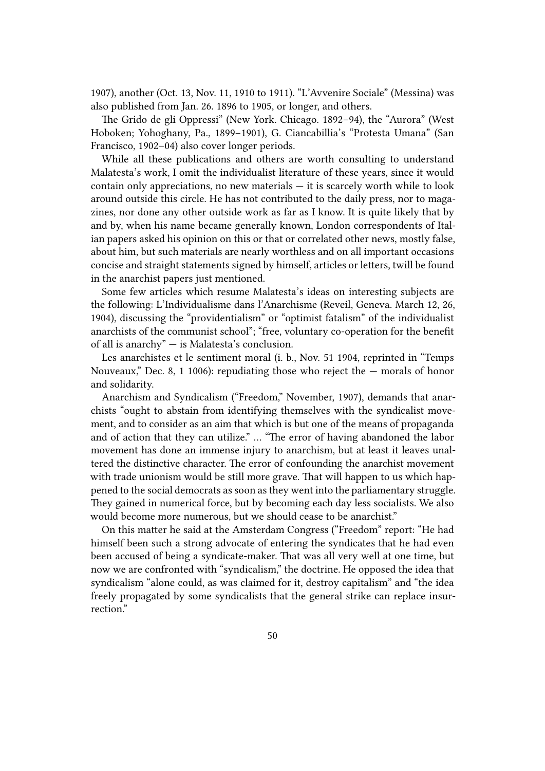1907), another (Oct. 13, Nov. 11, 1910 to 1911). "L'Avvenire Sociale" (Messina) was also published from Jan. 26. 1896 to 1905, or longer, and others.

The Grido de gli Oppressi" (New York. Chicago. 1892–94), the "Aurora" (West Hoboken; Yohoghany, Pa., 1899–1901), G. Ciancabillia's "Protesta Umana" (San Francisco, 1902–04) also cover longer periods.

While all these publications and others are worth consulting to understand Malatesta's work, I omit the individualist literature of these years, since it would contain only appreciations, no new materials — it is scarcely worth while to look around outside this circle. He has not contributed to the daily press, nor to magazines, nor done any other outside work as far as I know. It is quite likely that by and by, when his name became generally known, London correspondents of Italian papers asked his opinion on this or that or correlated other news, mostly false, about him, but such materials are nearly worthless and on all important occasions concise and straight statements signed by himself, articles or letters, twill be found in the anarchist papers just mentioned.

Some few articles which resume Malatesta's ideas on interesting subjects are the following: L'Individualisme dans l'Anarchisme (Reveil, Geneva. March 12, 26, 1904), discussing the "providentialism" or "optimist fatalism" of the individualist anarchists of the communist school"; "free, voluntary co-operation for the benefit of all is anarchy" — is Malatesta's conclusion.

Les anarchistes et le sentiment moral (i. b., Nov. 51 1904, reprinted in "Temps Nouveaux," Dec. 8, 1 1006): repudiating those who reject the — morals of honor and solidarity.

Anarchism and Syndicalism ("Freedom," November, 1907), demands that anarchists "ought to abstain from identifying themselves with the syndicalist movement, and to consider as an aim that which is but one of the means of propaganda and of action that they can utilize." … "The error of having abandoned the labor movement has done an immense injury to anarchism, but at least it leaves unaltered the distinctive character. The error of confounding the anarchist movement with trade unionism would be still more grave. That will happen to us which happened to the social democrats as soon as they went into the parliamentary struggle. They gained in numerical force, but by becoming each day less socialists. We also would become more numerous, but we should cease to be anarchist."

On this matter he said at the Amsterdam Congress ("Freedom" report: "He had himself been such a strong advocate of entering the syndicates that he had even been accused of being a syndicate-maker. That was all very well at one time, but now we are confronted with "syndicalism," the doctrine. He opposed the idea that syndicalism "alone could, as was claimed for it, destroy capitalism" and "the idea freely propagated by some syndicalists that the general strike can replace insurrection."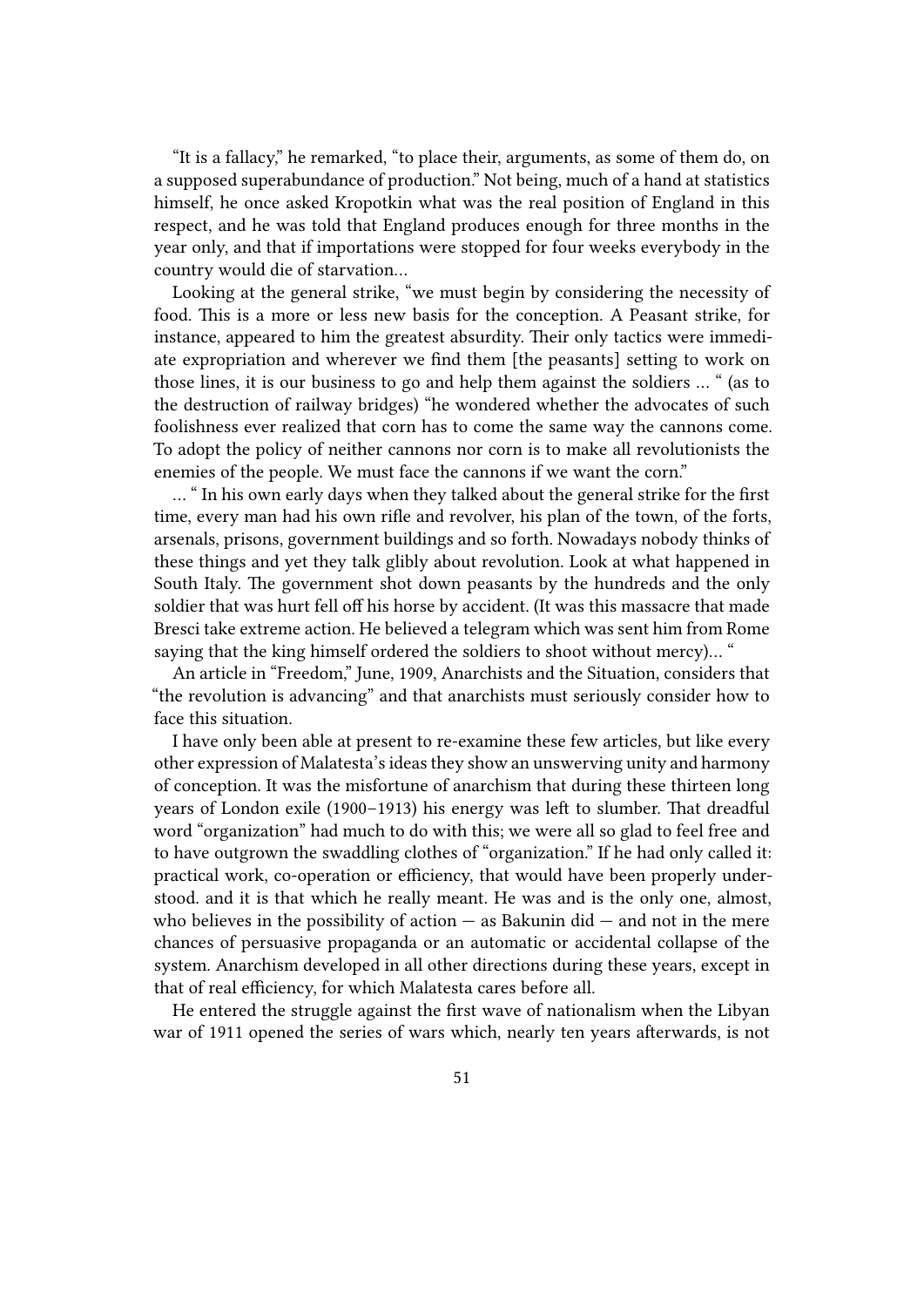"It is a fallacy," he remarked, "to place their, arguments, as some of them do, on a supposed superabundance of production." Not being, much of a hand at statistics himself, he once asked Kropotkin what was the real position of England in this respect, and he was told that England produces enough for three months in the year only, and that if importations were stopped for four weeks everybody in the country would die of starvation…

Looking at the general strike, "we must begin by considering the necessity of food. This is a more or less new basis for the conception. A Peasant strike, for instance, appeared to him the greatest absurdity. Their only tactics were immediate expropriation and wherever we find them [the peasants] setting to work on those lines, it is our business to go and help them against the soldiers … " (as to the destruction of railway bridges) "he wondered whether the advocates of such foolishness ever realized that corn has to come the same way the cannons come. To adopt the policy of neither cannons nor corn is to make all revolutionists the enemies of the people. We must face the cannons if we want the corn."

… " In his own early days when they talked about the general strike for the first time, every man had his own rifle and revolver, his plan of the town, of the forts, arsenals, prisons, government buildings and so forth. Nowadays nobody thinks of these things and yet they talk glibly about revolution. Look at what happened in South Italy. The government shot down peasants by the hundreds and the only soldier that was hurt fell off his horse by accident. (It was this massacre that made Bresci take extreme action. He believed a telegram which was sent him from Rome saying that the king himself ordered the soldiers to shoot without mercy)… "

An article in "Freedom," June, 1909, Anarchists and the Situation, considers that "the revolution is advancing" and that anarchists must seriously consider how to face this situation.

I have only been able at present to re-examine these few articles, but like every other expression of Malatesta's ideas they show an unswerving unity and harmony of conception. It was the misfortune of anarchism that during these thirteen long years of London exile (1900–1913) his energy was left to slumber. That dreadful word "organization" had much to do with this; we were all so glad to feel free and to have outgrown the swaddling clothes of "organization." If he had only called it: practical work, co-operation or efficiency, that would have been properly understood. and it is that which he really meant. He was and is the only one, almost, who believes in the possibility of action — as Bakunin did — and not in the mere chances of persuasive propaganda or an automatic or accidental collapse of the system. Anarchism developed in all other directions during these years, except in that of real efficiency, for which Malatesta cares before all.

He entered the struggle against the first wave of nationalism when the Libyan war of 1911 opened the series of wars which, nearly ten years afterwards, is not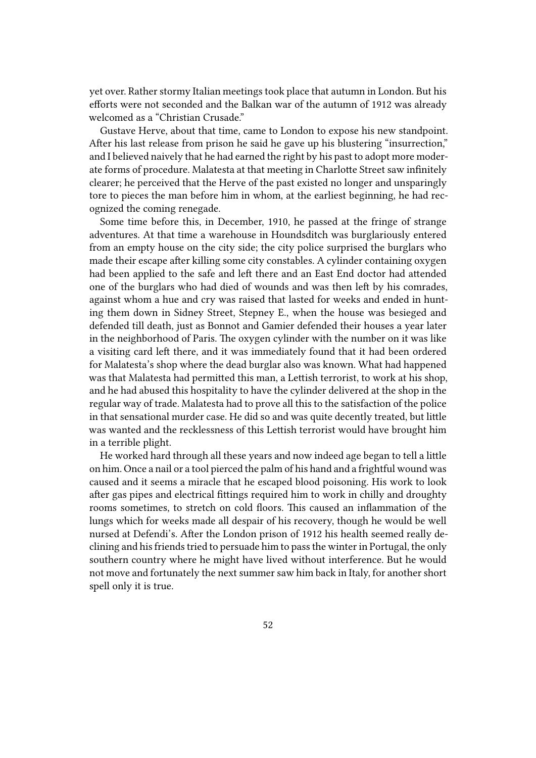yet over. Rather stormy Italian meetings took place that autumn in London. But his efforts were not seconded and the Balkan war of the autumn of 1912 was already welcomed as a "Christian Crusade."

Gustave Herve, about that time, came to London to expose his new standpoint. After his last release from prison he said he gave up his blustering "insurrection," and I believed naively that he had earned the right by his past to adopt more moderate forms of procedure. Malatesta at that meeting in Charlotte Street saw infinitely clearer; he perceived that the Herve of the past existed no longer and unsparingly tore to pieces the man before him in whom, at the earliest beginning, he had recognized the coming renegade.

Some time before this, in December, 1910, he passed at the fringe of strange adventures. At that time a warehouse in Houndsditch was burglariously entered from an empty house on the city side; the city police surprised the burglars who made their escape after killing some city constables. A cylinder containing oxygen had been applied to the safe and left there and an East End doctor had attended one of the burglars who had died of wounds and was then left by his comrades, against whom a hue and cry was raised that lasted for weeks and ended in hunting them down in Sidney Street, Stepney E., when the house was besieged and defended till death, just as Bonnot and Gamier defended their houses a year later in the neighborhood of Paris. The oxygen cylinder with the number on it was like a visiting card left there, and it was immediately found that it had been ordered for Malatesta's shop where the dead burglar also was known. What had happened was that Malatesta had permitted this man, a Lettish terrorist, to work at his shop, and he had abused this hospitality to have the cylinder delivered at the shop in the regular way of trade. Malatesta had to prove all this to the satisfaction of the police in that sensational murder case. He did so and was quite decently treated, but little was wanted and the recklessness of this Lettish terrorist would have brought him in a terrible plight.

He worked hard through all these years and now indeed age began to tell a little on him. Once a nail or a tool pierced the palm of his hand and a frightful wound was caused and it seems a miracle that he escaped blood poisoning. His work to look after gas pipes and electrical fittings required him to work in chilly and droughty rooms sometimes, to stretch on cold floors. This caused an inflammation of the lungs which for weeks made all despair of his recovery, though he would be well nursed at Defendi's. After the London prison of 1912 his health seemed really declining and his friends tried to persuade him to pass the winter in Portugal, the only southern country where he might have lived without interference. But he would not move and fortunately the next summer saw him back in Italy, for another short spell only it is true.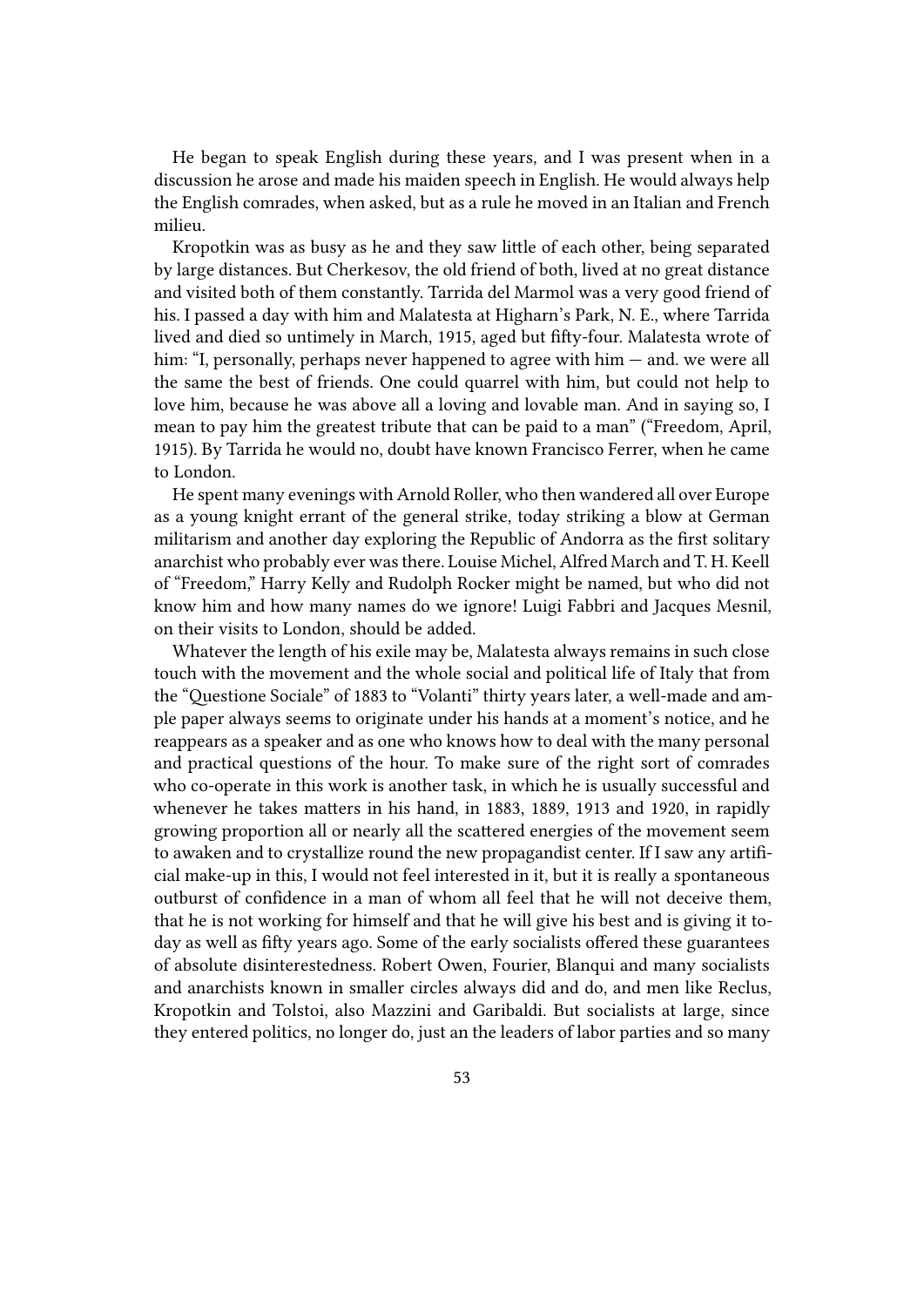He began to speak English during these years, and I was present when in a discussion he arose and made his maiden speech in English. He would always help the English comrades, when asked, but as a rule he moved in an Italian and French milieu.

Kropotkin was as busy as he and they saw little of each other, being separated by large distances. But Cherkesov, the old friend of both, lived at no great distance and visited both of them constantly. Tarrida del Marmol was a very good friend of his. I passed a day with him and Malatesta at Higharn's Park, N. E., where Tarrida lived and died so untimely in March, 1915, aged but fifty-four. Malatesta wrote of him: "I, personally, perhaps never happened to agree with him — and. we were all the same the best of friends. One could quarrel with him, but could not help to love him, because he was above all a loving and lovable man. And in saying so, I mean to pay him the greatest tribute that can be paid to a man" ("Freedom, April, 1915). By Tarrida he would no, doubt have known Francisco Ferrer, when he came to London.

He spent many evenings with Arnold Roller, who then wandered all over Europe as a young knight errant of the general strike, today striking a blow at German militarism and another day exploring the Republic of Andorra as the first solitary anarchist who probably ever was there. Louise Michel, Alfred March and T. H. Keell of "Freedom," Harry Kelly and Rudolph Rocker might be named, but who did not know him and how many names do we ignore! Luigi Fabbri and Jacques Mesnil, on their visits to London, should be added.

Whatever the length of his exile may be, Malatesta always remains in such close touch with the movement and the whole social and political life of Italy that from the "Questione Sociale" of 1883 to "Volanti" thirty years later, a well-made and ample paper always seems to originate under his hands at a moment's notice, and he reappears as a speaker and as one who knows how to deal with the many personal and practical questions of the hour. To make sure of the right sort of comrades who co-operate in this work is another task, in which he is usually successful and whenever he takes matters in his hand, in 1883, 1889, 1913 and 1920, in rapidly growing proportion all or nearly all the scattered energies of the movement seem to awaken and to crystallize round the new propagandist center. If I saw any artificial make-up in this, I would not feel interested in it, but it is really a spontaneous outburst of confidence in a man of whom all feel that he will not deceive them, that he is not working for himself and that he will give his best and is giving it today as well as fifty years ago. Some of the early socialists offered these guarantees of absolute disinterestedness. Robert Owen, Fourier, Blanqui and many socialists and anarchists known in smaller circles always did and do, and men like Reclus, Kropotkin and Tolstoi, also Mazzini and Garibaldi. But socialists at large, since they entered politics, no longer do, just an the leaders of labor parties and so many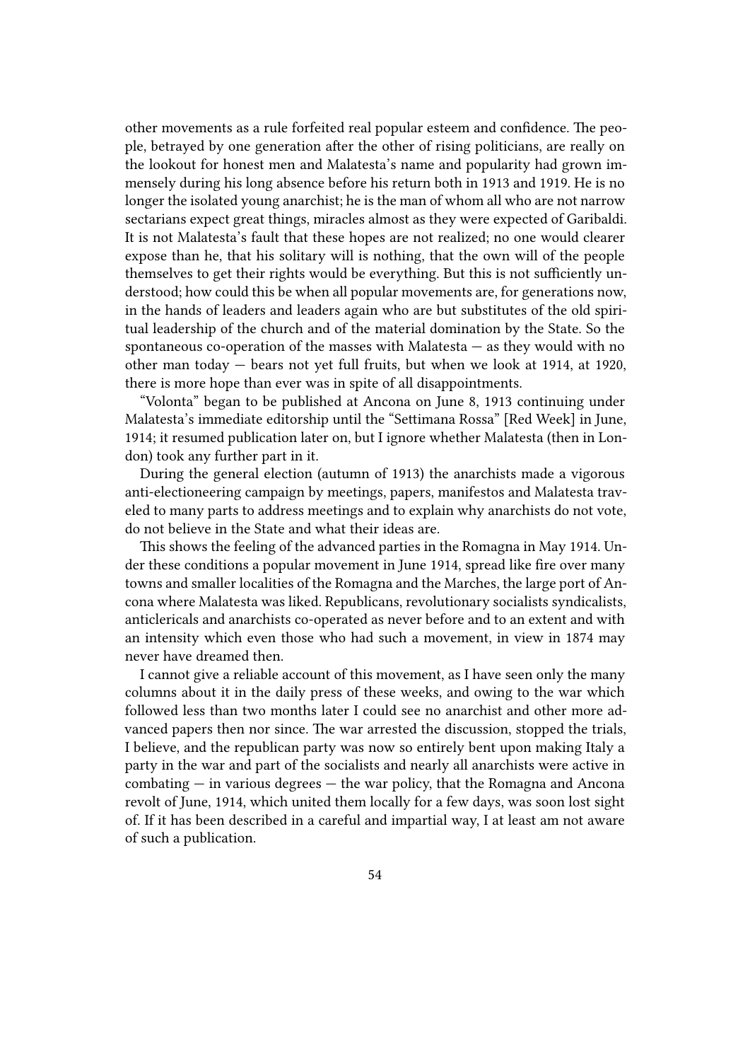other movements as a rule forfeited real popular esteem and confidence. The people, betrayed by one generation after the other of rising politicians, are really on the lookout for honest men and Malatesta's name and popularity had grown immensely during his long absence before his return both in 1913 and 1919. He is no longer the isolated young anarchist; he is the man of whom all who are not narrow sectarians expect great things, miracles almost as they were expected of Garibaldi. It is not Malatesta's fault that these hopes are not realized; no one would clearer expose than he, that his solitary will is nothing, that the own will of the people themselves to get their rights would be everything. But this is not sufficiently understood; how could this be when all popular movements are, for generations now, in the hands of leaders and leaders again who are but substitutes of the old spiritual leadership of the church and of the material domination by the State. So the spontaneous co-operation of the masses with Malatesta — as they would with no other man today — bears not yet full fruits, but when we look at 1914, at 1920, there is more hope than ever was in spite of all disappointments.

"Volonta" began to be published at Ancona on June 8, 1913 continuing under Malatesta's immediate editorship until the "Settimana Rossa" [Red Week] in June, 1914; it resumed publication later on, but I ignore whether Malatesta (then in London) took any further part in it.

During the general election (autumn of 1913) the anarchists made a vigorous anti-electioneering campaign by meetings, papers, manifestos and Malatesta traveled to many parts to address meetings and to explain why anarchists do not vote, do not believe in the State and what their ideas are.

This shows the feeling of the advanced parties in the Romagna in May 1914. Under these conditions a popular movement in June 1914, spread like fire over many towns and smaller localities of the Romagna and the Marches, the large port of Ancona where Malatesta was liked. Republicans, revolutionary socialists syndicalists, anticlericals and anarchists co-operated as never before and to an extent and with an intensity which even those who had such a movement, in view in 1874 may never have dreamed then.

I cannot give a reliable account of this movement, as I have seen only the many columns about it in the daily press of these weeks, and owing to the war which followed less than two months later I could see no anarchist and other more advanced papers then nor since. The war arrested the discussion, stopped the trials, I believe, and the republican party was now so entirely bent upon making Italy a party in the war and part of the socialists and nearly all anarchists were active in combating — in various degrees — the war policy, that the Romagna and Ancona revolt of June, 1914, which united them locally for a few days, was soon lost sight of. If it has been described in a careful and impartial way, I at least am not aware of such a publication.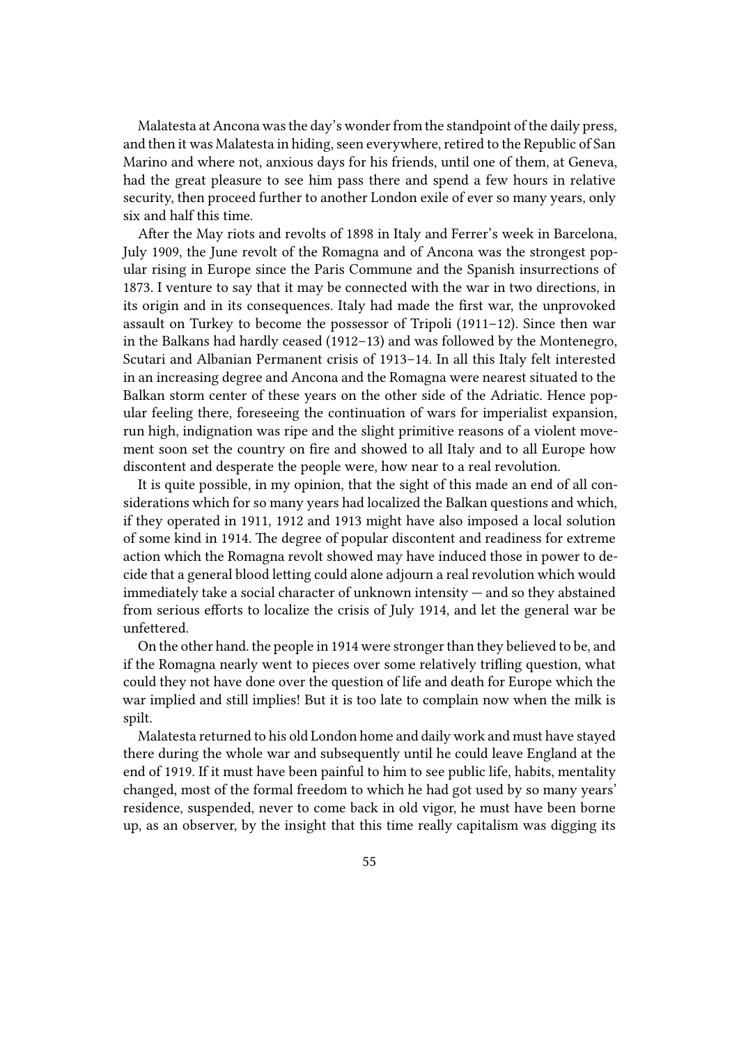Malatesta at Ancona was the day's wonder from the standpoint of the daily press, and then it was Malatesta in hiding, seen everywhere, retired to the Republic of San Marino and where not, anxious days for his friends, until one of them, at Geneva, had the great pleasure to see him pass there and spend a few hours in relative security, then proceed further to another London exile of ever so many years, only six and half this time.

After the May riots and revolts of 1898 in Italy and Ferrer's week in Barcelona, July 1909, the June revolt of the Romagna and of Ancona was the strongest popular rising in Europe since the Paris Commune and the Spanish insurrections of 1873. I venture to say that it may be connected with the war in two directions, in its origin and in its consequences. Italy had made the first war, the unprovoked assault on Turkey to become the possessor of Tripoli (1911–12). Since then war in the Balkans had hardly ceased (1912–13) and was followed by the Montenegro, Scutari and Albanian Permanent crisis of 1913–14. In all this Italy felt interested in an increasing degree and Ancona and the Romagna were nearest situated to the Balkan storm center of these years on the other side of the Adriatic. Hence popular feeling there, foreseeing the continuation of wars for imperialist expansion, run high, indignation was ripe and the slight primitive reasons of a violent movement soon set the country on fire and showed to all Italy and to all Europe how discontent and desperate the people were, how near to a real revolution.

It is quite possible, in my opinion, that the sight of this made an end of all considerations which for so many years had localized the Balkan questions and which, if they operated in 1911, 1912 and 1913 might have also imposed a local solution of some kind in 1914. The degree of popular discontent and readiness for extreme action which the Romagna revolt showed may have induced those in power to decide that a general blood letting could alone adjourn a real revolution which would immediately take a social character of unknown intensity — and so they abstained from serious efforts to localize the crisis of July 1914, and let the general war be unfettered.

On the other hand. the people in 1914 were stronger than they believed to be, and if the Romagna nearly went to pieces over some relatively trifling question, what could they not have done over the question of life and death for Europe which the war implied and still implies! But it is too late to complain now when the milk is spilt.

Malatesta returned to his old London home and daily work and must have stayed there during the whole war and subsequently until he could leave England at the end of 1919. If it must have been painful to him to see public life, habits, mentality changed, most of the formal freedom to which he had got used by so many years' residence, suspended, never to come back in old vigor, he must have been borne up, as an observer, by the insight that this time really capitalism was digging its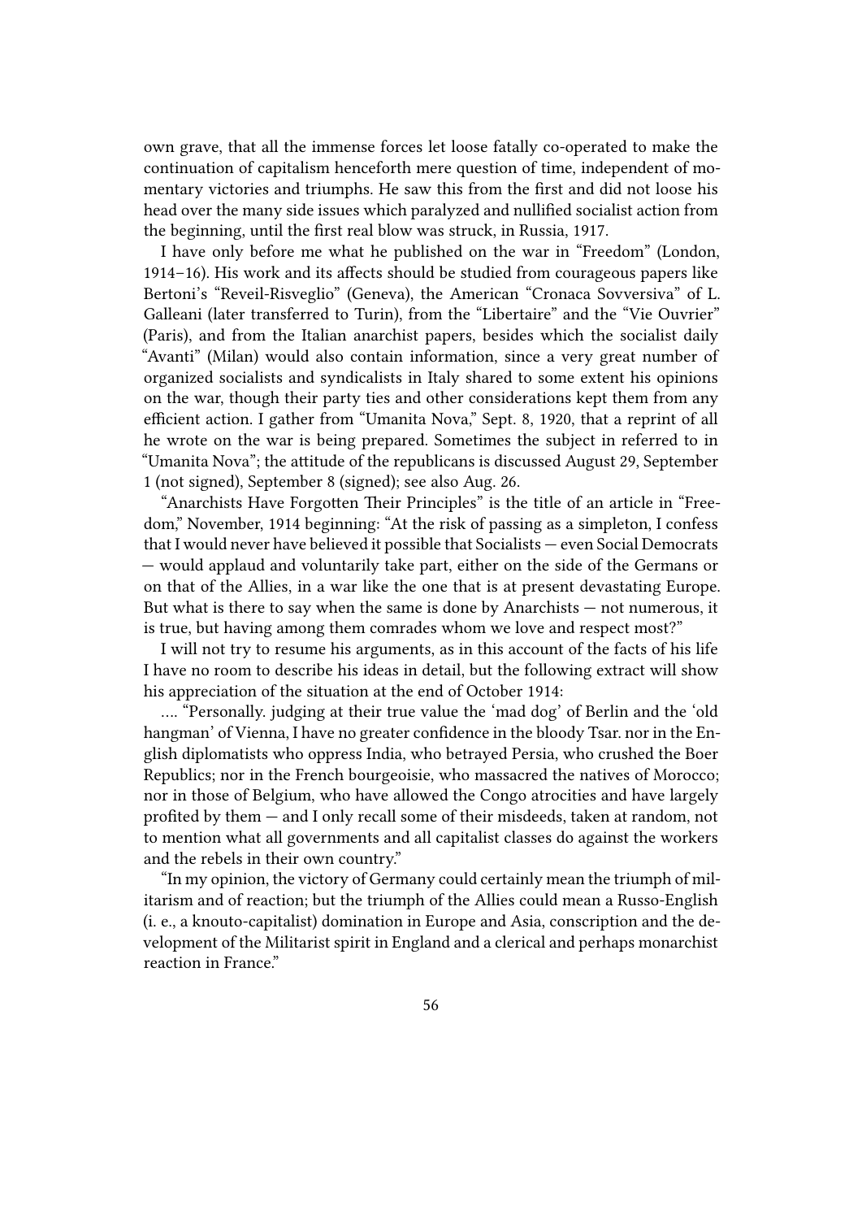own grave, that all the immense forces let loose fatally co-operated to make the continuation of capitalism henceforth mere question of time, independent of momentary victories and triumphs. He saw this from the first and did not loose his head over the many side issues which paralyzed and nullified socialist action from the beginning, until the first real blow was struck, in Russia, 1917.

I have only before me what he published on the war in "Freedom" (London, 1914–16). His work and its affects should be studied from courageous papers like Bertoni's "Reveil-Risveglio" (Geneva), the American "Cronaca Sovversiva" of L. Galleani (later transferred to Turin), from the "Libertaire" and the "Vie Ouvrier" (Paris), and from the Italian anarchist papers, besides which the socialist daily "Avanti" (Milan) would also contain information, since a very great number of organized socialists and syndicalists in Italy shared to some extent his opinions on the war, though their party ties and other considerations kept them from any efficient action. I gather from "Umanita Nova," Sept. 8, 1920, that a reprint of all he wrote on the war is being prepared. Sometimes the subject in referred to in "Umanita Nova"; the attitude of the republicans is discussed August 29, September 1 (not signed), September 8 (signed); see also Aug. 26.

"Anarchists Have Forgotten Their Principles" is the title of an article in "Freedom," November, 1914 beginning: "At the risk of passing as a simpleton, I confess that I would never have believed it possible that Socialists — even Social Democrats — would applaud and voluntarily take part, either on the side of the Germans or on that of the Allies, in a war like the one that is at present devastating Europe. But what is there to say when the same is done by Anarchists — not numerous, it is true, but having among them comrades whom we love and respect most?"

I will not try to resume his arguments, as in this account of the facts of his life I have no room to describe his ideas in detail, but the following extract will show his appreciation of the situation at the end of October 1914:

…. "Personally. judging at their true value the 'mad dog' of Berlin and the 'old hangman' of Vienna, I have no greater confidence in the bloody Tsar. nor in the English diplomatists who oppress India, who betrayed Persia, who crushed the Boer Republics; nor in the French bourgeoisie, who massacred the natives of Morocco; nor in those of Belgium, who have allowed the Congo atrocities and have largely profited by them — and I only recall some of their misdeeds, taken at random, not to mention what all governments and all capitalist classes do against the workers and the rebels in their own country."

"In my opinion, the victory of Germany could certainly mean the triumph of militarism and of reaction; but the triumph of the Allies could mean a Russo-English (i. e., a knouto-capitalist) domination in Europe and Asia, conscription and the development of the Militarist spirit in England and a clerical and perhaps monarchist reaction in France."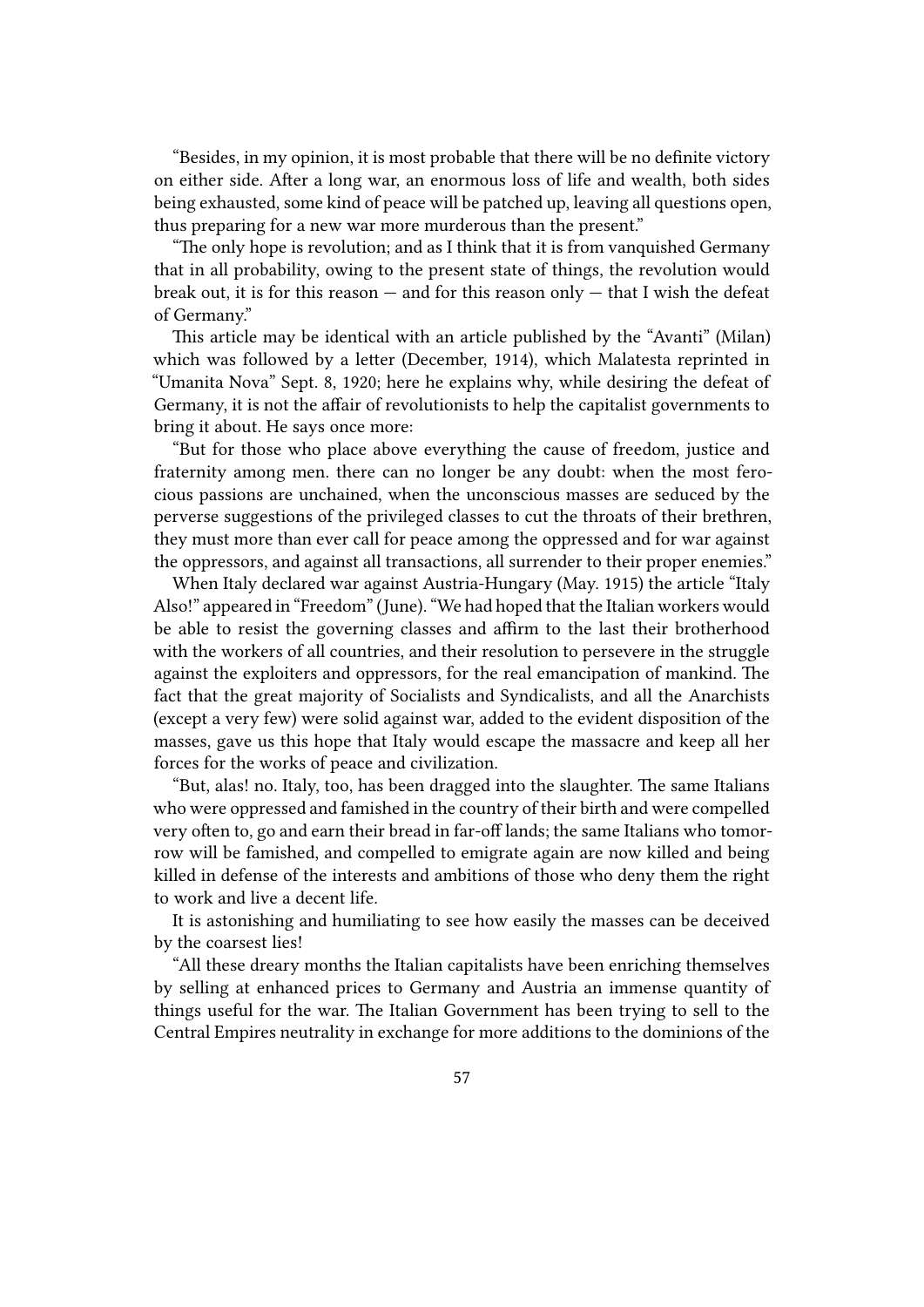"Besides, in my opinion, it is most probable that there will be no definite victory on either side. After a long war, an enormous loss of life and wealth, both sides being exhausted, some kind of peace will be patched up, leaving all questions open, thus preparing for a new war more murderous than the present."

"The only hope is revolution; and as I think that it is from vanquished Germany that in all probability, owing to the present state of things, the revolution would break out, it is for this reason — and for this reason only — that I wish the defeat of Germany."

This article may be identical with an article published by the "Avanti" (Milan) which was followed by a letter (December, 1914), which Malatesta reprinted in "Umanita Nova" Sept. 8, 1920; here he explains why, while desiring the defeat of Germany, it is not the affair of revolutionists to help the capitalist governments to bring it about. He says once more:

"But for those who place above everything the cause of freedom, justice and fraternity among men. there can no longer be any doubt: when the most ferocious passions are unchained, when the unconscious masses are seduced by the perverse suggestions of the privileged classes to cut the throats of their brethren, they must more than ever call for peace among the oppressed and for war against the oppressors, and against all transactions, all surrender to their proper enemies."

When Italy declared war against Austria-Hungary (May. 1915) the article "Italy Also!" appeared in "Freedom" (June). "We had hoped that the Italian workers would be able to resist the governing classes and affirm to the last their brotherhood with the workers of all countries, and their resolution to persevere in the struggle against the exploiters and oppressors, for the real emancipation of mankind. The fact that the great majority of Socialists and Syndicalists, and all the Anarchists (except a very few) were solid against war, added to the evident disposition of the masses, gave us this hope that Italy would escape the massacre and keep all her forces for the works of peace and civilization.

"But, alas! no. Italy, too, has been dragged into the slaughter. The same Italians who were oppressed and famished in the country of their birth and were compelled very often to, go and earn their bread in far-off lands; the same Italians who tomorrow will be famished, and compelled to emigrate again are now killed and being killed in defense of the interests and ambitions of those who deny them the right to work and live a decent life.

It is astonishing and humiliating to see how easily the masses can be deceived by the coarsest lies!

"All these dreary months the Italian capitalists have been enriching themselves by selling at enhanced prices to Germany and Austria an immense quantity of things useful for the war. The Italian Government has been trying to sell to the Central Empires neutrality in exchange for more additions to the dominions of the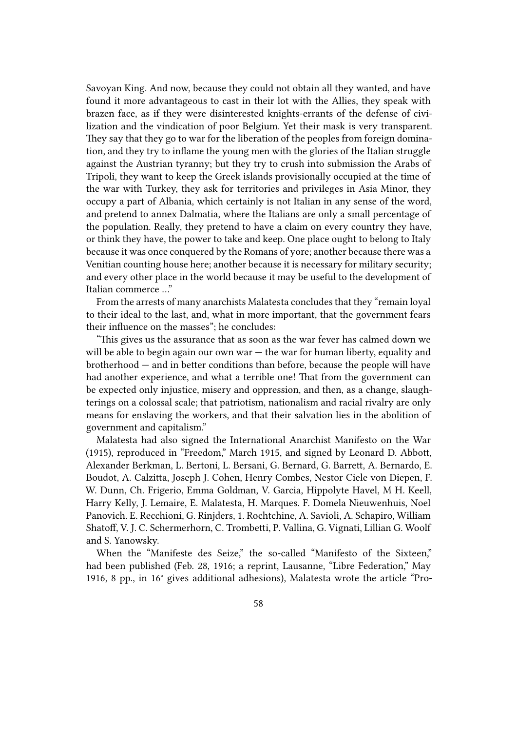Savoyan King. And now, because they could not obtain all they wanted, and have found it more advantageous to cast in their lot with the Allies, they speak with brazen face, as if they were disinterested knights-errants of the defense of civilization and the vindication of poor Belgium. Yet their mask is very transparent. They say that they go to war for the liberation of the peoples from foreign domination, and they try to inflame the young men with the glories of the Italian struggle against the Austrian tyranny; but they try to crush into submission the Arabs of Tripoli, they want to keep the Greek islands provisionally occupied at the time of the war with Turkey, they ask for territories and privileges in Asia Minor, they occupy a part of Albania, which certainly is not Italian in any sense of the word, and pretend to annex Dalmatia, where the Italians are only a small percentage of the population. Really, they pretend to have a claim on every country they have, or think they have, the power to take and keep. One place ought to belong to Italy because it was once conquered by the Romans of yore; another because there was a Venitian counting house here; another because it is necessary for military security; and every other place in the world because it may be useful to the development of Italian commerce …"

From the arrests of many anarchists Malatesta concludes that they "remain loyal to their ideal to the last, and, what in more important, that the government fears their influence on the masses"; he concludes:

"This gives us the assurance that as soon as the war fever has calmed down we will be able to begin again our own war — the war for human liberty, equality and brotherhood — and in better conditions than before, because the people will have had another experience, and what a terrible one! That from the government can be expected only injustice, misery and oppression, and then, as a change, slaughterings on a colossal scale; that patriotism, nationalism and racial rivalry are only means for enslaving the workers, and that their salvation lies in the abolition of government and capitalism."

Malatesta had also signed the International Anarchist Manifesto on the War (1915), reproduced in "Freedom," March 1915, and signed by Leonard D. Abbott, Alexander Berkman, L. Bertoni, L. Bersani, G. Bernard, G. Barrett, A. Bernardo, E. Boudot, A. Calzitta, Joseph J. Cohen, Henry Combes, Nestor Ciele von Diepen, F. W. Dunn, Ch. Frigerio, Emma Goldman, V. Garcia, Hippolyte Havel, M H. Keell, Harry Kelly, J. Lemaire, E. Malatesta, H. Marques. F. Domela Nieuwenhuis, Noel Panovich. E. Recchioni, G. Rinjders, 1. Rochtchine, A. Savioli, A. Schapiro, William Shatoff, V. J. C. Schermerhorn, C. Trombetti, P. Vallina, G. Vignati, Lillian G. Woolf and S. Yanowsky.

When the "Manifeste des Seize," the so-called "Manifesto of the Sixteen," had been published (Feb. 28, 1916; a reprint, Lausanne, "Libre Federation," May 1916, 8 pp., in 16° gives additional adhesions), Malatesta wrote the article "Pro-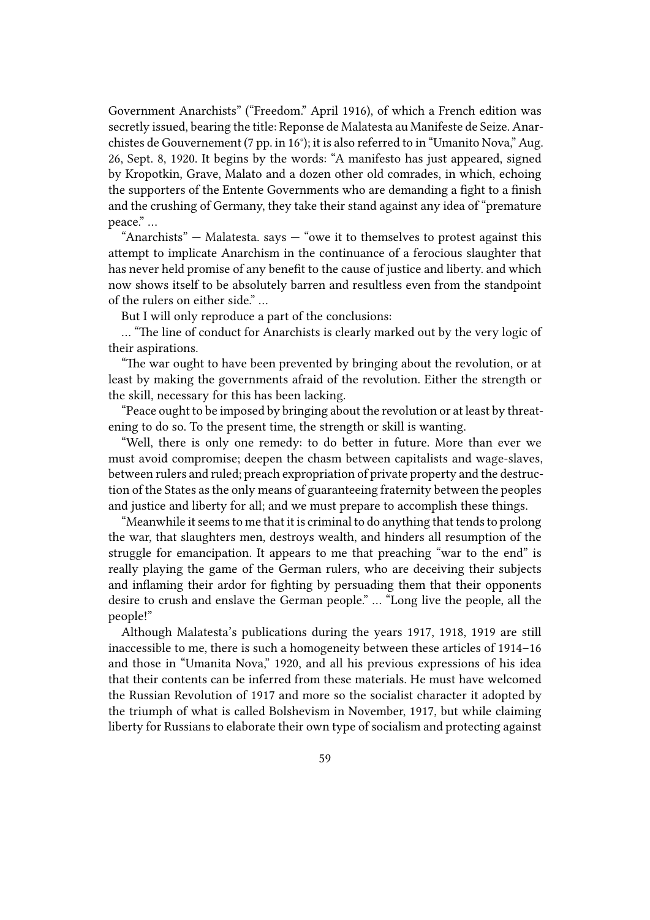Government Anarchists" ("Freedom." April 1916), of which a French edition was secretly issued, bearing the title: Reponse de Malatesta au Manifeste de Seize. Anarchistes de Gouvernement (7 pp. in 16°); it is also referred to in "Umanito Nova," Aug. 26, Sept. 8, 1920. It begins by the words: "A manifesto has just appeared, signed by Kropotkin, Grave, Malato and a dozen other old comrades, in which, echoing the supporters of the Entente Governments who are demanding a fight to a finish and the crushing of Germany, they take their stand against any idea of "premature peace." …

"Anarchists" — Malatesta. says — "owe it to themselves to protest against this attempt to implicate Anarchism in the continuance of a ferocious slaughter that has never held promise of any benefit to the cause of justice and liberty. and which now shows itself to be absolutely barren and resultless even from the standpoint of the rulers on either side." …

But I will only reproduce a part of the conclusions:

… "The line of conduct for Anarchists is clearly marked out by the very logic of their aspirations.

"The war ought to have been prevented by bringing about the revolution, or at least by making the governments afraid of the revolution. Either the strength or the skill, necessary for this has been lacking.

"Peace ought to be imposed by bringing about the revolution or at least by threatening to do so. To the present time, the strength or skill is wanting.

"Well, there is only one remedy: to do better in future. More than ever we must avoid compromise; deepen the chasm between capitalists and wage-slaves, between rulers and ruled; preach expropriation of private property and the destruction of the States as the only means of guaranteeing fraternity between the peoples and justice and liberty for all; and we must prepare to accomplish these things.

"Meanwhile it seems to me that it is criminal to do anything that tends to prolong the war, that slaughters men, destroys wealth, and hinders all resumption of the struggle for emancipation. It appears to me that preaching "war to the end" is really playing the game of the German rulers, who are deceiving their subjects and inflaming their ardor for fighting by persuading them that their opponents desire to crush and enslave the German people." … "Long live the people, all the people!"

Although Malatesta's publications during the years 1917, 1918, 1919 are still inaccessible to me, there is such a homogeneity between these articles of 1914–16 and those in "Umanita Nova," 1920, and all his previous expressions of his idea that their contents can be inferred from these materials. He must have welcomed the Russian Revolution of 1917 and more so the socialist character it adopted by the triumph of what is called Bolshevism in November, 1917, but while claiming liberty for Russians to elaborate their own type of socialism and protecting against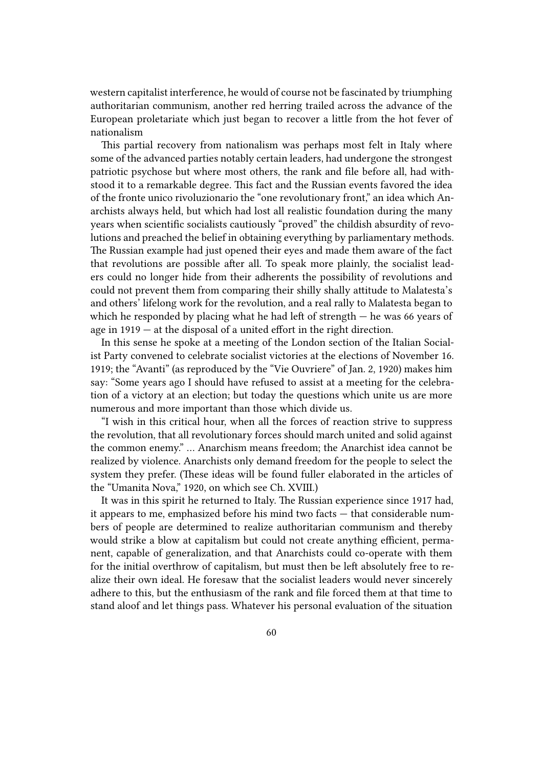western capitalist interference, he would of course not be fascinated by triumphing authoritarian communism, another red herring trailed across the advance of the European proletariate which just began to recover a little from the hot fever of nationalism

This partial recovery from nationalism was perhaps most felt in Italy where some of the advanced parties notably certain leaders, had undergone the strongest patriotic psychose but where most others, the rank and file before all, had withstood it to a remarkable degree. This fact and the Russian events favored the idea of the fronte unico rivoluzionario the "one revolutionary front," an idea which Anarchists always held, but which had lost all realistic foundation during the many years when scientific socialists cautiously "proved" the childish absurdity of revolutions and preached the belief in obtaining everything by parliamentary methods. The Russian example had just opened their eyes and made them aware of the fact that revolutions are possible after all. To speak more plainly, the socialist leaders could no longer hide from their adherents the possibility of revolutions and could not prevent them from comparing their shilly shally attitude to Malatesta's and others' lifelong work for the revolution, and a real rally to Malatesta began to which he responded by placing what he had left of strength — he was 66 years of age in 1919 — at the disposal of a united effort in the right direction.

In this sense he spoke at a meeting of the London section of the Italian Socialist Party convened to celebrate socialist victories at the elections of November 16. 1919; the "Avanti" (as reproduced by the "Vie Ouvriere" of Jan. 2, 1920) makes him say: "Some years ago I should have refused to assist at a meeting for the celebration of a victory at an election; but today the questions which unite us are more numerous and more important than those which divide us.

"I wish in this critical hour, when all the forces of reaction strive to suppress the revolution, that all revolutionary forces should march united and solid against the common enemy." … Anarchism means freedom; the Anarchist idea cannot be realized by violence. Anarchists only demand freedom for the people to select the system they prefer. (These ideas will be found fuller elaborated in the articles of the "Umanita Nova," 1920, on which see Ch. XVIII.)

It was in this spirit he returned to Italy. The Russian experience since 1917 had, it appears to me, emphasized before his mind two facts — that considerable numbers of people are determined to realize authoritarian communism and thereby would strike a blow at capitalism but could not create anything efficient, permanent, capable of generalization, and that Anarchists could co-operate with them for the initial overthrow of capitalism, but must then be left absolutely free to realize their own ideal. He foresaw that the socialist leaders would never sincerely adhere to this, but the enthusiasm of the rank and file forced them at that time to stand aloof and let things pass. Whatever his personal evaluation of the situation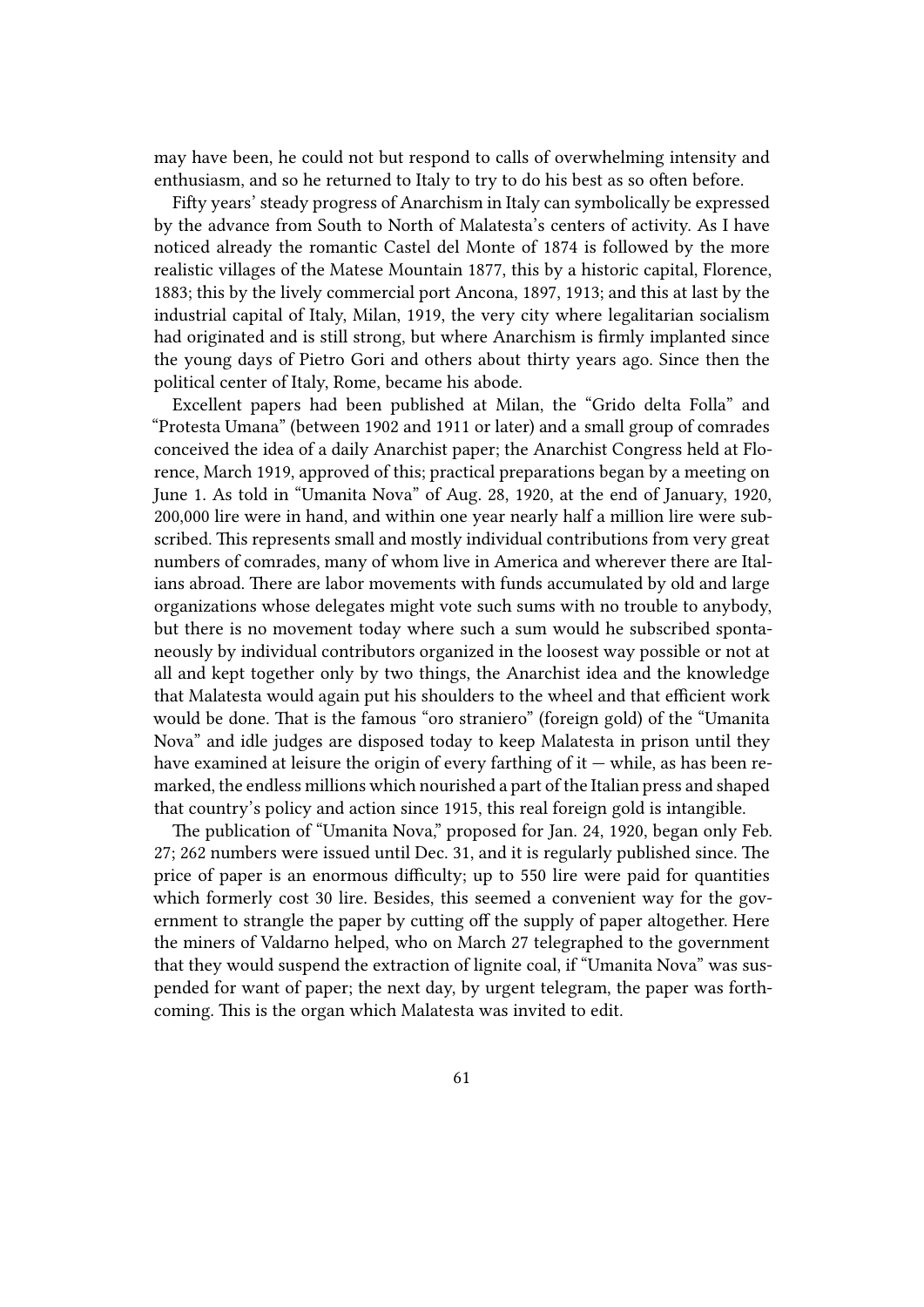may have been, he could not but respond to calls of overwhelming intensity and enthusiasm, and so he returned to Italy to try to do his best as so often before.

Fifty years' steady progress of Anarchism in Italy can symbolically be expressed by the advance from South to North of Malatesta's centers of activity. As I have noticed already the romantic Castel del Monte of 1874 is followed by the more realistic villages of the Matese Mountain 1877, this by a historic capital, Florence, 1883; this by the lively commercial port Ancona, 1897, 1913; and this at last by the industrial capital of Italy, Milan, 1919, the very city where legalitarian socialism had originated and is still strong, but where Anarchism is firmly implanted since the young days of Pietro Gori and others about thirty years ago. Since then the political center of Italy, Rome, became his abode.

Excellent papers had been published at Milan, the "Grido delta Folla" and "Protesta Umana" (between 1902 and 1911 or later) and a small group of comrades conceived the idea of a daily Anarchist paper; the Anarchist Congress held at Florence, March 1919, approved of this; practical preparations began by a meeting on June 1. As told in "Umanita Nova" of Aug. 28, 1920, at the end of January, 1920, 200,000 lire were in hand, and within one year nearly half a million lire were subscribed. This represents small and mostly individual contributions from very great numbers of comrades, many of whom live in America and wherever there are Italians abroad. There are labor movements with funds accumulated by old and large organizations whose delegates might vote such sums with no trouble to anybody, but there is no movement today where such a sum would he subscribed spontaneously by individual contributors organized in the loosest way possible or not at all and kept together only by two things, the Anarchist idea and the knowledge that Malatesta would again put his shoulders to the wheel and that efficient work would be done. That is the famous "oro straniero" (foreign gold) of the "Umanita Nova" and idle judges are disposed today to keep Malatesta in prison until they have examined at leisure the origin of every farthing of it — while, as has been remarked, the endless millions which nourished a part of the Italian press and shaped that country's policy and action since 1915, this real foreign gold is intangible.

The publication of "Umanita Nova," proposed for Jan. 24, 1920, began only Feb. 27; 262 numbers were issued until Dec. 31, and it is regularly published since. The price of paper is an enormous difficulty; up to 550 lire were paid for quantities which formerly cost 30 lire. Besides, this seemed a convenient way for the government to strangle the paper by cutting off the supply of paper altogether. Here the miners of Valdarno helped, who on March 27 telegraphed to the government that they would suspend the extraction of lignite coal, if "Umanita Nova" was suspended for want of paper; the next day, by urgent telegram, the paper was forthcoming. This is the organ which Malatesta was invited to edit.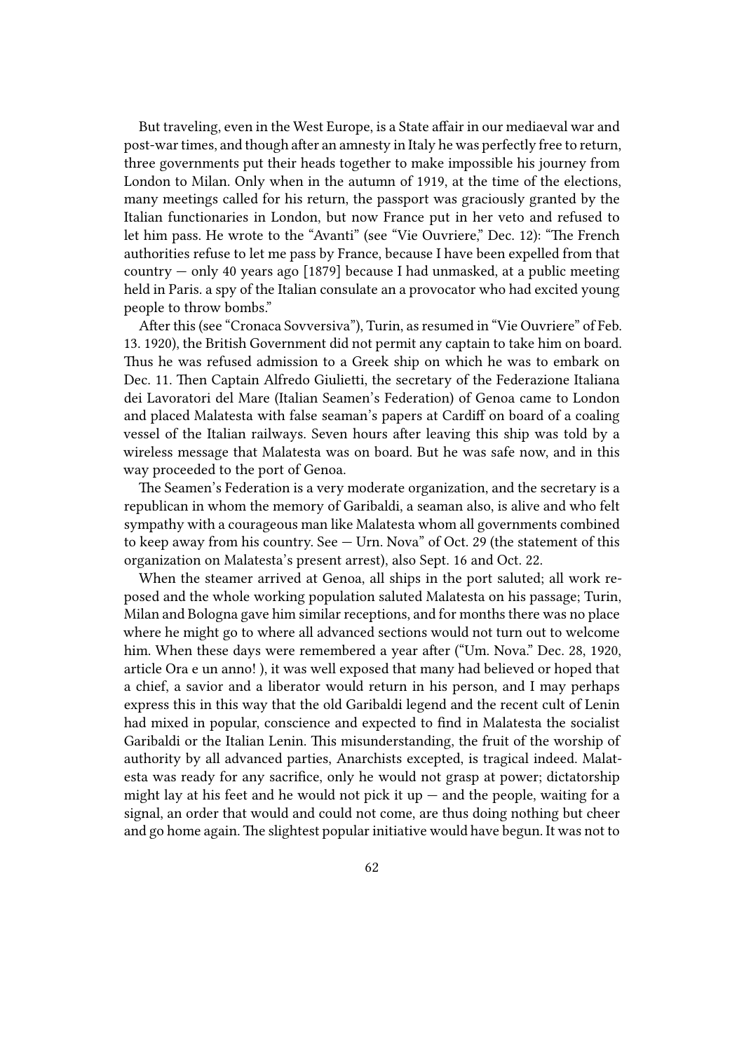But traveling, even in the West Europe, is a State affair in our mediaeval war and post-war times, and though after an amnesty in Italy he was perfectly free to return, three governments put their heads together to make impossible his journey from London to Milan. Only when in the autumn of 1919, at the time of the elections, many meetings called for his return, the passport was graciously granted by the Italian functionaries in London, but now France put in her veto and refused to let him pass. He wrote to the "Avanti" (see "Vie Ouvriere," Dec. 12): "The French authorities refuse to let me pass by France, because I have been expelled from that country — only 40 years ago [1879] because I had unmasked, at a public meeting held in Paris. a spy of the Italian consulate an a provocator who had excited young people to throw bombs."

After this (see "Cronaca Sovversiva"), Turin, as resumed in "Vie Ouvriere" of Feb. 13. 1920), the British Government did not permit any captain to take him on board. Thus he was refused admission to a Greek ship on which he was to embark on Dec. 11. Then Captain Alfredo Giulietti, the secretary of the Federazione Italiana dei Lavoratori del Mare (Italian Seamen's Federation) of Genoa came to London and placed Malatesta with false seaman's papers at Cardiff on board of a coaling vessel of the Italian railways. Seven hours after leaving this ship was told by a wireless message that Malatesta was on board. But he was safe now, and in this way proceeded to the port of Genoa.

The Seamen's Federation is a very moderate organization, and the secretary is a republican in whom the memory of Garibaldi, a seaman also, is alive and who felt sympathy with a courageous man like Malatesta whom all governments combined to keep away from his country. See — Urn. Nova" of Oct. 29 (the statement of this organization on Malatesta's present arrest), also Sept. 16 and Oct. 22.

When the steamer arrived at Genoa, all ships in the port saluted; all work reposed and the whole working population saluted Malatesta on his passage; Turin, Milan and Bologna gave him similar receptions, and for months there was no place where he might go to where all advanced sections would not turn out to welcome him. When these days were remembered a year after ("Um. Nova." Dec. 28, 1920, article Ora e un anno! ), it was well exposed that many had believed or hoped that a chief, a savior and a liberator would return in his person, and I may perhaps express this in this way that the old Garibaldi legend and the recent cult of Lenin had mixed in popular, conscience and expected to find in Malatesta the socialist Garibaldi or the Italian Lenin. This misunderstanding, the fruit of the worship of authority by all advanced parties, Anarchists excepted, is tragical indeed. Malatesta was ready for any sacrifice, only he would not grasp at power; dictatorship might lay at his feet and he would not pick it up — and the people, waiting for a signal, an order that would and could not come, are thus doing nothing but cheer and go home again. The slightest popular initiative would have begun. It was not to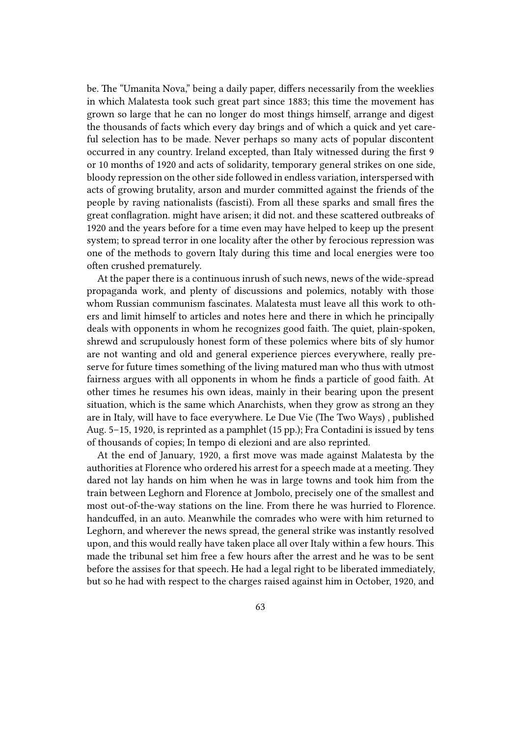be. The "Umanita Nova," being a daily paper, differs necessarily from the weeklies in which Malatesta took such great part since 1883; this time the movement has grown so large that he can no longer do most things himself, arrange and digest the thousands of facts which every day brings and of which a quick and yet careful selection has to be made. Never perhaps so many acts of popular discontent occurred in any country. Ireland excepted, than Italy witnessed during the first 9 or 10 months of 1920 and acts of solidarity, temporary general strikes on one side, bloody repression on the other side followed in endless variation, interspersed with acts of growing brutality, arson and murder committed against the friends of the people by raving nationalists (fascisti). From all these sparks and small fires the great conflagration. might have arisen; it did not. and these scattered outbreaks of 1920 and the years before for a time even may have helped to keep up the present system; to spread terror in one locality after the other by ferocious repression was one of the methods to govern Italy during this time and local energies were too often crushed prematurely.

At the paper there is a continuous inrush of such news, news of the wide-spread propaganda work, and plenty of discussions and polemics, notably with those whom Russian communism fascinates. Malatesta must leave all this work to others and limit himself to articles and notes here and there in which he principally deals with opponents in whom he recognizes good faith. The quiet, plain-spoken, shrewd and scrupulously honest form of these polemics where bits of sly humor are not wanting and old and general experience pierces everywhere, really preserve for future times something of the living matured man who thus with utmost fairness argues with all opponents in whom he finds a particle of good faith. At other times he resumes his own ideas, mainly in their bearing upon the present situation, which is the same which Anarchists, when they grow as strong an they are in Italy, will have to face everywhere. Le Due Vie (The Two Ways) , published Aug. 5–15, 1920, is reprinted as a pamphlet (15 pp.); Fra Contadini is issued by tens of thousands of copies; In tempo di elezioni and are also reprinted.

At the end of January, 1920, a first move was made against Malatesta by the authorities at Florence who ordered his arrest for a speech made at a meeting. They dared not lay hands on him when he was in large towns and took him from the train between Leghorn and Florence at Jombolo, precisely one of the smallest and most out-of-the-way stations on the line. From there he was hurried to Florence. handcuffed, in an auto. Meanwhile the comrades who were with him returned to Leghorn, and wherever the news spread, the general strike was instantly resolved upon, and this would really have taken place all over Italy within a few hours. This made the tribunal set him free a few hours after the arrest and he was to be sent before the assises for that speech. He had a legal right to be liberated immediately, but so he had with respect to the charges raised against him in October, 1920, and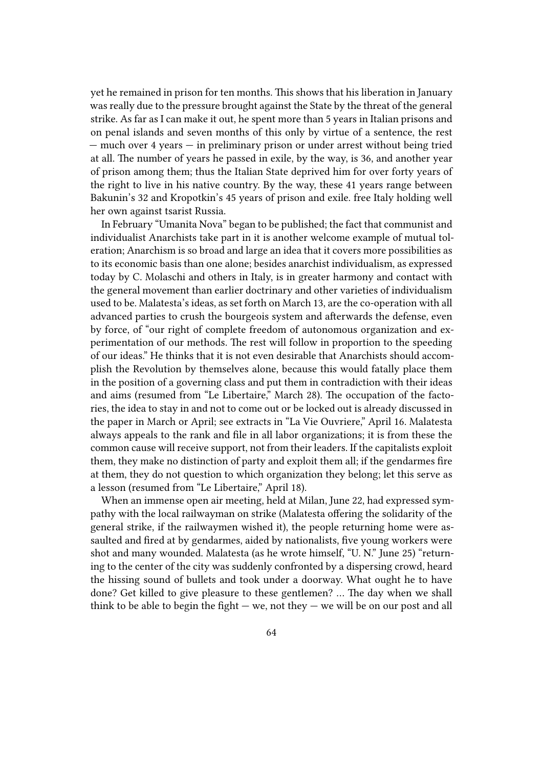yet he remained in prison for ten months. This shows that his liberation in January was really due to the pressure brought against the State by the threat of the general strike. As far as I can make it out, he spent more than 5 years in Italian prisons and on penal islands and seven months of this only by virtue of a sentence, the rest — much over 4 years — in preliminary prison or under arrest without being tried at all. The number of years he passed in exile, by the way, is 36, and another year of prison among them; thus the Italian State deprived him for over forty years of the right to live in his native country. By the way, these 41 years range between Bakunin's 32 and Kropotkin's 45 years of prison and exile. free Italy holding well her own against tsarist Russia.

In February "Umanita Nova" began to be published; the fact that communist and individualist Anarchists take part in it is another welcome example of mutual toleration; Anarchism is so broad and large an idea that it covers more possibilities as to its economic basis than one alone; besides anarchist individualism, as expressed today by C. Molaschi and others in Italy, is in greater harmony and contact with the general movement than earlier doctrinary and other varieties of individualism used to be. Malatesta's ideas, as set forth on March 13, are the co-operation with all advanced parties to crush the bourgeois system and afterwards the defense, even by force, of "our right of complete freedom of autonomous organization and experimentation of our methods. The rest will follow in proportion to the speeding of our ideas." He thinks that it is not even desirable that Anarchists should accomplish the Revolution by themselves alone, because this would fatally place them in the position of a governing class and put them in contradiction with their ideas and aims (resumed from "Le Libertaire," March 28). The occupation of the factories, the idea to stay in and not to come out or be locked out is already discussed in the paper in March or April; see extracts in "La Vie Ouvriere," April 16. Malatesta always appeals to the rank and file in all labor organizations; it is from these the common cause will receive support, not from their leaders. If the capitalists exploit them, they make no distinction of party and exploit them all; if the gendarmes fire at them, they do not question to which organization they belong; let this serve as a lesson (resumed from "Le Libertaire," April 18).

When an immense open air meeting, held at Milan, June 22, had expressed sympathy with the local railwayman on strike (Malatesta offering the solidarity of the general strike, if the railwaymen wished it), the people returning home were assaulted and fired at by gendarmes, aided by nationalists, five young workers were shot and many wounded. Malatesta (as he wrote himself, "U. N." June 25) "returning to the center of the city was suddenly confronted by a dispersing crowd, heard the hissing sound of bullets and took under a doorway. What ought he to have done? Get killed to give pleasure to these gentlemen? … The day when we shall think to be able to begin the fight — we, not they — we will be on our post and all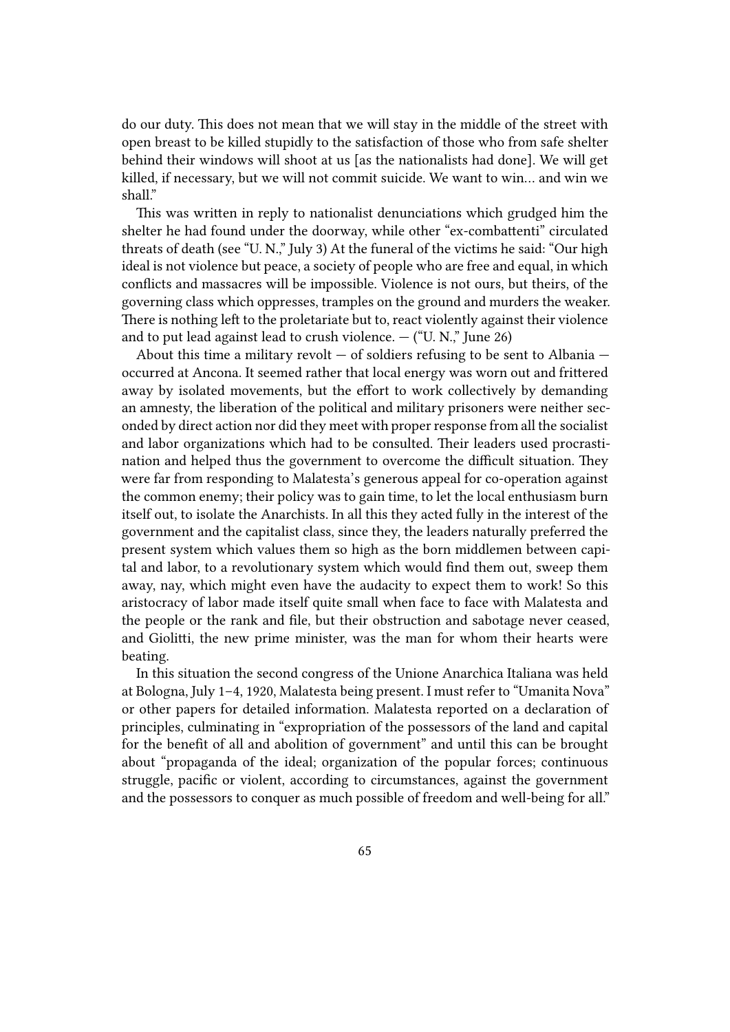do our duty. This does not mean that we will stay in the middle of the street with open breast to be killed stupidly to the satisfaction of those who from safe shelter behind their windows will shoot at us [as the nationalists had done]. We will get killed, if necessary, but we will not commit suicide. We want to win… and win we shall."

This was written in reply to nationalist denunciations which grudged him the shelter he had found under the doorway, while other "ex-combattenti" circulated threats of death (see "U. N.," July 3) At the funeral of the victims he said: "Our high ideal is not violence but peace, a society of people who are free and equal, in which conflicts and massacres will be impossible. Violence is not ours, but theirs, of the governing class which oppresses, tramples on the ground and murders the weaker. There is nothing left to the proletariate but to, react violently against their violence and to put lead against lead to crush violence. — ("U. N.," June 26)

About this time a military revolt — of soldiers refusing to be sent to Albania — occurred at Ancona. It seemed rather that local energy was worn out and frittered away by isolated movements, but the effort to work collectively by demanding an amnesty, the liberation of the political and military prisoners were neither seconded by direct action nor did they meet with proper response from all the socialist and labor organizations which had to be consulted. Their leaders used procrastination and helped thus the government to overcome the difficult situation. They were far from responding to Malatesta's generous appeal for co-operation against the common enemy; their policy was to gain time, to let the local enthusiasm burn itself out, to isolate the Anarchists. In all this they acted fully in the interest of the government and the capitalist class, since they, the leaders naturally preferred the present system which values them so high as the born middlemen between capital and labor, to a revolutionary system which would find them out, sweep them away, nay, which might even have the audacity to expect them to work! So this aristocracy of labor made itself quite small when face to face with Malatesta and the people or the rank and file, but their obstruction and sabotage never ceased, and Giolitti, the new prime minister, was the man for whom their hearts were beating.

In this situation the second congress of the Unione Anarchica Italiana was held at Bologna, July 1–4, 1920, Malatesta being present. I must refer to "Umanita Nova" or other papers for detailed information. Malatesta reported on a declaration of principles, culminating in "expropriation of the possessors of the land and capital for the benefit of all and abolition of government" and until this can be brought about "propaganda of the ideal; organization of the popular forces; continuous struggle, pacific or violent, according to circumstances, against the government and the possessors to conquer as much possible of freedom and well-being for all."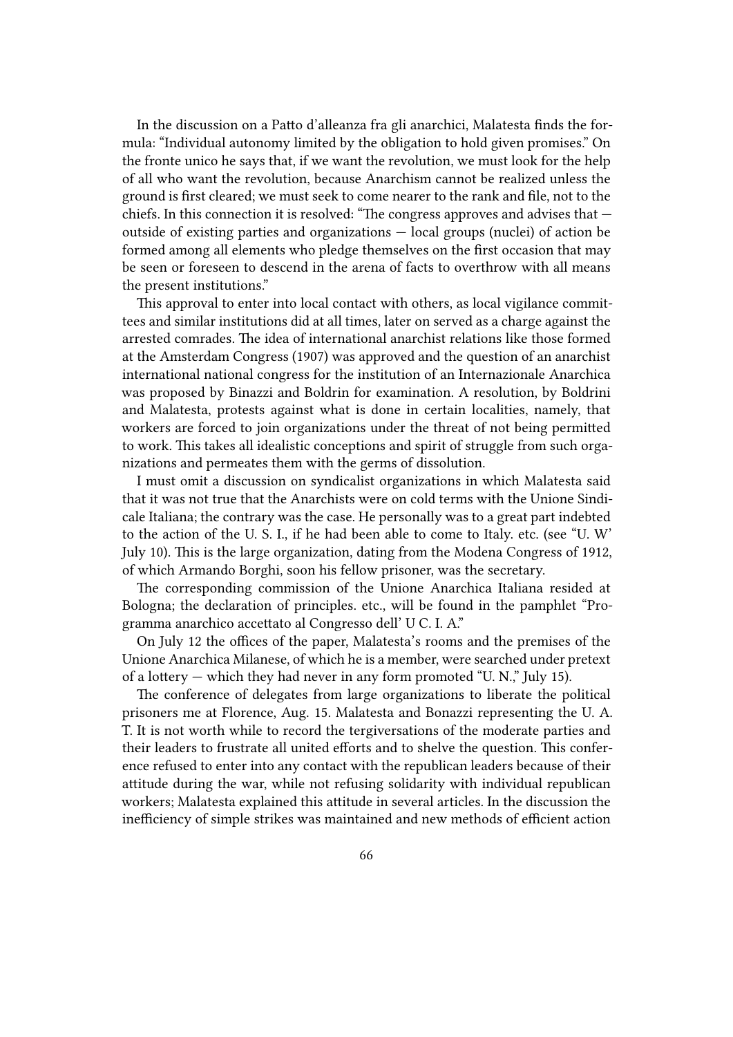In the discussion on a Patto d'alleanza fra gli anarchici, Malatesta finds the formula: "Individual autonomy limited by the obligation to hold given promises." On the fronte unico he says that, if we want the revolution, we must look for the help of all who want the revolution, because Anarchism cannot be realized unless the ground is first cleared; we must seek to come nearer to the rank and file, not to the chiefs. In this connection it is resolved: "The congress approves and advises that — outside of existing parties and organizations — local groups (nuclei) of action be formed among all elements who pledge themselves on the first occasion that may be seen or foreseen to descend in the arena of facts to overthrow with all means the present institutions."

This approval to enter into local contact with others, as local vigilance committees and similar institutions did at all times, later on served as a charge against the arrested comrades. The idea of international anarchist relations like those formed at the Amsterdam Congress (1907) was approved and the question of an anarchist international national congress for the institution of an Internazionale Anarchica was proposed by Binazzi and Boldrin for examination. A resolution, by Boldrini and Malatesta, protests against what is done in certain localities, namely, that workers are forced to join organizations under the threat of not being permitted to work. This takes all idealistic conceptions and spirit of struggle from such organizations and permeates them with the germs of dissolution.

I must omit a discussion on syndicalist organizations in which Malatesta said that it was not true that the Anarchists were on cold terms with the Unione Sindicale Italiana; the contrary was the case. He personally was to a great part indebted to the action of the U. S. I., if he had been able to come to Italy. etc. (see "U. W' July 10). This is the large organization, dating from the Modena Congress of 1912, of which Armando Borghi, soon his fellow prisoner, was the secretary.

The corresponding commission of the Unione Anarchica Italiana resided at Bologna; the declaration of principles. etc., will be found in the pamphlet "Programma anarchico accettato al Congresso dell' U C. I. A."

On July 12 the offices of the paper, Malatesta's rooms and the premises of the Unione Anarchica Milanese, of which he is a member, were searched under pretext of a lottery — which they had never in any form promoted "U. N.," July 15).

The conference of delegates from large organizations to liberate the political prisoners me at Florence, Aug. 15. Malatesta and Bonazzi representing the U. A. T. It is not worth while to record the tergiversations of the moderate parties and their leaders to frustrate all united efforts and to shelve the question. This conference refused to enter into any contact with the republican leaders because of their attitude during the war, while not refusing solidarity with individual republican workers; Malatesta explained this attitude in several articles. In the discussion the inefficiency of simple strikes was maintained and new methods of efficient action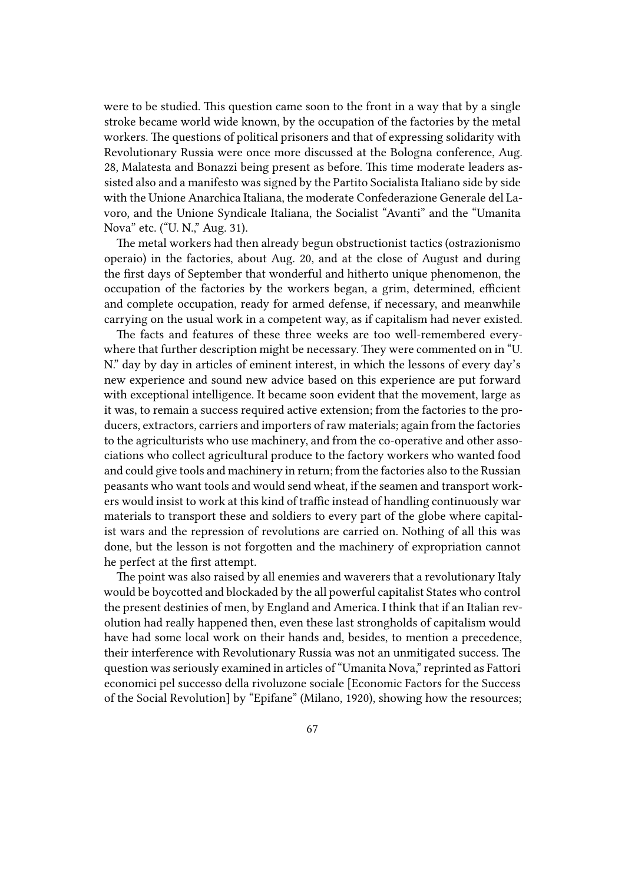were to be studied. This question came soon to the front in a way that by a single stroke became world wide known, by the occupation of the factories by the metal workers. The questions of political prisoners and that of expressing solidarity with Revolutionary Russia were once more discussed at the Bologna conference, Aug. 28, Malatesta and Bonazzi being present as before. This time moderate leaders assisted also and a manifesto was signed by the Partito Socialista Italiano side by side with the Unione Anarchica Italiana, the moderate Confederazione Generale del Lavoro, and the Unione Syndicale Italiana, the Socialist "Avanti" and the "Umanita Nova" etc. ("U. N.," Aug. 31).

The metal workers had then already begun obstructionist tactics (ostrazionismo operaio) in the factories, about Aug. 20, and at the close of August and during the first days of September that wonderful and hitherto unique phenomenon, the occupation of the factories by the workers began, a grim, determined, efficient and complete occupation, ready for armed defense, if necessary, and meanwhile carrying on the usual work in a competent way, as if capitalism had never existed.

The facts and features of these three weeks are too well-remembered everywhere that further description might be necessary. They were commented on in "U. N." day by day in articles of eminent interest, in which the lessons of every day's new experience and sound new advice based on this experience are put forward with exceptional intelligence. It became soon evident that the movement, large as it was, to remain a success required active extension; from the factories to the producers, extractors, carriers and importers of raw materials; again from the factories to the agriculturists who use machinery, and from the co-operative and other associations who collect agricultural produce to the factory workers who wanted food and could give tools and machinery in return; from the factories also to the Russian peasants who want tools and would send wheat, if the seamen and transport workers would insist to work at this kind of traffic instead of handling continuously war materials to transport these and soldiers to every part of the globe where capitalist wars and the repression of revolutions are carried on. Nothing of all this was done, but the lesson is not forgotten and the machinery of expropriation cannot he perfect at the first attempt.

The point was also raised by all enemies and waverers that a revolutionary Italy would be boycotted and blockaded by the all powerful capitalist States who control the present destinies of men, by England and America. I think that if an Italian revolution had really happened then, even these last strongholds of capitalism would have had some local work on their hands and, besides, to mention a precedence, their interference with Revolutionary Russia was not an unmitigated success. The question was seriously examined in articles of "Umanita Nova," reprinted as Fattori economici pel successo della rivoluzone sociale [Economic Factors for the Success of the Social Revolution] by "Epifane" (Milano, 1920), showing how the resources;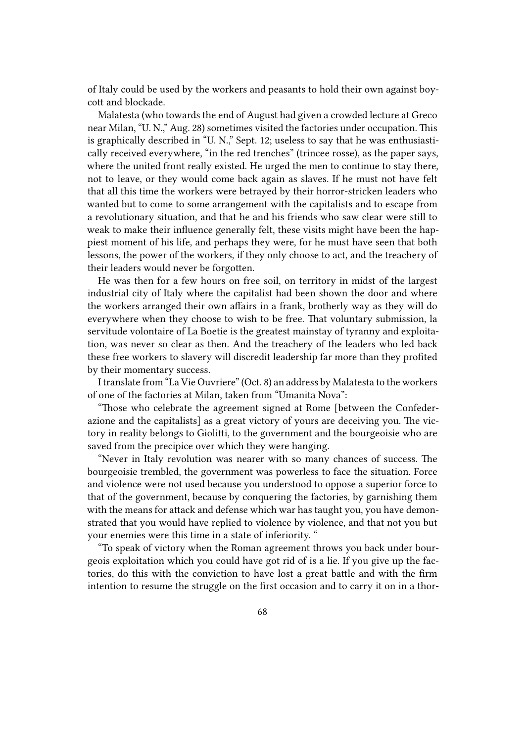of Italy could be used by the workers and peasants to hold their own against boycott and blockade.

Malatesta (who towards the end of August had given a crowded lecture at Greco near Milan, "U. N.," Aug. 28) sometimes visited the factories under occupation. This is graphically described in "U. N.," Sept. 12; useless to say that he was enthusiastically received everywhere, "in the red trenches" (trincee rosse), as the paper says, where the united front really existed. He urged the men to continue to stay there, not to leave, or they would come back again as slaves. If he must not have felt that all this time the workers were betrayed by their horror-stricken leaders who wanted but to come to some arrangement with the capitalists and to escape from a revolutionary situation, and that he and his friends who saw clear were still to weak to make their influence generally felt, these visits might have been the happiest moment of his life, and perhaps they were, for he must have seen that both lessons, the power of the workers, if they only choose to act, and the treachery of their leaders would never be forgotten.

He was then for a few hours on free soil, on territory in midst of the largest industrial city of Italy where the capitalist had been shown the door and where the workers arranged their own affairs in a frank, brotherly way as they will do everywhere when they choose to wish to be free. That voluntary submission, la servitude volontaire of La Boetie is the greatest mainstay of tyranny and exploitation, was never so clear as then. And the treachery of the leaders who led back these free workers to slavery will discredit leadership far more than they profited by their momentary success.

I translate from "La Vie Ouvriere" (Oct. 8) an address by Malatesta to the workers of one of the factories at Milan, taken from "Umanita Nova":

"Those who celebrate the agreement signed at Rome [between the Confederazione and the capitalists] as a great victory of yours are deceiving you. The victory in reality belongs to Giolitti, to the government and the bourgeoisie who are saved from the precipice over which they were hanging.

"Never in Italy revolution was nearer with so many chances of success. The bourgeoisie trembled, the government was powerless to face the situation. Force and violence were not used because you understood to oppose a superior force to that of the government, because by conquering the factories, by garnishing them with the means for attack and defense which war has taught you, you have demonstrated that you would have replied to violence by violence, and that not you but your enemies were this time in a state of inferiority. "

"To speak of victory when the Roman agreement throws you back under bourgeois exploitation which you could have got rid of is a lie. If you give up the factories, do this with the conviction to have lost a great battle and with the firm intention to resume the struggle on the first occasion and to carry it on in a thor-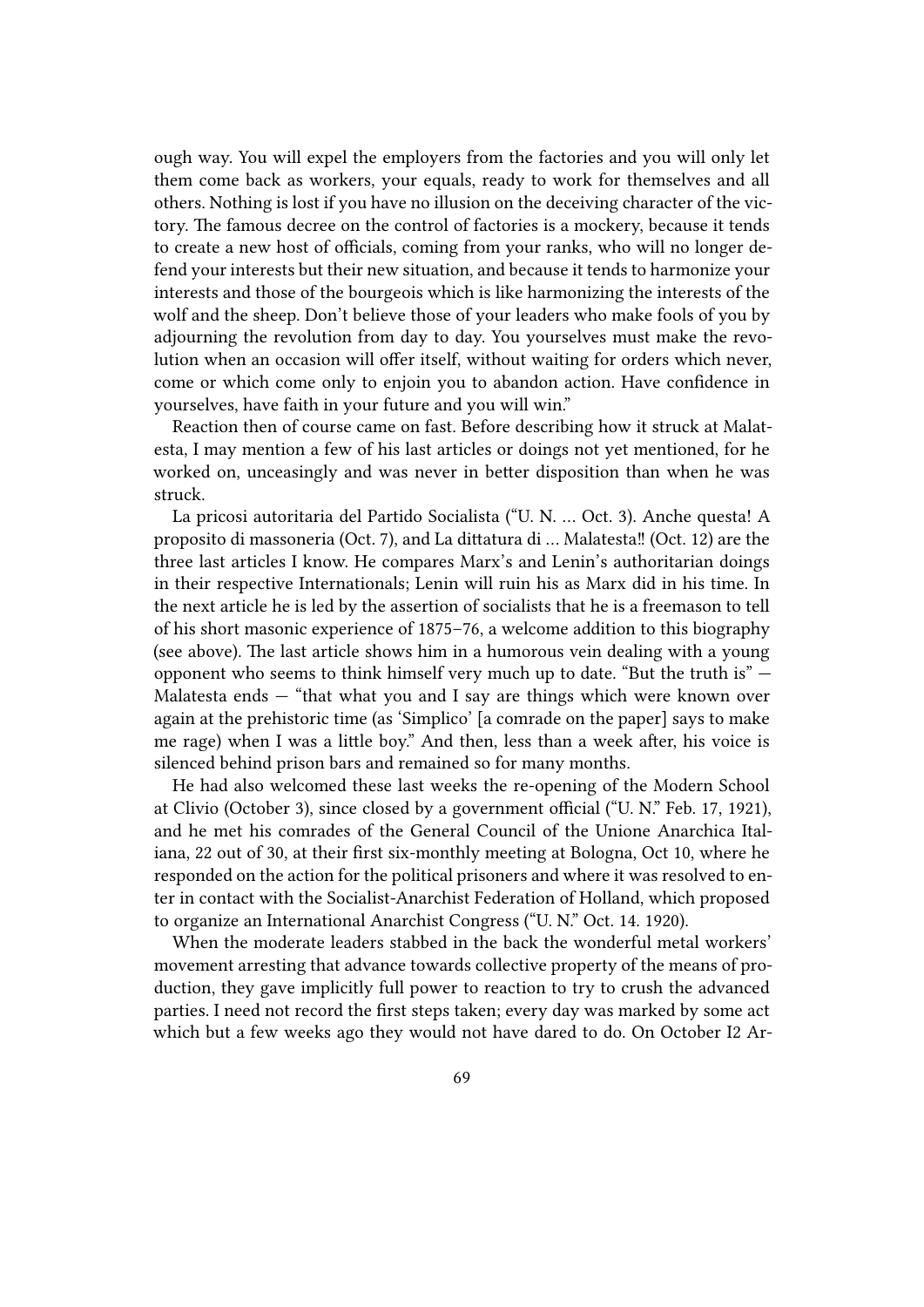ough way. You will expel the employers from the factories and you will only let them come back as workers, your equals, ready to work for themselves and all others. Nothing is lost if you have no illusion on the deceiving character of the victory. The famous decree on the control of factories is a mockery, because it tends to create a new host of officials, coming from your ranks, who will no longer defend your interests but their new situation, and because it tends to harmonize your interests and those of the bourgeois which is like harmonizing the interests of the wolf and the sheep. Don't believe those of your leaders who make fools of you by adjourning the revolution from day to day. You yourselves must make the revolution when an occasion will offer itself, without waiting for orders which never, come or which come only to enjoin you to abandon action. Have confidence in yourselves, have faith in your future and you will win."

Reaction then of course came on fast. Before describing how it struck at Malatesta, I may mention a few of his last articles or doings not yet mentioned, for he worked on, unceasingly and was never in better disposition than when he was struck.

La pricosi autoritaria del Partido Socialista ("U. N. … Oct. 3). Anche questa! A proposito di massoneria (Oct. 7), and La dittatura di … Malatesta!! (Oct. 12) are the three last articles I know. He compares Marx's and Lenin's authoritarian doings in their respective Internationals; Lenin will ruin his as Marx did in his time. In the next article he is led by the assertion of socialists that he is a freemason to tell of his short masonic experience of 1875–76, a welcome addition to this biography (see above). The last article shows him in a humorous vein dealing with a young opponent who seems to think himself very much up to date. "But the truth is" — Malatesta ends — "that what you and I say are things which were known over again at the prehistoric time (as 'Simplico' [a comrade on the paper] says to make me rage) when I was a little boy." And then, less than a week after, his voice is silenced behind prison bars and remained so for many months.

He had also welcomed these last weeks the re-opening of the Modern School at Clivio (October 3), since closed by a government official ("U. N." Feb. 17, 1921), and he met his comrades of the General Council of the Unione Anarchica Italiana, 22 out of 30, at their first six-monthly meeting at Bologna, Oct 10, where he responded on the action for the political prisoners and where it was resolved to enter in contact with the Socialist-Anarchist Federation of Holland, which proposed to organize an International Anarchist Congress ("U. N." Oct. 14. 1920).

When the moderate leaders stabbed in the back the wonderful metal workers' movement arresting that advance towards collective property of the means of production, they gave implicitly full power to reaction to try to crush the advanced parties. I need not record the first steps taken; every day was marked by some act which but a few weeks ago they would not have dared to do. On October I2 Ar-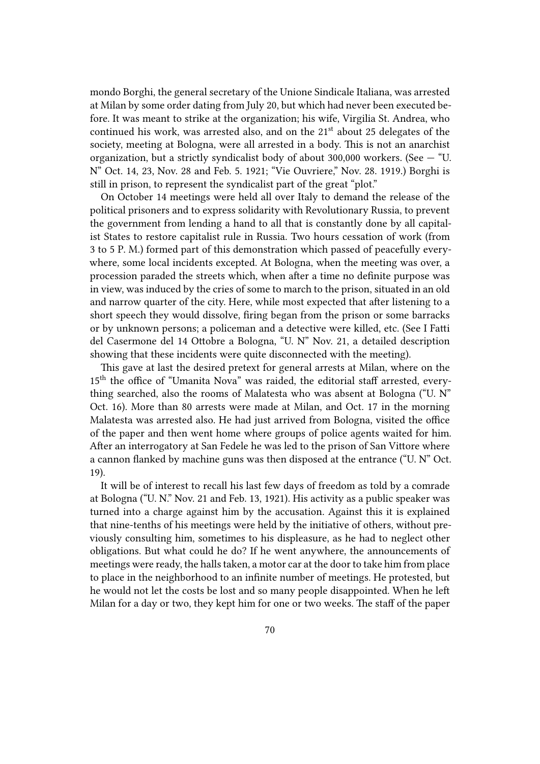mondo Borghi, the general secretary of the Unione Sindicale Italiana, was arrested at Milan by some order dating from July 20, but which had never been executed before. It was meant to strike at the organization; his wife, Virgilia St. Andrea, who continued his work, was arrested also, and on the 21st about 25 delegates of the society, meeting at Bologna, were all arrested in a body. This is not an anarchist organization, but a strictly syndicalist body of about 300,000 workers. (See — "U. N" Oct. 14, 23, Nov. 28 and Feb. 5. 1921; "Vie Ouvriere," Nov. 28. 1919.) Borghi is still in prison, to represent the syndicalist part of the great "plot."

On October 14 meetings were held all over Italy to demand the release of the political prisoners and to express solidarity with Revolutionary Russia, to prevent the government from lending a hand to all that is constantly done by all capitalist States to restore capitalist rule in Russia. Two hours cessation of work (from 3 to 5 P. M.) formed part of this demonstration which passed of peacefully everywhere, some local incidents excepted. At Bologna, when the meeting was over, a procession paraded the streets which, when after a time no definite purpose was in view, was induced by the cries of some to march to the prison, situated in an old and narrow quarter of the city. Here, while most expected that after listening to a short speech they would dissolve, firing began from the prison or some barracks or by unknown persons; a policeman and a detective were killed, etc. (See I Fatti del Casermone del 14 Ottobre a Bologna, "U. N" Nov. 21, a detailed description showing that these incidents were quite disconnected with the meeting).

This gave at last the desired pretext for general arrests at Milan, where on the 15th the office of "Umanita Nova" was raided, the editorial staff arrested, everything searched, also the rooms of Malatesta who was absent at Bologna ("U. N" Oct. 16). More than 80 arrests were made at Milan, and Oct. 17 in the morning Malatesta was arrested also. He had just arrived from Bologna, visited the office of the paper and then went home where groups of police agents waited for him. After an interrogatory at San Fedele he was led to the prison of San Vittore where a cannon flanked by machine guns was then disposed at the entrance ("U. N" Oct. 19).

It will be of interest to recall his last few days of freedom as told by a comrade at Bologna ("U. N." Nov. 21 and Feb. 13, 1921). His activity as a public speaker was turned into a charge against him by the accusation. Against this it is explained that nine-tenths of his meetings were held by the initiative of others, without previously consulting him, sometimes to his displeasure, as he had to neglect other obligations. But what could he do? If he went anywhere, the announcements of meetings were ready, the halls taken, a motor car at the door to take him from place to place in the neighborhood to an infinite number of meetings. He protested, but he would not let the costs be lost and so many people disappointed. When he left Milan for a day or two, they kept him for one or two weeks. The staff of the paper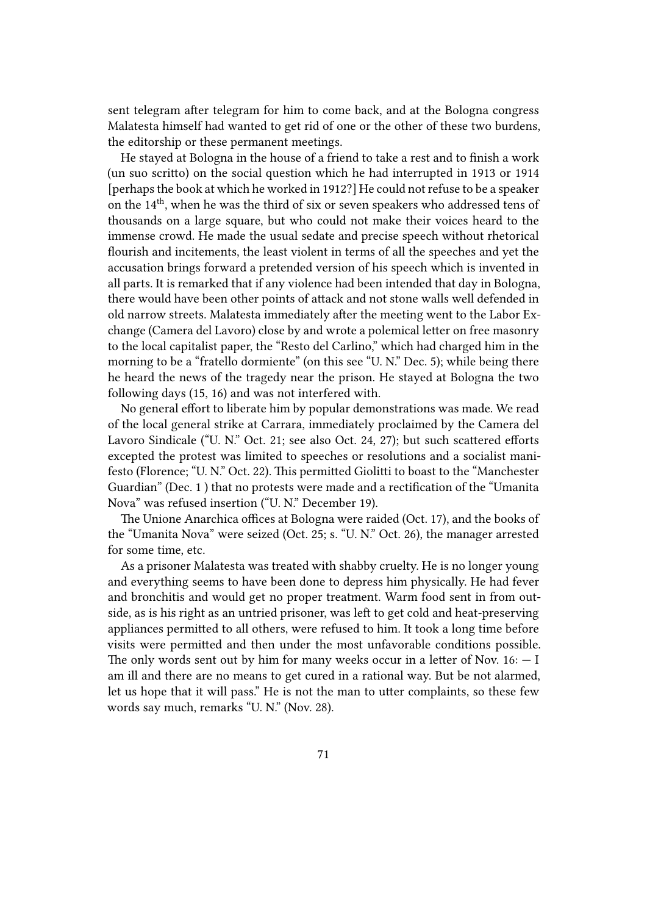sent telegram after telegram for him to come back, and at the Bologna congress Malatesta himself had wanted to get rid of one or the other of these two burdens, the editorship or these permanent meetings.

He stayed at Bologna in the house of a friend to take a rest and to finish a work (un suo scritto) on the social question which he had interrupted in 1913 or 1914 [perhaps the book at which he worked in 1912?] He could not refuse to be a speaker on the 14th, when he was the third of six or seven speakers who addressed tens of thousands on a large square, but who could not make their voices heard to the immense crowd. He made the usual sedate and precise speech without rhetorical flourish and incitements, the least violent in terms of all the speeches and yet the accusation brings forward a pretended version of his speech which is invented in all parts. It is remarked that if any violence had been intended that day in Bologna, there would have been other points of attack and not stone walls well defended in old narrow streets. Malatesta immediately after the meeting went to the Labor Exchange (Camera del Lavoro) close by and wrote a polemical letter on free masonry to the local capitalist paper, the "Resto del Carlino," which had charged him in the morning to be a "fratello dormiente" (on this see "U. N." Dec. 5); while being there he heard the news of the tragedy near the prison. He stayed at Bologna the two following days (15, 16) and was not interfered with.

No general effort to liberate him by popular demonstrations was made. We read of the local general strike at Carrara, immediately proclaimed by the Camera del Lavoro Sindicale ("U. N." Oct. 21; see also Oct. 24, 27); but such scattered efforts excepted the protest was limited to speeches or resolutions and a socialist manifesto (Florence; "U. N." Oct. 22). This permitted Giolitti to boast to the "Manchester Guardian" (Dec. 1 ) that no protests were made and a rectification of the "Umanita Nova" was refused insertion ("U. N." December 19).

The Unione Anarchica offices at Bologna were raided (Oct. 17), and the books of the "Umanita Nova" were seized (Oct. 25; s. "U. N." Oct. 26), the manager arrested for some time, etc.

As a prisoner Malatesta was treated with shabby cruelty. He is no longer young and everything seems to have been done to depress him physically. He had fever and bronchitis and would get no proper treatment. Warm food sent in from outside, as is his right as an untried prisoner, was left to get cold and heat-preserving appliances permitted to all others, were refused to him. It took a long time before visits were permitted and then under the most unfavorable conditions possible. The only words sent out by him for many weeks occur in a letter of Nov. 16: — I am ill and there are no means to get cured in a rational way. But be not alarmed, let us hope that it will pass." He is not the man to utter complaints, so these few words say much, remarks "U. N." (Nov. 28).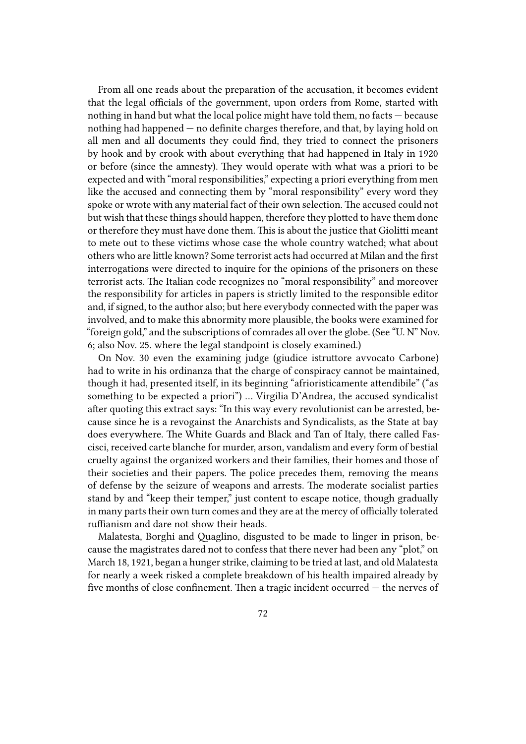From all one reads about the preparation of the accusation, it becomes evident that the legal officials of the government, upon orders from Rome, started with nothing in hand but what the local police might have told them, no facts — because nothing had happened — no definite charges therefore, and that, by laying hold on all men and all documents they could find, they tried to connect the prisoners by hook and by crook with about everything that had happened in Italy in 1920 or before (since the amnesty). They would operate with what was a priori to be expected and with "moral responsibilities," expecting a priori everything from men like the accused and connecting them by "moral responsibility" every word they spoke or wrote with any material fact of their own selection. The accused could not but wish that these things should happen, therefore they plotted to have them done or therefore they must have done them. This is about the justice that Giolitti meant to mete out to these victims whose case the whole country watched; what about others who are little known? Some terrorist acts had occurred at Milan and the first interrogations were directed to inquire for the opinions of the prisoners on these terrorist acts. The Italian code recognizes no "moral responsibility" and moreover the responsibility for articles in papers is strictly limited to the responsible editor and, if signed, to the author also; but here everybody connected with the paper was involved, and to make this abnormity more plausible, the books were examined for "foreign gold," and the subscriptions of comrades all over the globe. (See "U. N" Nov. 6; also Nov. 25. where the legal standpoint is closely examined.)

On Nov. 30 even the examining judge (giudice istruttore avvocato Carbone) had to write in his ordinanza that the charge of conspiracy cannot be maintained, though it had, presented itself, in its beginning "afrioristicamente attendibile" ("as something to be expected a priori") … Virgilia D'Andrea, the accused syndicalist after quoting this extract says: "In this way every revolutionist can be arrested, because since he is a revogainst the Anarchists and Syndicalists, as the State at bay does everywhere. The White Guards and Black and Tan of Italy, there called Fascisci, received carte blanche for murder, arson, vandalism and every form of bestial cruelty against the organized workers and their families, their homes and those of their societies and their papers. The police precedes them, removing the means of defense by the seizure of weapons and arrests. The moderate socialist parties stand by and "keep their temper," just content to escape notice, though gradually in many parts their own turn comes and they are at the mercy of officially tolerated ruffianism and dare not show their heads.

Malatesta, Borghi and Quaglino, disgusted to be made to linger in prison, because the magistrates dared not to confess that there never had been any "plot," on March 18, 1921, began a hunger strike, claiming to be tried at last, and old Malatesta for nearly a week risked a complete breakdown of his health impaired already by five months of close confinement. Then a tragic incident occurred — the nerves of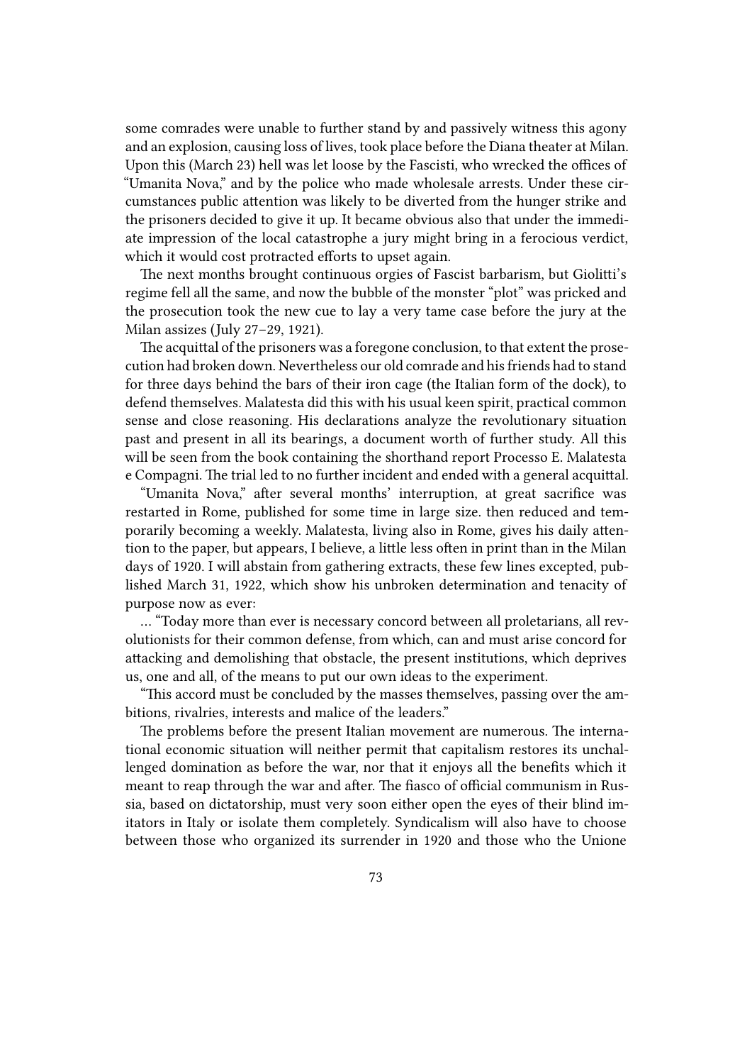some comrades were unable to further stand by and passively witness this agony and an explosion, causing loss of lives, took place before the Diana theater at Milan. Upon this (March 23) hell was let loose by the Fascisti, who wrecked the offices of "Umanita Nova," and by the police who made wholesale arrests. Under these circumstances public attention was likely to be diverted from the hunger strike and the prisoners decided to give it up. It became obvious also that under the immediate impression of the local catastrophe a jury might bring in a ferocious verdict, which it would cost protracted efforts to upset again.

The next months brought continuous orgies of Fascist barbarism, but Giolitti's regime fell all the same, and now the bubble of the monster "plot" was pricked and the prosecution took the new cue to lay a very tame case before the jury at the Milan assizes (July 27–29, 1921).

The acquittal of the prisoners was a foregone conclusion, to that extent the prosecution had broken down. Nevertheless our old comrade and his friends had to stand for three days behind the bars of their iron cage (the Italian form of the dock), to defend themselves. Malatesta did this with his usual keen spirit, practical common sense and close reasoning. His declarations analyze the revolutionary situation past and present in all its bearings, a document worth of further study. All this will be seen from the book containing the shorthand report Processo E. Malatesta e Compagni. The trial led to no further incident and ended with a general acquittal.

"Umanita Nova," after several months' interruption, at great sacrifice was restarted in Rome, published for some time in large size. then reduced and temporarily becoming a weekly. Malatesta, living also in Rome, gives his daily attention to the paper, but appears, I believe, a little less often in print than in the Milan days of 1920. I will abstain from gathering extracts, these few lines excepted, published March 31, 1922, which show his unbroken determination and tenacity of purpose now as ever:

… "Today more than ever is necessary concord between all proletarians, all revolutionists for their common defense, from which, can and must arise concord for attacking and demolishing that obstacle, the present institutions, which deprives us, one and all, of the means to put our own ideas to the experiment.

"This accord must be concluded by the masses themselves, passing over the ambitions, rivalries, interests and malice of the leaders."

The problems before the present Italian movement are numerous. The international economic situation will neither permit that capitalism restores its unchallenged domination as before the war, nor that it enjoys all the benefits which it meant to reap through the war and after. The fiasco of official communism in Russia, based on dictatorship, must very soon either open the eyes of their blind imitators in Italy or isolate them completely. Syndicalism will also have to choose between those who organized its surrender in 1920 and those who the Unione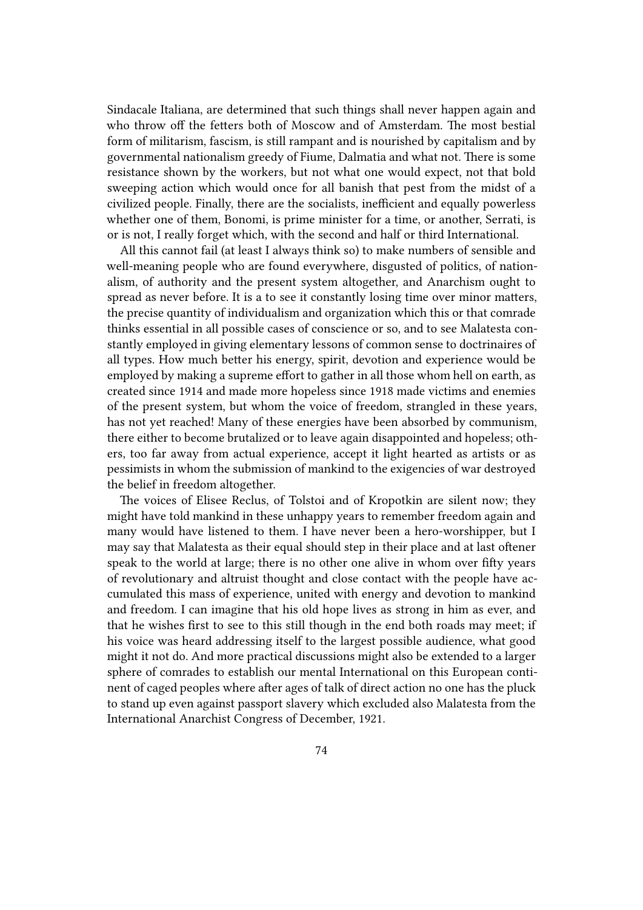Sindacale Italiana, are determined that such things shall never happen again and who throw off the fetters both of Moscow and of Amsterdam. The most bestial form of militarism, fascism, is still rampant and is nourished by capitalism and by governmental nationalism greedy of Fiume, Dalmatia and what not. There is some resistance shown by the workers, but not what one would expect, not that bold sweeping action which would once for all banish that pest from the midst of a civilized people. Finally, there are the socialists, inefficient and equally powerless whether one of them, Bonomi, is prime minister for a time, or another, Serrati, is or is not, I really forget which, with the second and half or third International.

All this cannot fail (at least I always think so) to make numbers of sensible and well-meaning people who are found everywhere, disgusted of politics, of nationalism, of authority and the present system altogether, and Anarchism ought to spread as never before. It is a to see it constantly losing time over minor matters, the precise quantity of individualism and organization which this or that comrade thinks essential in all possible cases of conscience or so, and to see Malatesta constantly employed in giving elementary lessons of common sense to doctrinaires of all types. How much better his energy, spirit, devotion and experience would be employed by making a supreme effort to gather in all those whom hell on earth, as created since 1914 and made more hopeless since 1918 made victims and enemies of the present system, but whom the voice of freedom, strangled in these years, has not yet reached! Many of these energies have been absorbed by communism, there either to become brutalized or to leave again disappointed and hopeless; others, too far away from actual experience, accept it light hearted as artists or as pessimists in whom the submission of mankind to the exigencies of war destroyed the belief in freedom altogether.

The voices of Elisee Reclus, of Tolstoi and of Kropotkin are silent now; they might have told mankind in these unhappy years to remember freedom again and many would have listened to them. I have never been a hero-worshipper, but I may say that Malatesta as their equal should step in their place and at last oftener speak to the world at large; there is no other one alive in whom over fifty years of revolutionary and altruist thought and close contact with the people have accumulated this mass of experience, united with energy and devotion to mankind and freedom. I can imagine that his old hope lives as strong in him as ever, and that he wishes first to see to this still though in the end both roads may meet; if his voice was heard addressing itself to the largest possible audience, what good might it not do. And more practical discussions might also be extended to a larger sphere of comrades to establish our mental International on this European continent of caged peoples where after ages of talk of direct action no one has the pluck to stand up even against passport slavery which excluded also Malatesta from the International Anarchist Congress of December, 1921.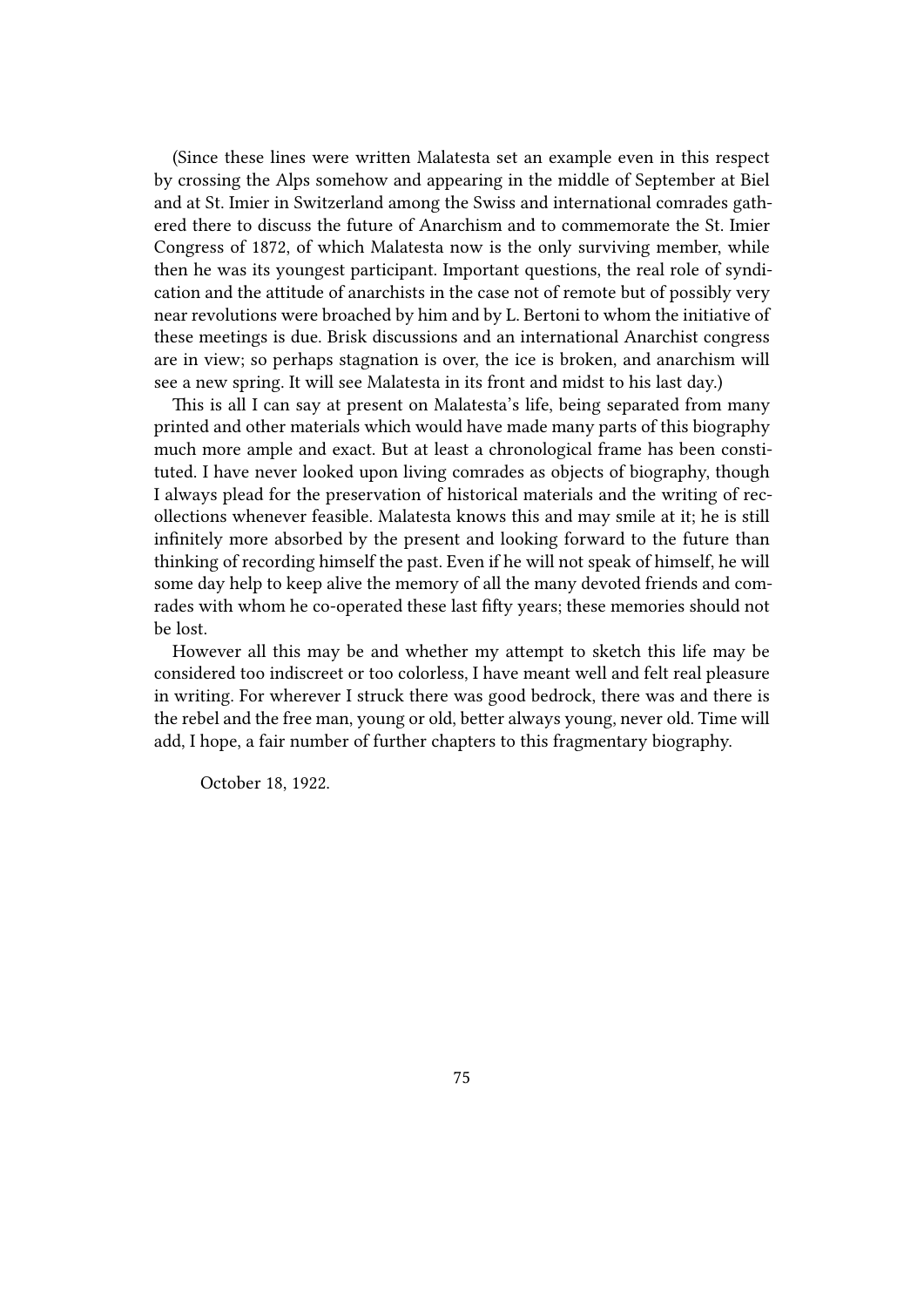(Since these lines were written Malatesta set an example even in this respect by crossing the Alps somehow and appearing in the middle of September at Biel and at St. Imier in Switzerland among the Swiss and international comrades gathered there to discuss the future of Anarchism and to commemorate the St. Imier Congress of 1872, of which Malatesta now is the only surviving member, while then he was its youngest participant. Important questions, the real role of syndication and the attitude of anarchists in the case not of remote but of possibly very near revolutions were broached by him and by L. Bertoni to whom the initiative of these meetings is due. Brisk discussions and an international Anarchist congress are in view; so perhaps stagnation is over, the ice is broken, and anarchism will see a new spring. It will see Malatesta in its front and midst to his last day.)

This is all I can say at present on Malatesta's life, being separated from many printed and other materials which would have made many parts of this biography much more ample and exact. But at least a chronological frame has been constituted. I have never looked upon living comrades as objects of biography, though I always plead for the preservation of historical materials and the writing of recollections whenever feasible. Malatesta knows this and may smile at it; he is still infinitely more absorbed by the present and looking forward to the future than thinking of recording himself the past. Even if he will not speak of himself, he will some day help to keep alive the memory of all the many devoted friends and comrades with whom he co-operated these last fifty years; these memories should not be lost.

However all this may be and whether my attempt to sketch this life may be considered too indiscreet or too colorless, I have meant well and felt real pleasure in writing. For wherever I struck there was good bedrock, there was and there is the rebel and the free man, young or old, better always young, never old. Time will add, I hope, a fair number of further chapters to this fragmentary biography.

October 18, 1922.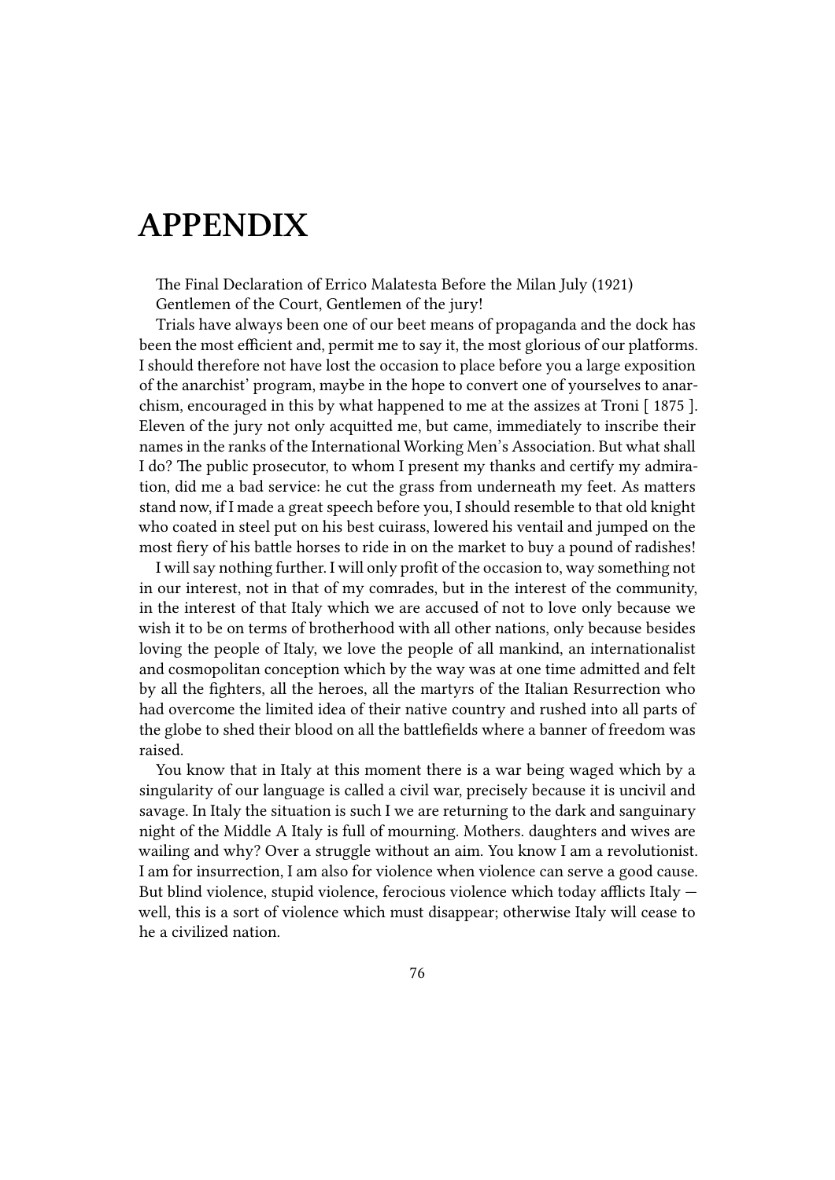# APPENDIX

The Final Declaration of Errico Malatesta Before the Milan July (1921)

Gentlemen of the Court, Gentlemen of the jury!

Trials have always been one of our beet means of propaganda and the dock has been the most efficient and, permit me to say it, the most glorious of our platforms. I should therefore not have lost the occasion to place before you a large exposition of the anarchist' program, maybe in the hope to convert one of yourselves to anarchism, encouraged in this by what happened to me at the assizes at Troni [ 1875 ]. Eleven of the jury not only acquitted me, but came, immediately to inscribe their names in the ranks of the International Working Men's Association. But what shall I do? The public prosecutor, to whom I present my thanks and certify my admiration, did me a bad service: he cut the grass from underneath my feet. As matters stand now, if I made a great speech before you, I should resemble to that old knight who coated in steel put on his best cuirass, lowered his ventail and jumped on the most fiery of his battle horses to ride in on the market to buy a pound of radishes!

I will say nothing further. I will only profit of the occasion to, way something not in our interest, not in that of my comrades, but in the interest of the community, in the interest of that Italy which we are accused of not to love only because we wish it to be on terms of brotherhood with all other nations, only because besides loving the people of Italy, we love the people of all mankind, an internationalist and cosmopolitan conception which by the way was at one time admitted and felt by all the fighters, all the heroes, all the martyrs of the Italian Resurrection who had overcome the limited idea of their native country and rushed into all parts of the globe to shed their blood on all the battlefields where a banner of freedom was raised.

You know that in Italy at this moment there is a war being waged which by a singularity of our language is called a civil war, precisely because it is uncivil and savage. In Italy the situation is such I we are returning to the dark and sanguinary night of the Middle A Italy is full of mourning. Mothers. daughters and wives are wailing and why? Over a struggle without an aim. You know I am a revolutionist. I am for insurrection, I am also for violence when violence can serve a good cause. But blind violence, stupid violence, ferocious violence which today afflicts Italy — well, this is a sort of violence which must disappear; otherwise Italy will cease to he a civilized nation.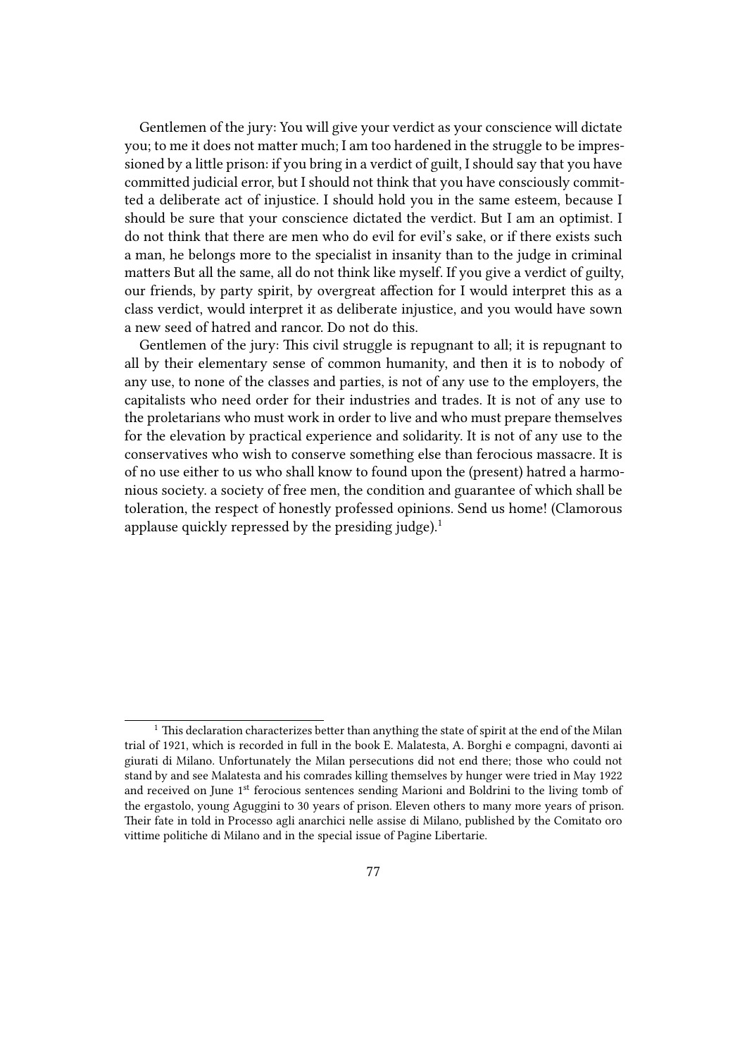Gentlemen of the jury: You will give your verdict as your conscience will dictate you; to me it does not matter much; I am too hardened in the struggle to be impressioned by a little prison: if you bring in a verdict of guilt, I should say that you have committed judicial error, but I should not think that you have consciously committed a deliberate act of injustice. I should hold you in the same esteem, because I should be sure that your conscience dictated the verdict. But I am an optimist. I do not think that there are men who do evil for evil's sake, or if there exists such a man, he belongs more to the specialist in insanity than to the judge in criminal matters But all the same, all do not think like myself. If you give a verdict of guilty, our friends, by party spirit, by overgreat affection for I would interpret this as a class verdict, would interpret it as deliberate injustice, and you would have sown a new seed of hatred and rancor. Do not do this.

Gentlemen of the jury: This civil struggle is repugnant to all; it is repugnant to all by their elementary sense of common humanity, and then it is to nobody of any use, to none of the classes and parties, is not of any use to the employers, the capitalists who need order for their industries and trades. It is not of any use to the proletarians who must work in order to live and who must prepare themselves for the elevation by practical experience and solidarity. It is not of any use to the conservatives who wish to conserve something else than ferocious massacre. It is of no use either to us who shall know to found upon the (present) hatred a harmonious society. a society of free men, the condition and guarantee of which shall be toleration, the respect of honestly professed opinions. Send us home! (Clamorous applause quickly repressed by the presiding judge).[1]

[1] This declaration characterizes better than anything the state of spirit at the end of the Milan trial of 1921, which is recorded in full in the book E. Malatesta, A. Borghi e compagni, davonti ai giurati di Milano. Unfortunately the Milan persecutions did not end there; those who could not stand by and see Malatesta and his comrades killing themselves by hunger were tried in May 1922 and received on June 1st ferocious sentences sending Marioni and Boldrini to the living tomb of the ergastolo, young Aguggini to 30 years of prison. Eleven others to many more years of prison. Their fate in told in Processo agli anarchici nelle assise di Milano, published by the Comitato oro vittime politiche di Milano and in the special issue of Pagine Libertarie.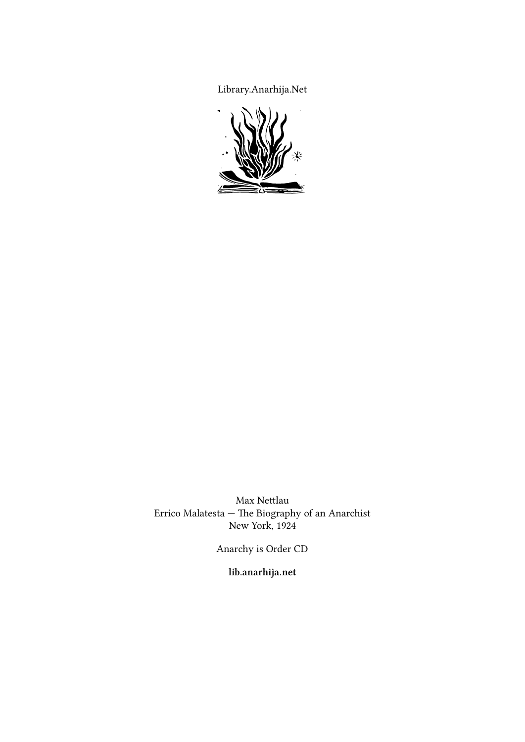Library.Anarhija.Net

Max Nettlau
Errico Malatesta — The Biography of an Anarchist
New York, 1924

Anarchy is Order CD

**lib.anarhija.net**